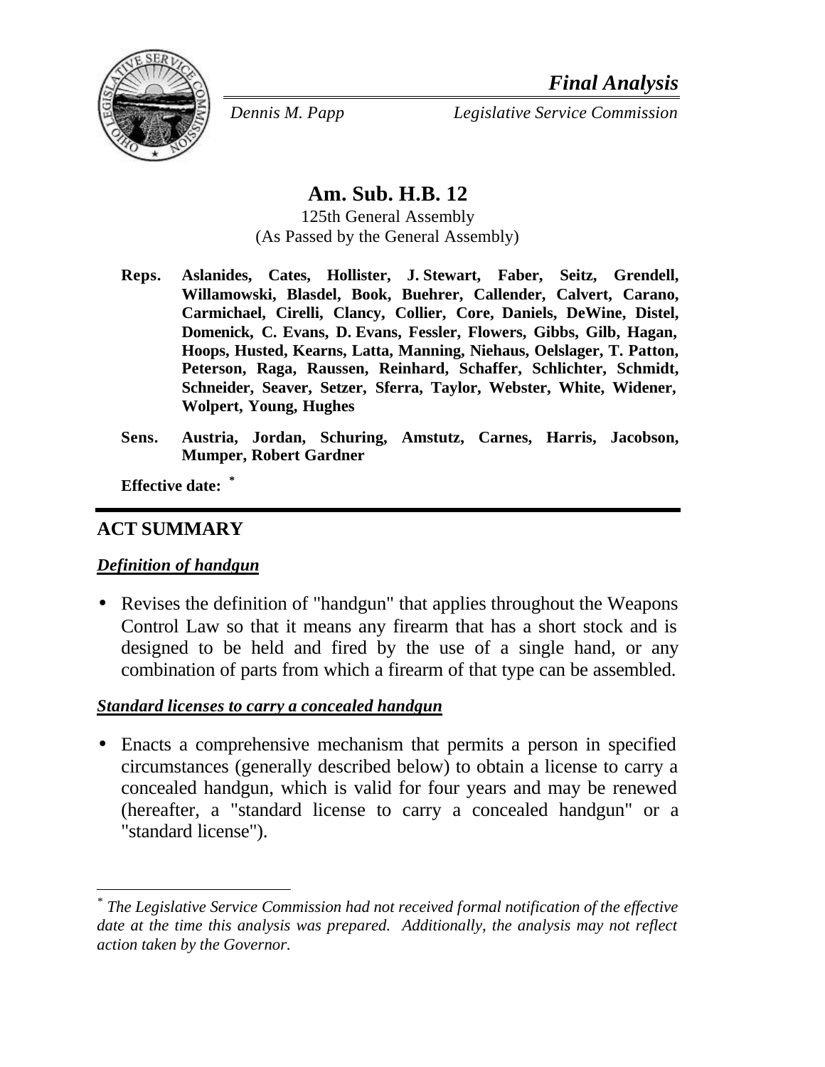*Final Analysis*

*Dennis M. Papp* *Legislative Service Commission*

# Am. Sub. H.B. 12

125th General Assembly
(As Passed by the General Assembly)

**Reps.** **Aslanides, Cates, Hollister, J. Stewart, Faber, Seitz, Grendell, Willamowski, Blasdel, Book, Buehrer, Callender, Calvert, Carano, Carmichael, Cirelli, Clancy, Collier, Core, Daniels, DeWine, Distel, Domenick, C. Evans, D. Evans, Fessler, Flowers, Gibbs, Gilb, Hagan, Hoops, Husted, Kearns, Latta, Manning, Niehaus, Oelslager, T. Patton, Peterson, Raga, Raussen, Reinhard, Schaffer, Schlichter, Schmidt, Schneider, Seaver, Setzer, Sferra, Taylor, Webster, White, Widener, Wolpert, Young, Hughes**

**Sens.** **Austria, Jordan, Schuring, Amstutz, Carnes, Harris, Jacobson, Mumper, Robert Gardner**

**Effective date:** *

## ACT SUMMARY

***Definition of handgun***

- Revises the definition of "handgun" that applies throughout the Weapons Control Law so that it means any firearm that has a short stock and is designed to be held and fired by the use of a single hand, or any combination of parts from which a firearm of that type can be assembled.

***Standard licenses to carry a concealed handgun***

- Enacts a comprehensive mechanism that permits a person in specified circumstances (generally described below) to obtain a license to carry a concealed handgun, which is valid for four years and may be renewed (hereafter, a "standard license to carry a concealed handgun" or a "standard license").

---

* *The Legislative Service Commission had not received formal notification of the effective date at the time this analysis was prepared. Additionally, the analysis may not reflect action taken by the Governor.*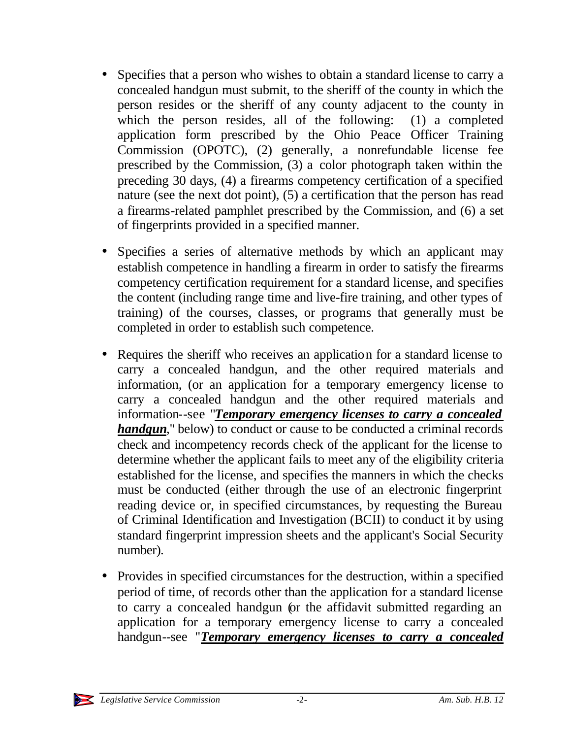- Specifies that a person who wishes to obtain a standard license to carry a concealed handgun must submit, to the sheriff of the county in which the person resides or the sheriff of any county adjacent to the county in which the person resides, all of the following: (1) a completed application form prescribed by the Ohio Peace Officer Training Commission (OPOTC), (2) generally, a nonrefundable license fee prescribed by the Commission, (3) a color photograph taken within the preceding 30 days, (4) a firearms competency certification of a specified nature (see the next dot point), (5) a certification that the person has read a firearms-related pamphlet prescribed by the Commission, and (6) a set of fingerprints provided in a specified manner.

- Specifies a series of alternative methods by which an applicant may establish competence in handling a firearm in order to satisfy the firearms competency certification requirement for a standard license, and specifies the content (including range time and live-fire training, and other types of training) of the courses, classes, or programs that generally must be completed in order to establish such competence.

- Requires the sheriff who receives an application for a standard license to carry a concealed handgun, and the other required materials and information, (or an application for a temporary emergency license to carry a concealed handgun and the other required materials and information--see "***Temporary emergency licenses to carry a concealed handgun***," below) to conduct or cause to be conducted a criminal records check and incompetency records check of the applicant for the license to determine whether the applicant fails to meet any of the eligibility criteria established for the license, and specifies the manners in which the checks must be conducted (either through the use of an electronic fingerprint reading device or, in specified circumstances, by requesting the Bureau of Criminal Identification and Investigation (BCII) to conduct it by using standard fingerprint impression sheets and the applicant's Social Security number).

- Provides in specified circumstances for the destruction, within a specified period of time, of records other than the application for a standard license to carry a concealed handgun (or the affidavit submitted regarding an application for a temporary emergency license to carry a concealed handgun--see "***Temporary emergency licenses to carry a concealed***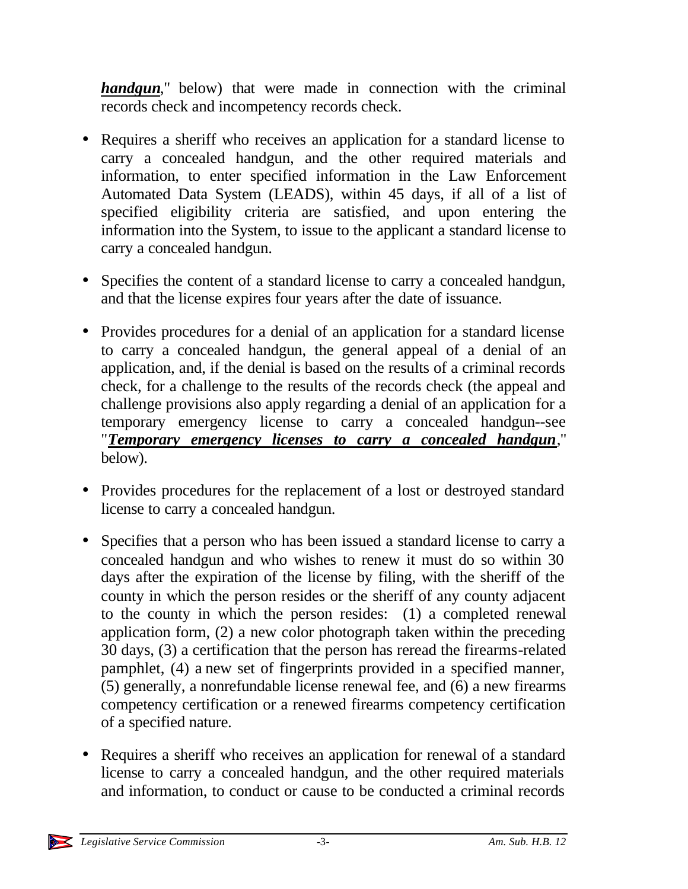***handgun***," below) that were made in connection with the criminal records check and incompetency records check.

- Requires a sheriff who receives an application for a standard license to carry a concealed handgun, and the other required materials and information, to enter specified information in the Law Enforcement Automated Data System (LEADS), within 45 days, if all of a list of specified eligibility criteria are satisfied, and upon entering the information into the System, to issue to the applicant a standard license to carry a concealed handgun.

- Specifies the content of a standard license to carry a concealed handgun, and that the license expires four years after the date of issuance.

- Provides procedures for a denial of an application for a standard license to carry a concealed handgun, the general appeal of a denial of an application, and, if the denial is based on the results of a criminal records check, for a challenge to the results of the records check (the appeal and challenge provisions also apply regarding a denial of an application for a temporary emergency license to carry a concealed handgun--see "***Temporary emergency licenses to carry a concealed handgun***," below).

- Provides procedures for the replacement of a lost or destroyed standard license to carry a concealed handgun.

- Specifies that a person who has been issued a standard license to carry a concealed handgun and who wishes to renew it must do so within 30 days after the expiration of the license by filing, with the sheriff of the county in which the person resides or the sheriff of any county adjacent to the county in which the person resides: (1) a completed renewal application form, (2) a new color photograph taken within the preceding 30 days, (3) a certification that the person has reread the firearms-related pamphlet, (4) a new set of fingerprints provided in a specified manner, (5) generally, a nonrefundable license renewal fee, and (6) a new firearms competency certification or a renewed firearms competency certification of a specified nature.

- Requires a sheriff who receives an application for renewal of a standard license to carry a concealed handgun, and the other required materials and information, to conduct or cause to be conducted a criminal records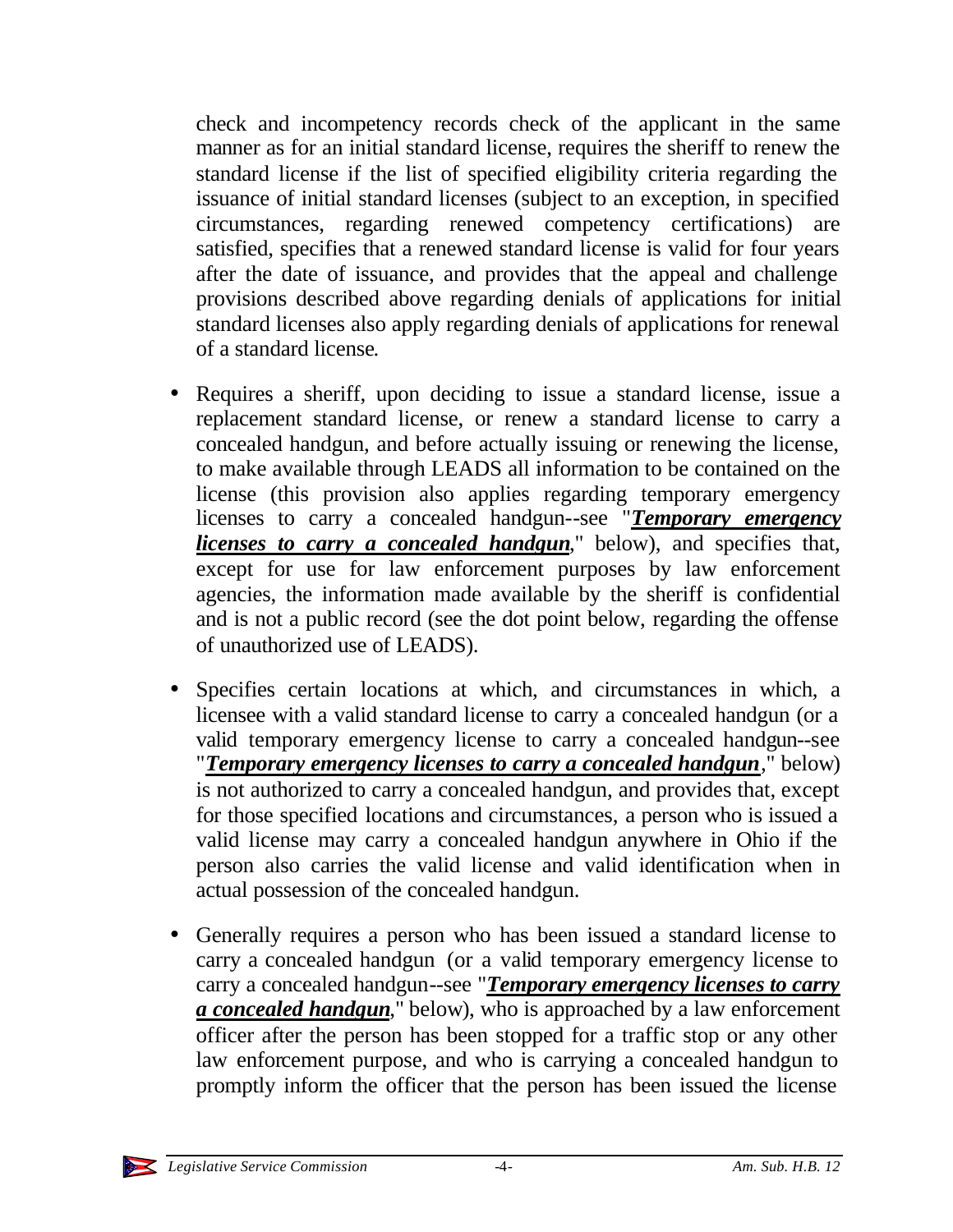check and incompetency records check of the applicant in the same manner as for an initial standard license, requires the sheriff to renew the standard license if the list of specified eligibility criteria regarding the issuance of initial standard licenses (subject to an exception, in specified circumstances, regarding renewed competency certifications) are satisfied, specifies that a renewed standard license is valid for four years after the date of issuance, and provides that the appeal and challenge provisions described above regarding denials of applications for initial standard licenses also apply regarding denials of applications for renewal of a standard license.

- Requires a sheriff, upon deciding to issue a standard license, issue a replacement standard license, or renew a standard license to carry a concealed handgun, and before actually issuing or renewing the license, to make available through LEADS all information to be contained on the license (this provision also applies regarding temporary emergency licenses to carry a concealed handgun--see "***Temporary emergency licenses to carry a concealed handgun***," below), and specifies that, except for use for law enforcement purposes by law enforcement agencies, the information made available by the sheriff is confidential and is not a public record (see the dot point below, regarding the offense of unauthorized use of LEADS).

- Specifies certain locations at which, and circumstances in which, a licensee with a valid standard license to carry a concealed handgun (or a valid temporary emergency license to carry a concealed handgun--see "***Temporary emergency licenses to carry a concealed handgun***," below) is not authorized to carry a concealed handgun, and provides that, except for those specified locations and circumstances, a person who is issued a valid license may carry a concealed handgun anywhere in Ohio if the person also carries the valid license and valid identification when in actual possession of the concealed handgun.

- Generally requires a person who has been issued a standard license to carry a concealed handgun (or a valid temporary emergency license to carry a concealed handgun--see "***Temporary emergency licenses to carry a concealed handgun***," below), who is approached by a law enforcement officer after the person has been stopped for a traffic stop or any other law enforcement purpose, and who is carrying a concealed handgun to promptly inform the officer that the person has been issued the license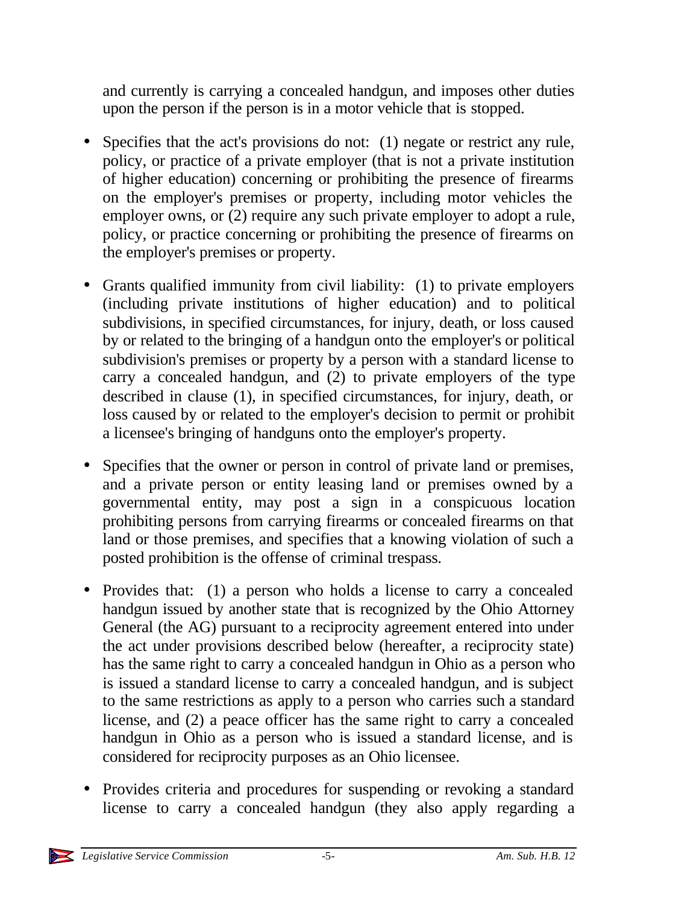and currently is carrying a concealed handgun, and imposes other duties upon the person if the person is in a motor vehicle that is stopped.

- Specifies that the act's provisions do not: (1) negate or restrict any rule, policy, or practice of a private employer (that is not a private institution of higher education) concerning or prohibiting the presence of firearms on the employer's premises or property, including motor vehicles the employer owns, or (2) require any such private employer to adopt a rule, policy, or practice concerning or prohibiting the presence of firearms on the employer's premises or property.

- Grants qualified immunity from civil liability: (1) to private employers (including private institutions of higher education) and to political subdivisions, in specified circumstances, for injury, death, or loss caused by or related to the bringing of a handgun onto the employer's or political subdivision's premises or property by a person with a standard license to carry a concealed handgun, and (2) to private employers of the type described in clause (1), in specified circumstances, for injury, death, or loss caused by or related to the employer's decision to permit or prohibit a licensee's bringing of handguns onto the employer's property.

- Specifies that the owner or person in control of private land or premises, and a private person or entity leasing land or premises owned by a governmental entity, may post a sign in a conspicuous location prohibiting persons from carrying firearms or concealed firearms on that land or those premises, and specifies that a knowing violation of such a posted prohibition is the offense of criminal trespass.

- Provides that: (1) a person who holds a license to carry a concealed handgun issued by another state that is recognized by the Ohio Attorney General (the AG) pursuant to a reciprocity agreement entered into under the act under provisions described below (hereafter, a reciprocity state) has the same right to carry a concealed handgun in Ohio as a person who is issued a standard license to carry a concealed handgun, and is subject to the same restrictions as apply to a person who carries such a standard license, and (2) a peace officer has the same right to carry a concealed handgun in Ohio as a person who is issued a standard license, and is considered for reciprocity purposes as an Ohio licensee.

- Provides criteria and procedures for suspending or revoking a standard license to carry a concealed handgun (they also apply regarding a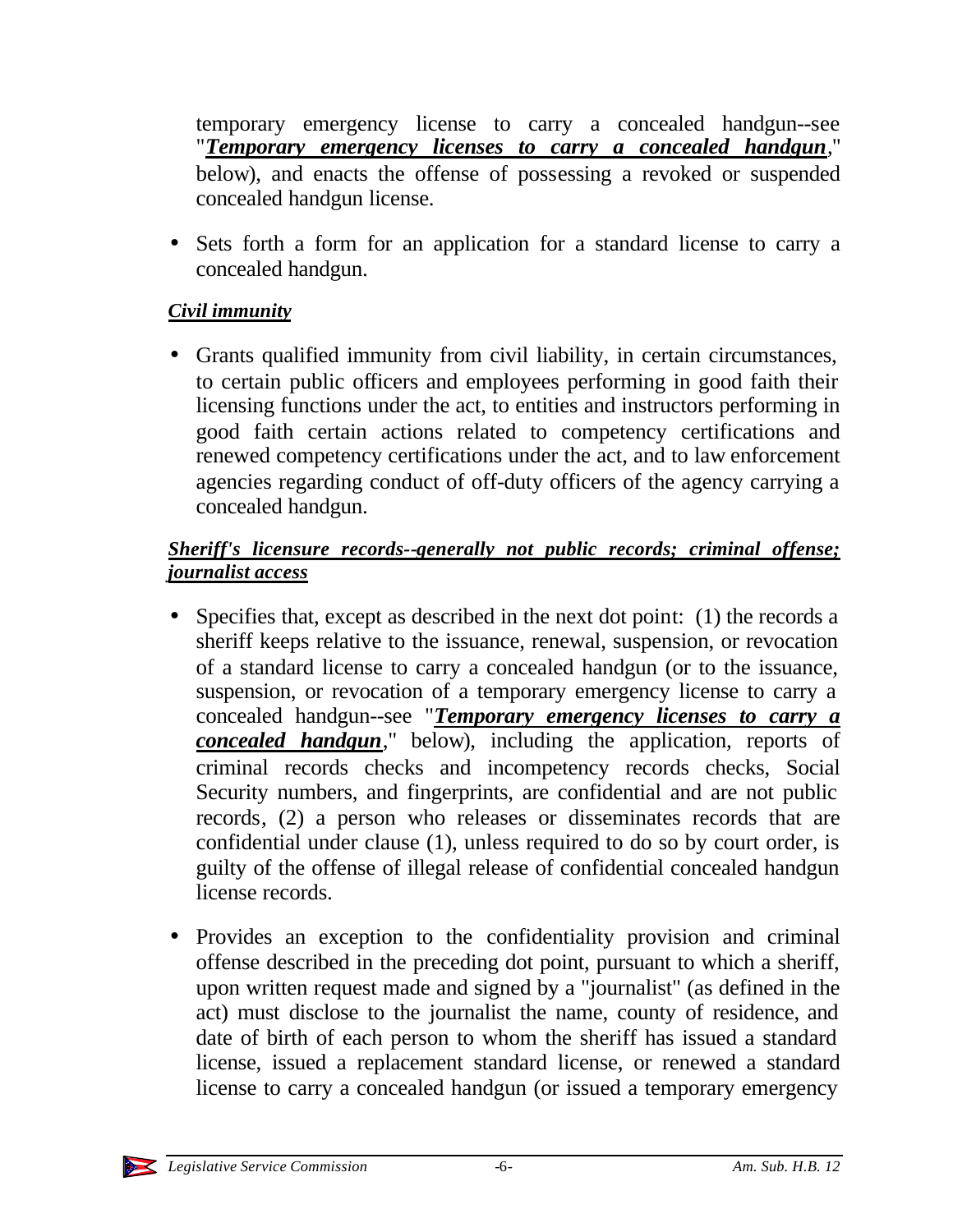temporary emergency license to carry a concealed handgun--see "***Temporary emergency licenses to carry a concealed handgun***," below), and enacts the offense of possessing a revoked or suspended concealed handgun license.

- Sets forth a form for an application for a standard license to carry a concealed handgun.

***Civil immunity***

- Grants qualified immunity from civil liability, in certain circumstances, to certain public officers and employees performing in good faith their licensing functions under the act, to entities and instructors performing in good faith certain actions related to competency certifications and renewed competency certifications under the act, and to law enforcement agencies regarding conduct of off-duty officers of the agency carrying a concealed handgun.

***Sheriff's licensure records--generally not public records; criminal offense; journalist access***

- Specifies that, except as described in the next dot point: (1) the records a sheriff keeps relative to the issuance, renewal, suspension, or revocation of a standard license to carry a concealed handgun (or to the issuance, suspension, or revocation of a temporary emergency license to carry a concealed handgun--see "***Temporary emergency licenses to carry a concealed handgun***," below), including the application, reports of criminal records checks and incompetency records checks, Social Security numbers, and fingerprints, are confidential and are not public records, (2) a person who releases or disseminates records that are confidential under clause (1), unless required to do so by court order, is guilty of the offense of illegal release of confidential concealed handgun license records.

- Provides an exception to the confidentiality provision and criminal offense described in the preceding dot point, pursuant to which a sheriff, upon written request made and signed by a "journalist" (as defined in the act) must disclose to the journalist the name, county of residence, and date of birth of each person to whom the sheriff has issued a standard license, issued a replacement standard license, or renewed a standard license to carry a concealed handgun (or issued a temporary emergency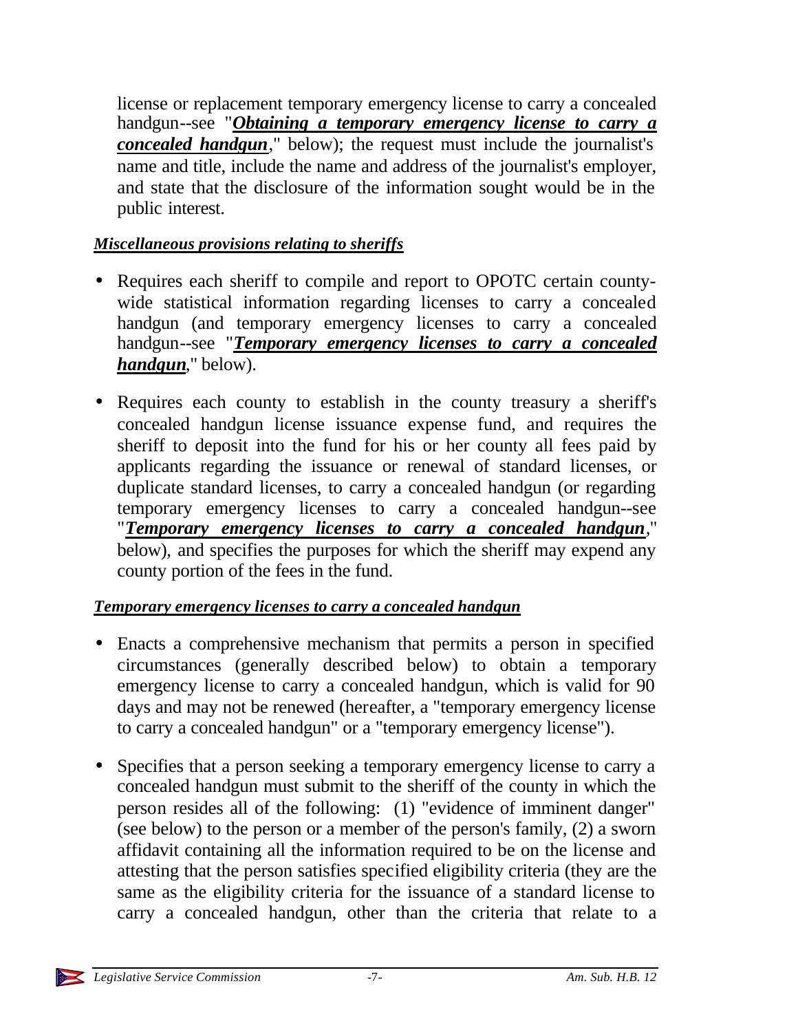license or replacement temporary emergency license to carry a concealed handgun--see "***Obtaining a temporary emergency license to carry a concealed handgun***," below); the request must include the journalist's name and title, include the name and address of the journalist's employer, and state that the disclosure of the information sought would be in the public interest.

***Miscellaneous provisions relating to sheriffs***

- Requires each sheriff to compile and report to OPOTC certain county-wide statistical information regarding licenses to carry a concealed handgun (and temporary emergency licenses to carry a concealed handgun--see "***Temporary emergency licenses to carry a concealed handgun***," below).

- Requires each county to establish in the county treasury a sheriff's concealed handgun license issuance expense fund, and requires the sheriff to deposit into the fund for his or her county all fees paid by applicants regarding the issuance or renewal of standard licenses, or duplicate standard licenses, to carry a concealed handgun (or regarding temporary emergency licenses to carry a concealed handgun--see "***Temporary emergency licenses to carry a concealed handgun***," below), and specifies the purposes for which the sheriff may expend any county portion of the fees in the fund.

***Temporary emergency licenses to carry a concealed handgun***

- Enacts a comprehensive mechanism that permits a person in specified circumstances (generally described below) to obtain a temporary emergency license to carry a concealed handgun, which is valid for 90 days and may not be renewed (hereafter, a "temporary emergency license to carry a concealed handgun" or a "temporary emergency license").

- Specifies that a person seeking a temporary emergency license to carry a concealed handgun must submit to the sheriff of the county in which the person resides all of the following: (1) "evidence of imminent danger" (see below) to the person or a member of the person's family, (2) a sworn affidavit containing all the information required to be on the license and attesting that the person satisfies specified eligibility criteria (they are the same as the eligibility criteria for the issuance of a standard license to carry a concealed handgun, other than the criteria that relate to a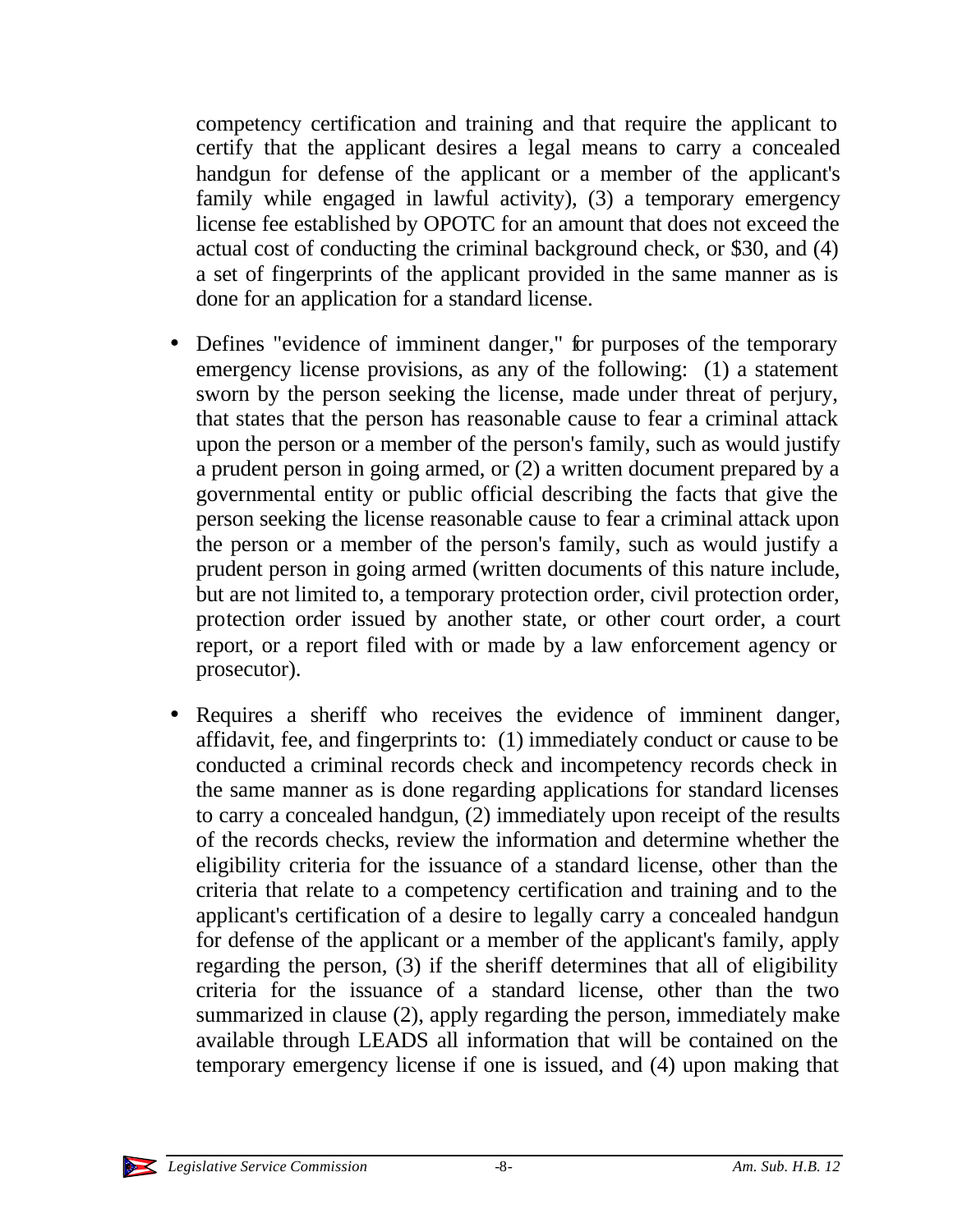competency certification and training and that require the applicant to certify that the applicant desires a legal means to carry a concealed handgun for defense of the applicant or a member of the applicant's family while engaged in lawful activity), (3) a temporary emergency license fee established by OPOTC for an amount that does not exceed the actual cost of conducting the criminal background check, or $30, and (4) a set of fingerprints of the applicant provided in the same manner as is done for an application for a standard license.

- Defines "evidence of imminent danger," for purposes of the temporary emergency license provisions, as any of the following: (1) a statement sworn by the person seeking the license, made under threat of perjury, that states that the person has reasonable cause to fear a criminal attack upon the person or a member of the person's family, such as would justify a prudent person in going armed, or (2) a written document prepared by a governmental entity or public official describing the facts that give the person seeking the license reasonable cause to fear a criminal attack upon the person or a member of the person's family, such as would justify a prudent person in going armed (written documents of this nature include, but are not limited to, a temporary protection order, civil protection order, protection order issued by another state, or other court order, a court report, or a report filed with or made by a law enforcement agency or prosecutor).
- Requires a sheriff who receives the evidence of imminent danger, affidavit, fee, and fingerprints to: (1) immediately conduct or cause to be conducted a criminal records check and incompetency records check in the same manner as is done regarding applications for standard licenses to carry a concealed handgun, (2) immediately upon receipt of the results of the records checks, review the information and determine whether the eligibility criteria for the issuance of a standard license, other than the criteria that relate to a competency certification and training and to the applicant's certification of a desire to legally carry a concealed handgun for defense of the applicant or a member of the applicant's family, apply regarding the person, (3) if the sheriff determines that all of eligibility criteria for the issuance of a standard license, other than the two summarized in clause (2), apply regarding the person, immediately make available through LEADS all information that will be contained on the temporary emergency license if one is issued, and (4) upon making that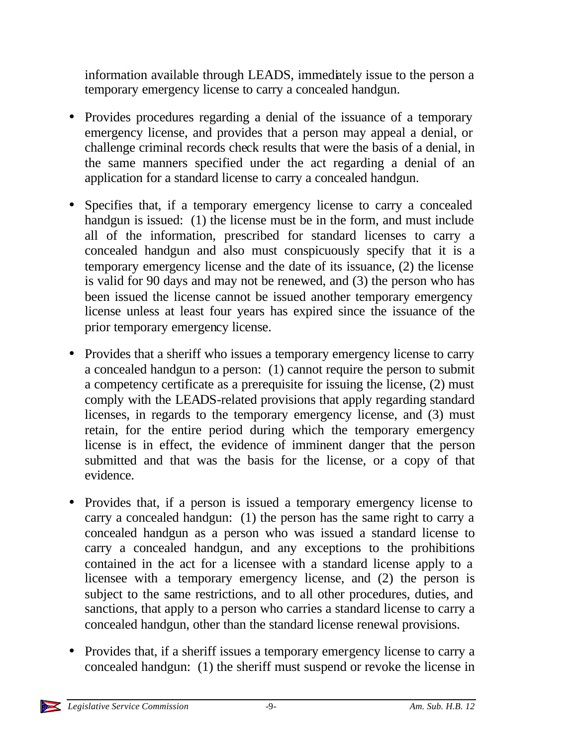information available through LEADS, immediately issue to the person a temporary emergency license to carry a concealed handgun.

- Provides procedures regarding a denial of the issuance of a temporary emergency license, and provides that a person may appeal a denial, or challenge criminal records check results that were the basis of a denial, in the same manners specified under the act regarding a denial of an application for a standard license to carry a concealed handgun.

- Specifies that, if a temporary emergency license to carry a concealed handgun is issued: (1) the license must be in the form, and must include all of the information, prescribed for standard licenses to carry a concealed handgun and also must conspicuously specify that it is a temporary emergency license and the date of its issuance, (2) the license is valid for 90 days and may not be renewed, and (3) the person who has been issued the license cannot be issued another temporary emergency license unless at least four years has expired since the issuance of the prior temporary emergency license.

- Provides that a sheriff who issues a temporary emergency license to carry a concealed handgun to a person: (1) cannot require the person to submit a competency certificate as a prerequisite for issuing the license, (2) must comply with the LEADS-related provisions that apply regarding standard licenses, in regards to the temporary emergency license, and (3) must retain, for the entire period during which the temporary emergency license is in effect, the evidence of imminent danger that the person submitted and that was the basis for the license, or a copy of that evidence.

- Provides that, if a person is issued a temporary emergency license to carry a concealed handgun: (1) the person has the same right to carry a concealed handgun as a person who was issued a standard license to carry a concealed handgun, and any exceptions to the prohibitions contained in the act for a licensee with a standard license apply to a licensee with a temporary emergency license, and (2) the person is subject to the same restrictions, and to all other procedures, duties, and sanctions, that apply to a person who carries a standard license to carry a concealed handgun, other than the standard license renewal provisions.

- Provides that, if a sheriff issues a temporary emergency license to carry a concealed handgun: (1) the sheriff must suspend or revoke the license in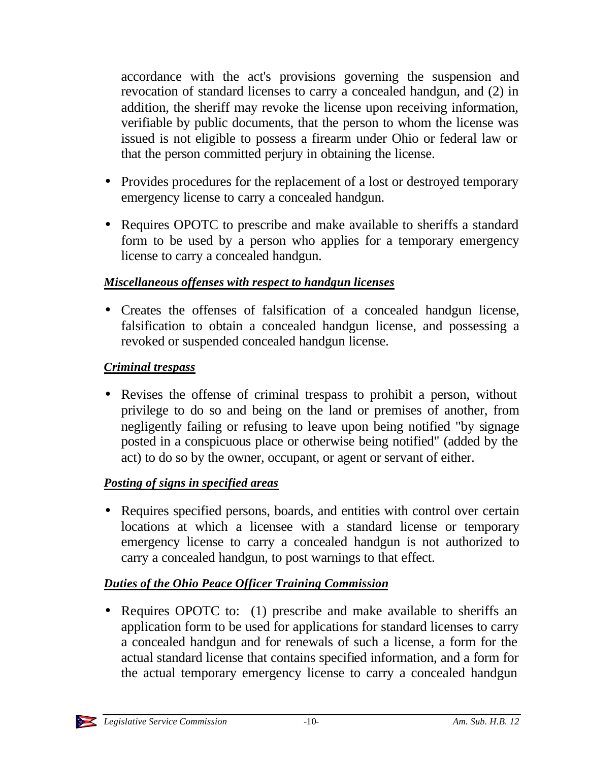accordance with the act's provisions governing the suspension and revocation of standard licenses to carry a concealed handgun, and (2) in addition, the sheriff may revoke the license upon receiving information, verifiable by public documents, that the person to whom the license was issued is not eligible to possess a firearm under Ohio or federal law or that the person committed perjury in obtaining the license.

- Provides procedures for the replacement of a lost or destroyed temporary emergency license to carry a concealed handgun.
- Requires OPOTC to prescribe and make available to sheriffs a standard form to be used by a person who applies for a temporary emergency license to carry a concealed handgun.

***Miscellaneous offenses with respect to handgun licenses***

- Creates the offenses of falsification of a concealed handgun license, falsification to obtain a concealed handgun license, and possessing a revoked or suspended concealed handgun license.

***Criminal trespass***

- Revises the offense of criminal trespass to prohibit a person, without privilege to do so and being on the land or premises of another, from negligently failing or refusing to leave upon being notified "by signage posted in a conspicuous place or otherwise being notified" (added by the act) to do so by the owner, occupant, or agent or servant of either.

***Posting of signs in specified areas***

- Requires specified persons, boards, and entities with control over certain locations at which a licensee with a standard license or temporary emergency license to carry a concealed handgun is not authorized to carry a concealed handgun, to post warnings to that effect.

***Duties of the Ohio Peace Officer Training Commission***

- Requires OPOTC to: (1) prescribe and make available to sheriffs an application form to be used for applications for standard licenses to carry a concealed handgun and for renewals of such a license, a form for the actual standard license that contains specified information, and a form for the actual temporary emergency license to carry a concealed handgun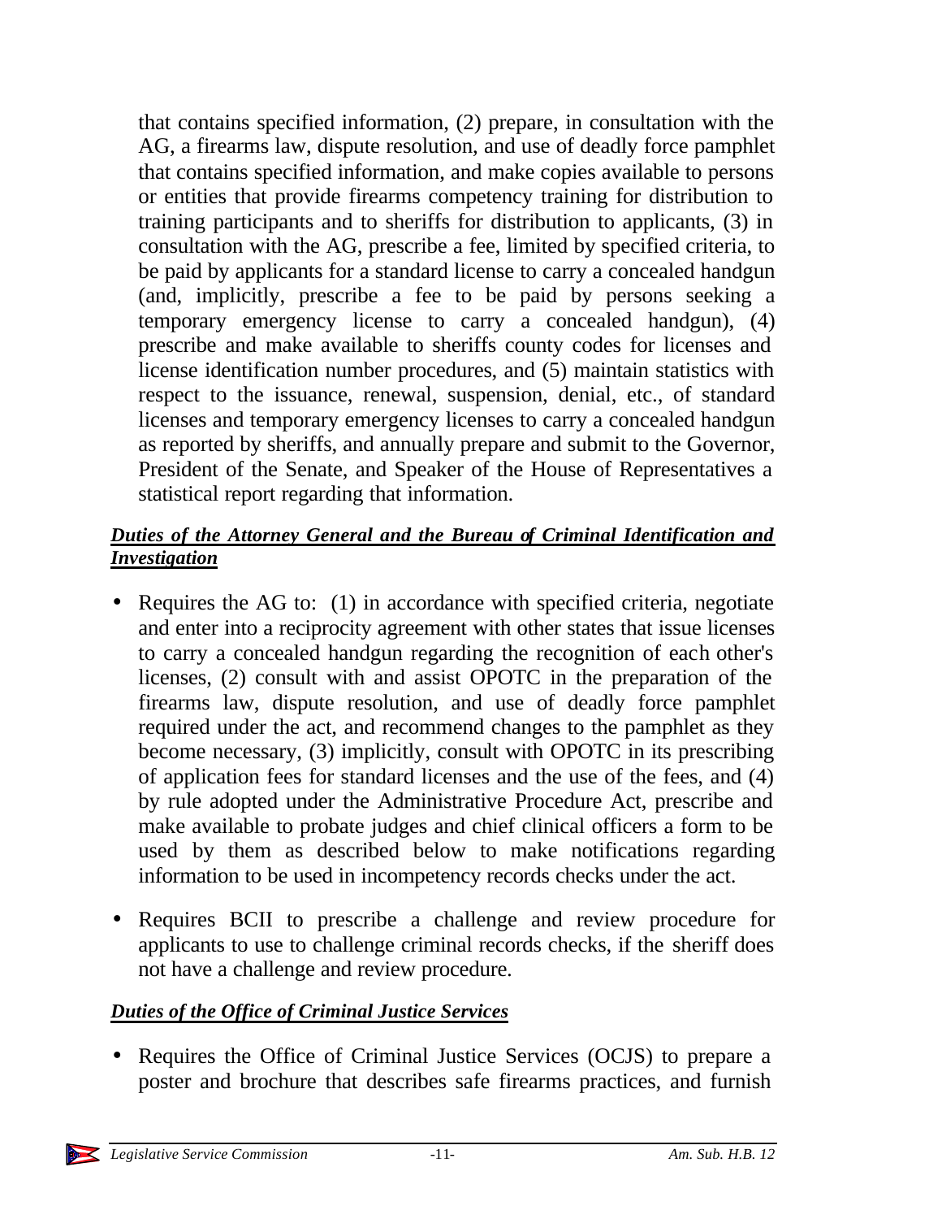that contains specified information, (2) prepare, in consultation with the AG, a firearms law, dispute resolution, and use of deadly force pamphlet that contains specified information, and make copies available to persons or entities that provide firearms competency training for distribution to training participants and to sheriffs for distribution to applicants, (3) in consultation with the AG, prescribe a fee, limited by specified criteria, to be paid by applicants for a standard license to carry a concealed handgun (and, implicitly, prescribe a fee to be paid by persons seeking a temporary emergency license to carry a concealed handgun), (4) prescribe and make available to sheriffs county codes for licenses and license identification number procedures, and (5) maintain statistics with respect to the issuance, renewal, suspension, denial, etc., of standard licenses and temporary emergency licenses to carry a concealed handgun as reported by sheriffs, and annually prepare and submit to the Governor, President of the Senate, and Speaker of the House of Representatives a statistical report regarding that information.

***Duties of the Attorney General and the Bureau of Criminal Identification and Investigation***

- Requires the AG to: (1) in accordance with specified criteria, negotiate and enter into a reciprocity agreement with other states that issue licenses to carry a concealed handgun regarding the recognition of each other's licenses, (2) consult with and assist OPOTC in the preparation of the firearms law, dispute resolution, and use of deadly force pamphlet required under the act, and recommend changes to the pamphlet as they become necessary, (3) implicitly, consult with OPOTC in its prescribing of application fees for standard licenses and the use of the fees, and (4) by rule adopted under the Administrative Procedure Act, prescribe and make available to probate judges and chief clinical officers a form to be used by them as described below to make notifications regarding information to be used in incompetency records checks under the act.

- Requires BCII to prescribe a challenge and review procedure for applicants to use to challenge criminal records checks, if the sheriff does not have a challenge and review procedure.

***Duties of the Office of Criminal Justice Services***

- Requires the Office of Criminal Justice Services (OCJS) to prepare a poster and brochure that describes safe firearms practices, and furnish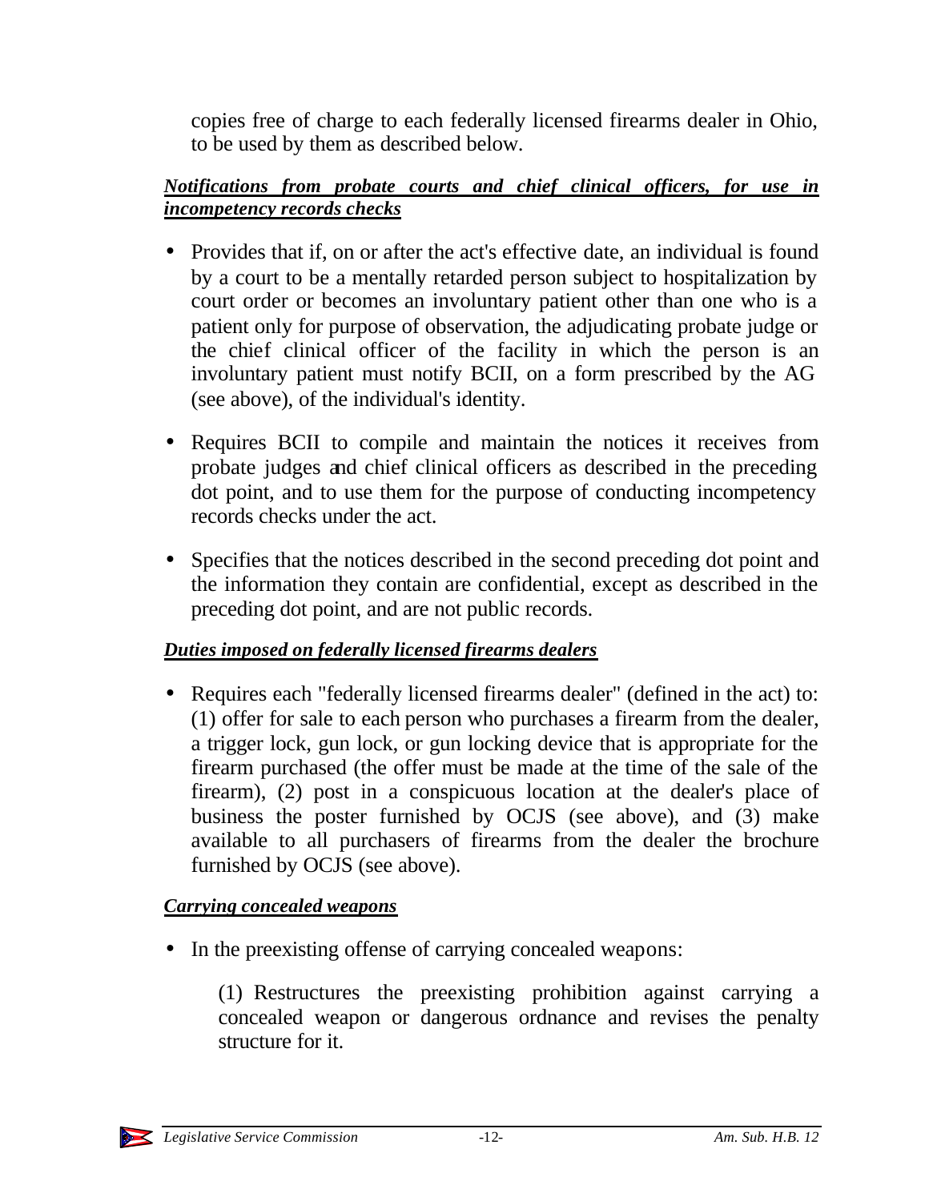copies free of charge to each federally licensed firearms dealer in Ohio, to be used by them as described below.

***Notifications from probate courts and chief clinical officers, for use in incompetency records checks***

- Provides that if, on or after the act's effective date, an individual is found by a court to be a mentally retarded person subject to hospitalization by court order or becomes an involuntary patient other than one who is a patient only for purpose of observation, the adjudicating probate judge or the chief clinical officer of the facility in which the person is an involuntary patient must notify BCII, on a form prescribed by the AG (see above), of the individual's identity.

- Requires BCII to compile and maintain the notices it receives from probate judges and chief clinical officers as described in the preceding dot point, and to use them for the purpose of conducting incompetency records checks under the act.

- Specifies that the notices described in the second preceding dot point and the information they contain are confidential, except as described in the preceding dot point, and are not public records.

***Duties imposed on federally licensed firearms dealers***

- Requires each "federally licensed firearms dealer" (defined in the act) to: (1) offer for sale to each person who purchases a firearm from the dealer, a trigger lock, gun lock, or gun locking device that is appropriate for the firearm purchased (the offer must be made at the time of the sale of the firearm), (2) post in a conspicuous location at the dealer's place of business the poster furnished by OCJS (see above), and (3) make available to all purchasers of firearms from the dealer the brochure furnished by OCJS (see above).

***Carrying concealed weapons***

- In the preexisting offense of carrying concealed weapons:

  (1) Restructures the preexisting prohibition against carrying a concealed weapon or dangerous ordnance and revises the penalty structure for it.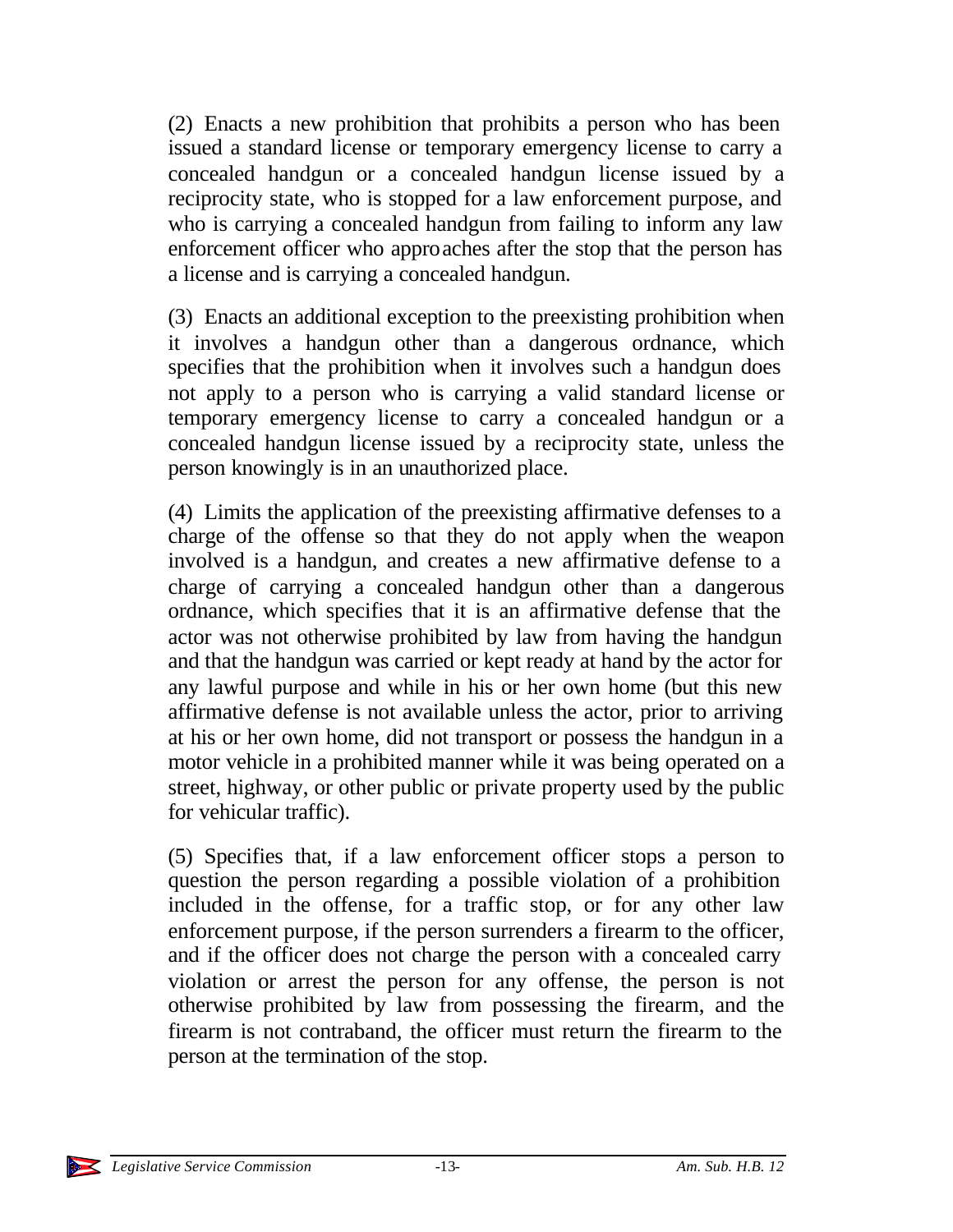(2) Enacts a new prohibition that prohibits a person who has been issued a standard license or temporary emergency license to carry a concealed handgun or a concealed handgun license issued by a reciprocity state, who is stopped for a law enforcement purpose, and who is carrying a concealed handgun from failing to inform any law enforcement officer who approaches after the stop that the person has a license and is carrying a concealed handgun.

(3) Enacts an additional exception to the preexisting prohibition when it involves a handgun other than a dangerous ordnance, which specifies that the prohibition when it involves such a handgun does not apply to a person who is carrying a valid standard license or temporary emergency license to carry a concealed handgun or a concealed handgun license issued by a reciprocity state, unless the person knowingly is in an unauthorized place.

(4) Limits the application of the preexisting affirmative defenses to a charge of the offense so that they do not apply when the weapon involved is a handgun, and creates a new affirmative defense to a charge of carrying a concealed handgun other than a dangerous ordnance, which specifies that it is an affirmative defense that the actor was not otherwise prohibited by law from having the handgun and that the handgun was carried or kept ready at hand by the actor for any lawful purpose and while in his or her own home (but this new affirmative defense is not available unless the actor, prior to arriving at his or her own home, did not transport or possess the handgun in a motor vehicle in a prohibited manner while it was being operated on a street, highway, or other public or private property used by the public for vehicular traffic).

(5) Specifies that, if a law enforcement officer stops a person to question the person regarding a possible violation of a prohibition included in the offense, for a traffic stop, or for any other law enforcement purpose, if the person surrenders a firearm to the officer, and if the officer does not charge the person with a concealed carry violation or arrest the person for any offense, the person is not otherwise prohibited by law from possessing the firearm, and the firearm is not contraband, the officer must return the firearm to the person at the termination of the stop.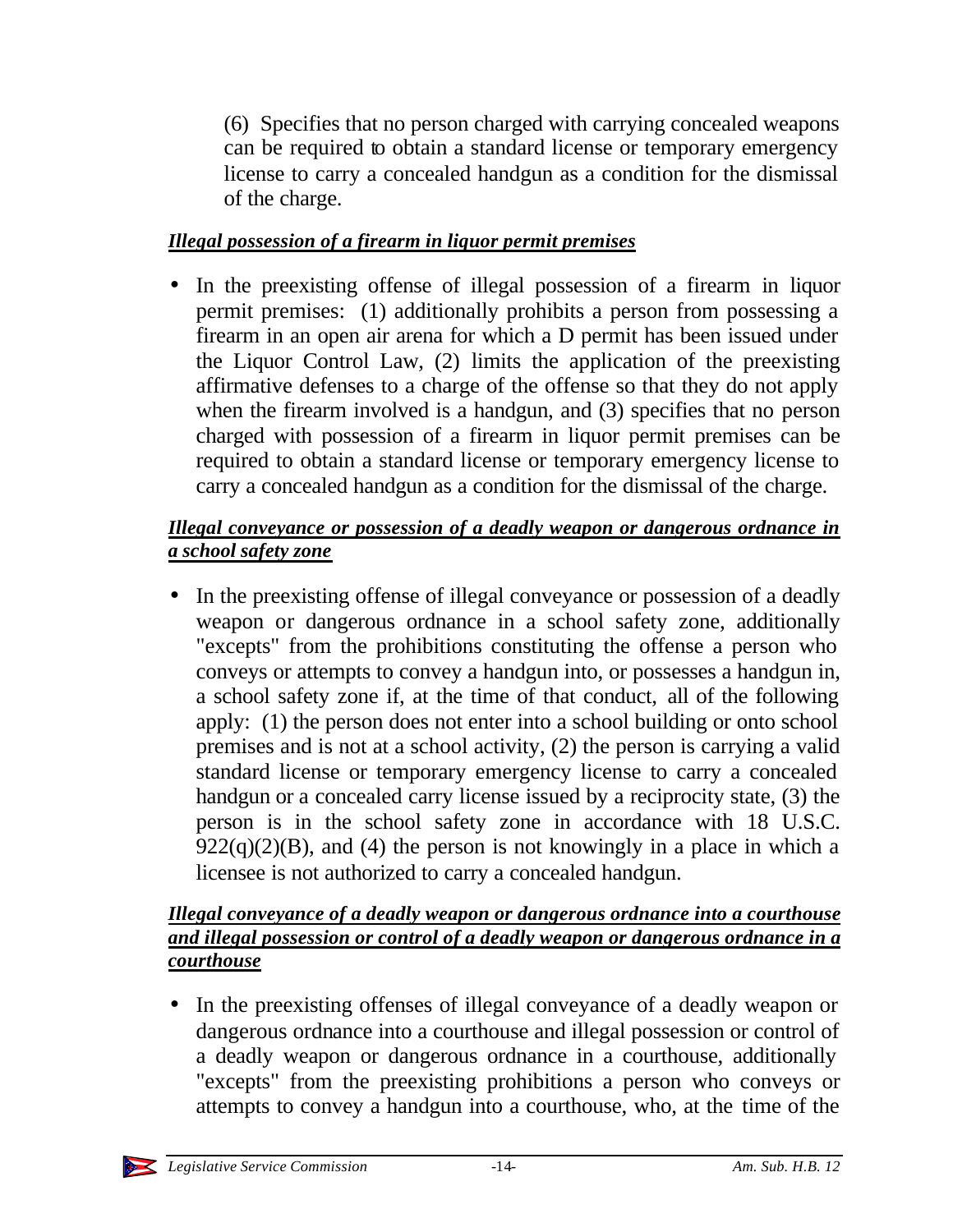(6) Specifies that no person charged with carrying concealed weapons can be required to obtain a standard license or temporary emergency license to carry a concealed handgun as a condition for the dismissal of the charge.

***Illegal possession of a firearm in liquor permit premises***

- In the preexisting offense of illegal possession of a firearm in liquor permit premises: (1) additionally prohibits a person from possessing a firearm in an open air arena for which a D permit has been issued under the Liquor Control Law, (2) limits the application of the preexisting affirmative defenses to a charge of the offense so that they do not apply when the firearm involved is a handgun, and (3) specifies that no person charged with possession of a firearm in liquor permit premises can be required to obtain a standard license or temporary emergency license to carry a concealed handgun as a condition for the dismissal of the charge.

***Illegal conveyance or possession of a deadly weapon or dangerous ordnance in a school safety zone***

- In the preexisting offense of illegal conveyance or possession of a deadly weapon or dangerous ordnance in a school safety zone, additionally "excepts" from the prohibitions constituting the offense a person who conveys or attempts to convey a handgun into, or possesses a handgun in, a school safety zone if, at the time of that conduct, all of the following apply: (1) the person does not enter into a school building or onto school premises and is not at a school activity, (2) the person is carrying a valid standard license or temporary emergency license to carry a concealed handgun or a concealed carry license issued by a reciprocity state, (3) the person is in the school safety zone in accordance with 18 U.S.C. 922(q)(2)(B), and (4) the person is not knowingly in a place in which a licensee is not authorized to carry a concealed handgun.

***Illegal conveyance of a deadly weapon or dangerous ordnance into a courthouse and illegal possession or control of a deadly weapon or dangerous ordnance in a courthouse***

- In the preexisting offenses of illegal conveyance of a deadly weapon or dangerous ordnance into a courthouse and illegal possession or control of a deadly weapon or dangerous ordnance in a courthouse, additionally "excepts" from the preexisting prohibitions a person who conveys or attempts to convey a handgun into a courthouse, who, at the time of the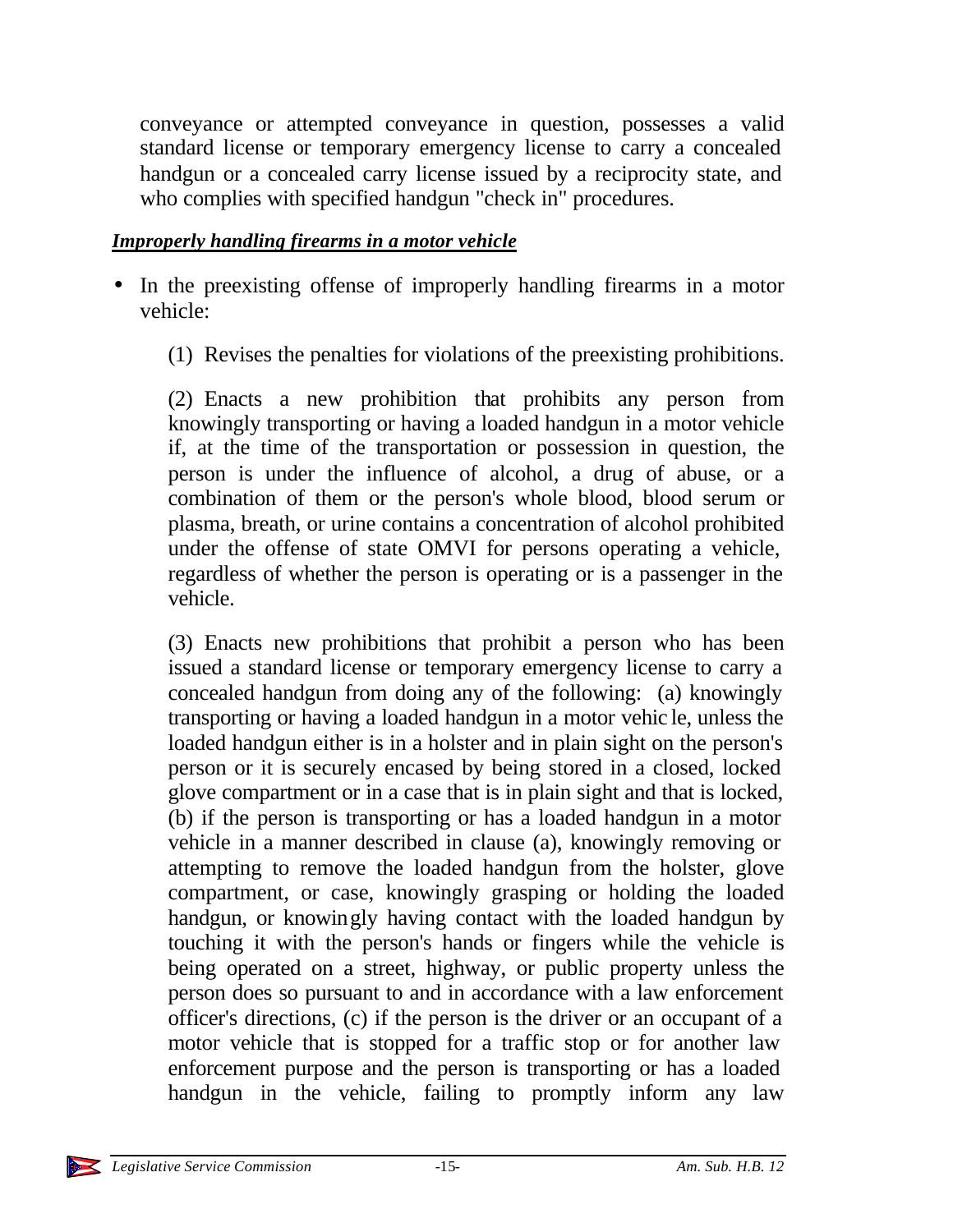conveyance or attempted conveyance in question, possesses a valid standard license or temporary emergency license to carry a concealed handgun or a concealed carry license issued by a reciprocity state, and who complies with specified handgun "check in" procedures.

***Improperly handling firearms in a motor vehicle***

- In the preexisting offense of improperly handling firearms in a motor vehicle:

  (1) Revises the penalties for violations of the preexisting prohibitions.

  (2) Enacts a new prohibition that prohibits any person from knowingly transporting or having a loaded handgun in a motor vehicle if, at the time of the transportation or possession in question, the person is under the influence of alcohol, a drug of abuse, or a combination of them or the person's whole blood, blood serum or plasma, breath, or urine contains a concentration of alcohol prohibited under the offense of state OMVI for persons operating a vehicle, regardless of whether the person is operating or is a passenger in the vehicle.

  (3) Enacts new prohibitions that prohibit a person who has been issued a standard license or temporary emergency license to carry a concealed handgun from doing any of the following: (a) knowingly transporting or having a loaded handgun in a motor vehicle, unless the loaded handgun either is in a holster and in plain sight on the person's person or it is securely encased by being stored in a closed, locked glove compartment or in a case that is in plain sight and that is locked, (b) if the person is transporting or has a loaded handgun in a motor vehicle in a manner described in clause (a), knowingly removing or attempting to remove the loaded handgun from the holster, glove compartment, or case, knowingly grasping or holding the loaded handgun, or knowingly having contact with the loaded handgun by touching it with the person's hands or fingers while the vehicle is being operated on a street, highway, or public property unless the person does so pursuant to and in accordance with a law enforcement officer's directions, (c) if the person is the driver or an occupant of a motor vehicle that is stopped for a traffic stop or for another law enforcement purpose and the person is transporting or has a loaded handgun in the vehicle, failing to promptly inform any law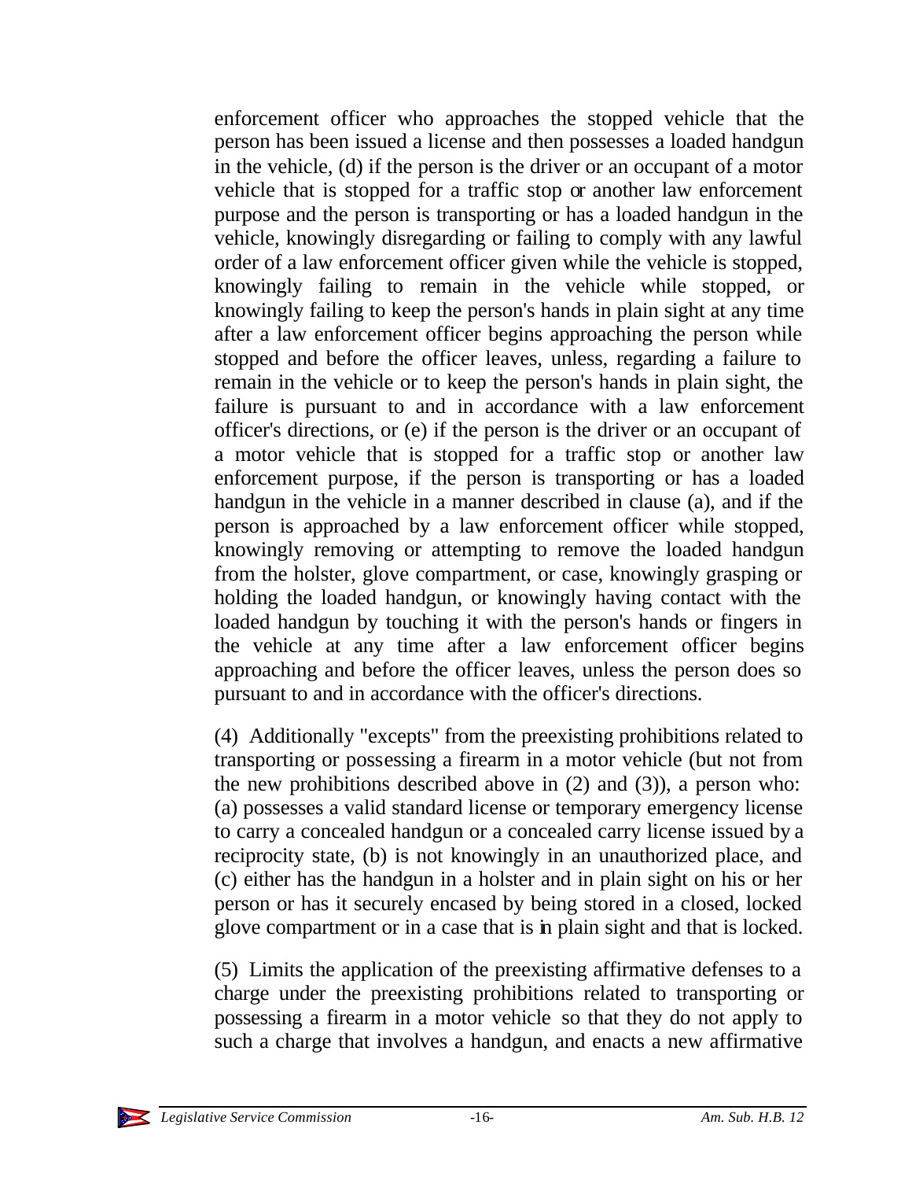enforcement officer who approaches the stopped vehicle that the person has been issued a license and then possesses a loaded handgun in the vehicle, (d) if the person is the driver or an occupant of a motor vehicle that is stopped for a traffic stop or another law enforcement purpose and the person is transporting or has a loaded handgun in the vehicle, knowingly disregarding or failing to comply with any lawful order of a law enforcement officer given while the vehicle is stopped, knowingly failing to remain in the vehicle while stopped, or knowingly failing to keep the person's hands in plain sight at any time after a law enforcement officer begins approaching the person while stopped and before the officer leaves, unless, regarding a failure to remain in the vehicle or to keep the person's hands in plain sight, the failure is pursuant to and in accordance with a law enforcement officer's directions, or (e) if the person is the driver or an occupant of a motor vehicle that is stopped for a traffic stop or another law enforcement purpose, if the person is transporting or has a loaded handgun in the vehicle in a manner described in clause (a), and if the person is approached by a law enforcement officer while stopped, knowingly removing or attempting to remove the loaded handgun from the holster, glove compartment, or case, knowingly grasping or holding the loaded handgun, or knowingly having contact with the loaded handgun by touching it with the person's hands or fingers in the vehicle at any time after a law enforcement officer begins approaching and before the officer leaves, unless the person does so pursuant to and in accordance with the officer's directions.

(4) Additionally "excepts" from the preexisting prohibitions related to transporting or possessing a firearm in a motor vehicle (but not from the new prohibitions described above in (2) and (3)), a person who: (a) possesses a valid standard license or temporary emergency license to carry a concealed handgun or a concealed carry license issued by a reciprocity state, (b) is not knowingly in an unauthorized place, and (c) either has the handgun in a holster and in plain sight on his or her person or has it securely encased by being stored in a closed, locked glove compartment or in a case that is in plain sight and that is locked.

(5) Limits the application of the preexisting affirmative defenses to a charge under the preexisting prohibitions related to transporting or possessing a firearm in a motor vehicle so that they do not apply to such a charge that involves a handgun, and enacts a new affirmative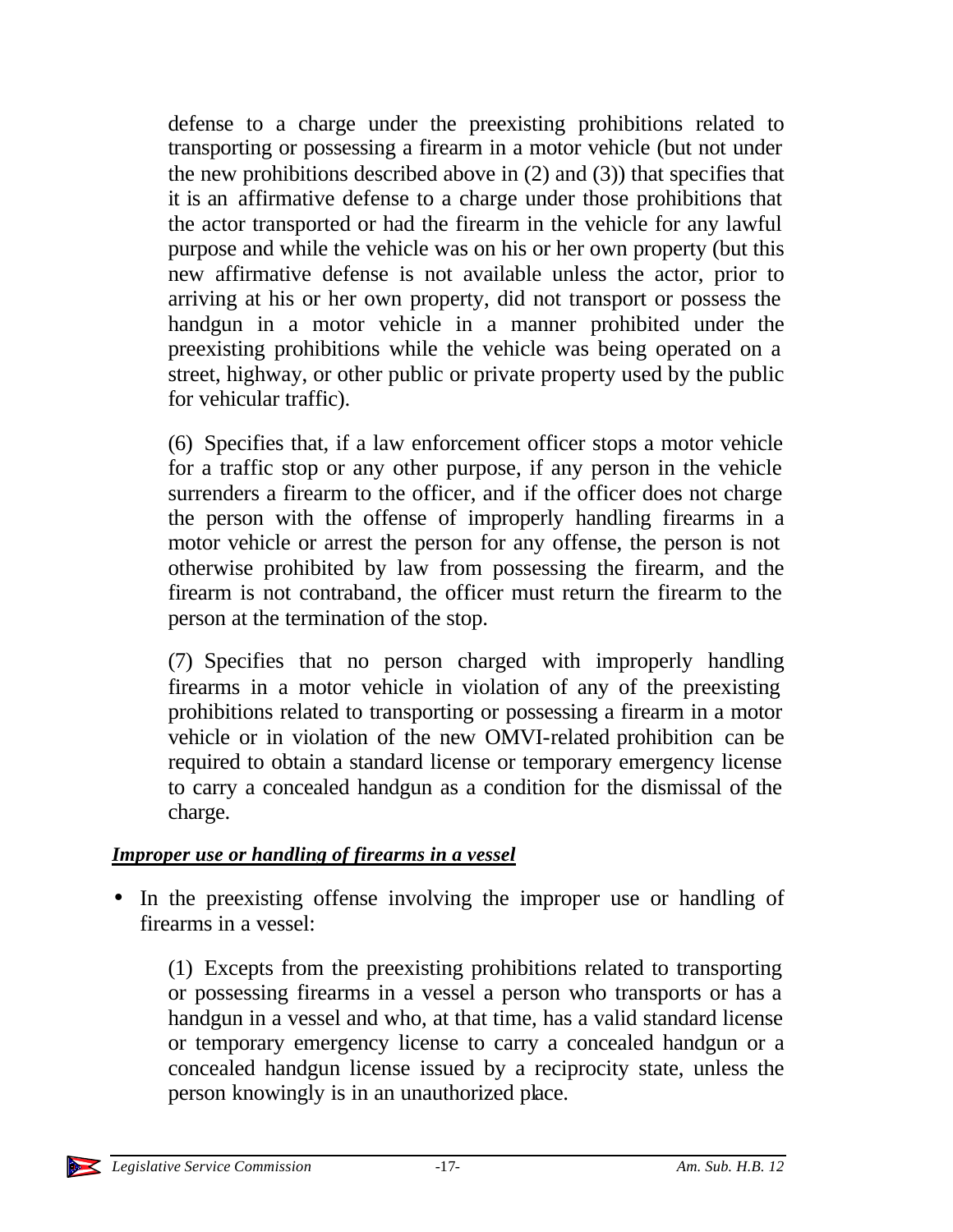defense to a charge under the preexisting prohibitions related to transporting or possessing a firearm in a motor vehicle (but not under the new prohibitions described above in (2) and (3)) that specifies that it is an affirmative defense to a charge under those prohibitions that the actor transported or had the firearm in the vehicle for any lawful purpose and while the vehicle was on his or her own property (but this new affirmative defense is not available unless the actor, prior to arriving at his or her own property, did not transport or possess the handgun in a motor vehicle in a manner prohibited under the preexisting prohibitions while the vehicle was being operated on a street, highway, or other public or private property used by the public for vehicular traffic).

(6) Specifies that, if a law enforcement officer stops a motor vehicle for a traffic stop or any other purpose, if any person in the vehicle surrenders a firearm to the officer, and if the officer does not charge the person with the offense of improperly handling firearms in a motor vehicle or arrest the person for any offense, the person is not otherwise prohibited by law from possessing the firearm, and the firearm is not contraband, the officer must return the firearm to the person at the termination of the stop.

(7) Specifies that no person charged with improperly handling firearms in a motor vehicle in violation of any of the preexisting prohibitions related to transporting or possessing a firearm in a motor vehicle or in violation of the new OMVI-related prohibition can be required to obtain a standard license or temporary emergency license to carry a concealed handgun as a condition for the dismissal of the charge.

***Improper use or handling of firearms in a vessel***

- In the preexisting offense involving the improper use or handling of firearms in a vessel:

  (1) Excepts from the preexisting prohibitions related to transporting or possessing firearms in a vessel a person who transports or has a handgun in a vessel and who, at that time, has a valid standard license or temporary emergency license to carry a concealed handgun or a concealed handgun license issued by a reciprocity state, unless the person knowingly is in an unauthorized place.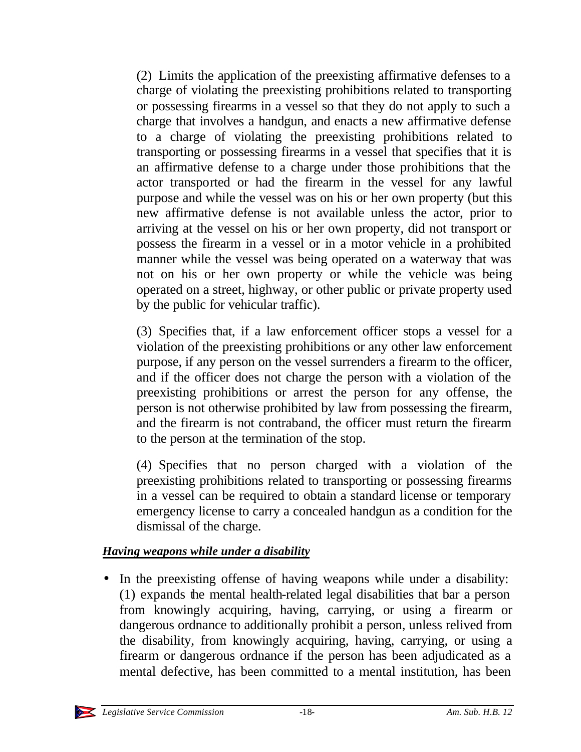(2) Limits the application of the preexisting affirmative defenses to a charge of violating the preexisting prohibitions related to transporting or possessing firearms in a vessel so that they do not apply to such a charge that involves a handgun, and enacts a new affirmative defense to a charge of violating the preexisting prohibitions related to transporting or possessing firearms in a vessel that specifies that it is an affirmative defense to a charge under those prohibitions that the actor transported or had the firearm in the vessel for any lawful purpose and while the vessel was on his or her own property (but this new affirmative defense is not available unless the actor, prior to arriving at the vessel on his or her own property, did not transport or possess the firearm in a vessel or in a motor vehicle in a prohibited manner while the vessel was being operated on a waterway that was not on his or her own property or while the vehicle was being operated on a street, highway, or other public or private property used by the public for vehicular traffic).

(3) Specifies that, if a law enforcement officer stops a vessel for a violation of the preexisting prohibitions or any other law enforcement purpose, if any person on the vessel surrenders a firearm to the officer, and if the officer does not charge the person with a violation of the preexisting prohibitions or arrest the person for any offense, the person is not otherwise prohibited by law from possessing the firearm, and the firearm is not contraband, the officer must return the firearm to the person at the termination of the stop.

(4) Specifies that no person charged with a violation of the preexisting prohibitions related to transporting or possessing firearms in a vessel can be required to obtain a standard license or temporary emergency license to carry a concealed handgun as a condition for the dismissal of the charge.

***Having weapons while under a disability***

- In the preexisting offense of having weapons while under a disability: (1) expands the mental health-related legal disabilities that bar a person from knowingly acquiring, having, carrying, or using a firearm or dangerous ordnance to additionally prohibit a person, unless relived from the disability, from knowingly acquiring, having, carrying, or using a firearm or dangerous ordnance if the person has been adjudicated as a mental defective, has been committed to a mental institution, has been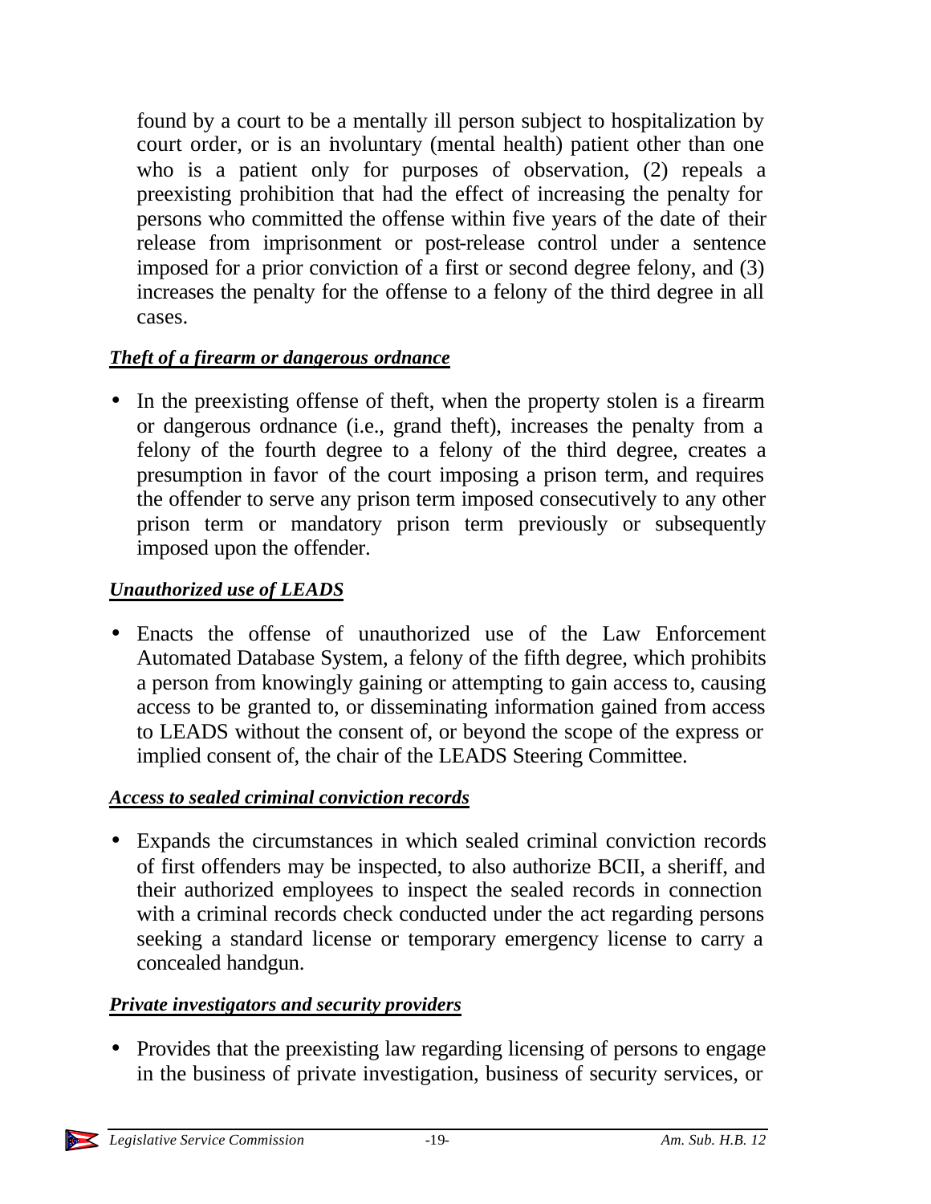found by a court to be a mentally ill person subject to hospitalization by court order, or is an involuntary (mental health) patient other than one who is a patient only for purposes of observation, (2) repeals a preexisting prohibition that had the effect of increasing the penalty for persons who committed the offense within five years of the date of their release from imprisonment or post-release control under a sentence imposed for a prior conviction of a first or second degree felony, and (3) increases the penalty for the offense to a felony of the third degree in all cases.

***Theft of a firearm or dangerous ordnance***

- In the preexisting offense of theft, when the property stolen is a firearm or dangerous ordnance (i.e., grand theft), increases the penalty from a felony of the fourth degree to a felony of the third degree, creates a presumption in favor of the court imposing a prison term, and requires the offender to serve any prison term imposed consecutively to any other prison term or mandatory prison term previously or subsequently imposed upon the offender.

***Unauthorized use of LEADS***

- Enacts the offense of unauthorized use of the Law Enforcement Automated Database System, a felony of the fifth degree, which prohibits a person from knowingly gaining or attempting to gain access to, causing access to be granted to, or disseminating information gained from access to LEADS without the consent of, or beyond the scope of the express or implied consent of, the chair of the LEADS Steering Committee.

***Access to sealed criminal conviction records***

- Expands the circumstances in which sealed criminal conviction records of first offenders may be inspected, to also authorize BCII, a sheriff, and their authorized employees to inspect the sealed records in connection with a criminal records check conducted under the act regarding persons seeking a standard license or temporary emergency license to carry a concealed handgun.

***Private investigators and security providers***

- Provides that the preexisting law regarding licensing of persons to engage in the business of private investigation, business of security services, or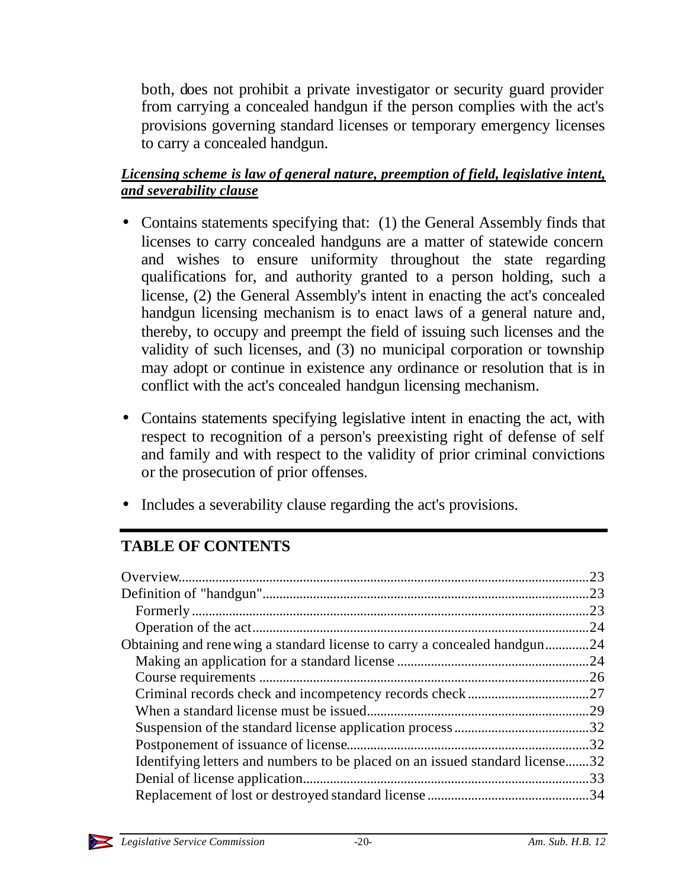both, does not prohibit a private investigator or security guard provider from carrying a concealed handgun if the person complies with the act's provisions governing standard licenses or temporary emergency licenses to carry a concealed handgun.

***Licensing scheme is law of general nature, preemption of field, legislative intent, and severability clause***

- Contains statements specifying that: (1) the General Assembly finds that licenses to carry concealed handguns are a matter of statewide concern and wishes to ensure uniformity throughout the state regarding qualifications for, and authority granted to a person holding, such a license, (2) the General Assembly's intent in enacting the act's concealed handgun licensing mechanism is to enact laws of a general nature and, thereby, to occupy and preempt the field of issuing such licenses and the validity of such licenses, and (3) no municipal corporation or township may adopt or continue in existence any ordinance or resolution that is in conflict with the act's concealed handgun licensing mechanism.

- Contains statements specifying legislative intent in enacting the act, with respect to recognition of a person's preexisting right of defense of self and family and with respect to the validity of prior criminal convictions or the prosecution of prior offenses.

- Includes a severability clause regarding the act's provisions.

## TABLE OF CONTENTS

Overview....23
Definition of "handgun"....23
  Formerly....23
  Operation of the act....24
Obtaining and renewing a standard license to carry a concealed handgun....24
  Making an application for a standard license....24
  Course requirements....26
  Criminal records check and incompetency records check....27
  When a standard license must be issued....29
  Suspension of the standard license application process....32
  Postponement of issuance of license....32
  Identifying letters and numbers to be placed on an issued standard license....32
  Denial of license application....33
  Replacement of lost or destroyed standard license....34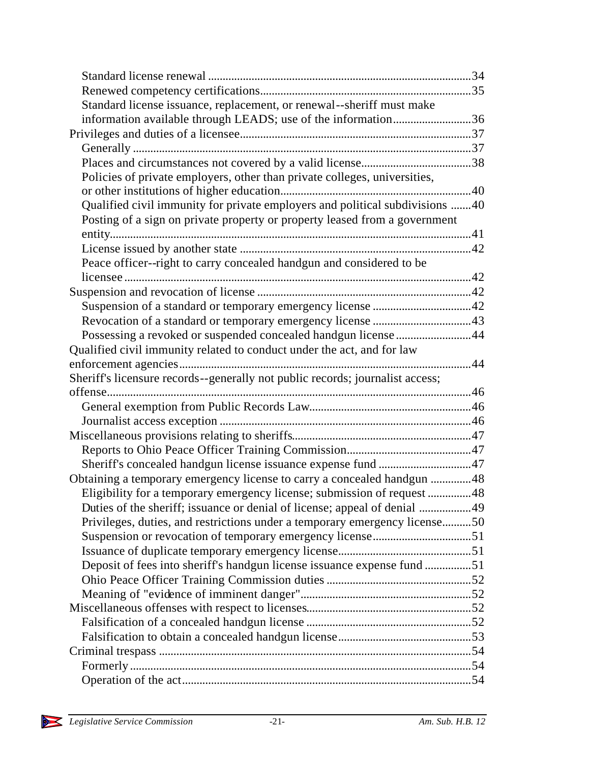- Standard license renewal ... 34
- Renewed competency certifications ... 35
- Standard license issuance, replacement, or renewal--sheriff must make information available through LEADS; use of the information ... 36

Privileges and duties of a licensee ... 37

- Generally ... 37
- Places and circumstances not covered by a valid license ... 38
- Policies of private employers, other than private colleges, universities, or other institutions of higher education ... 40
- Qualified civil immunity for private employers and political subdivisions ... 40
- Posting of a sign on private property or property leased from a government entity ... 41
- License issued by another state ... 42
- Peace officer--right to carry concealed handgun and considered to be licensee ... 42

Suspension and revocation of license ... 42

- Suspension of a standard or temporary emergency license ... 42
- Revocation of a standard or temporary emergency license ... 43
- Possessing a revoked or suspended concealed handgun license ... 44

Qualified civil immunity related to conduct under the act, and for law enforcement agencies ... 44

Sheriff's licensure records--generally not public records; journalist access; offense ... 46

- General exemption from Public Records Law ... 46
- Journalist access exception ... 46

Miscellaneous provisions relating to sheriffs ... 47

- Reports to Ohio Peace Officer Training Commission ... 47
- Sheriff's concealed handgun license issuance expense fund ... 47

Obtaining a temporary emergency license to carry a concealed handgun ... 48

- Eligibility for a temporary emergency license; submission of request ... 48
- Duties of the sheriff; issuance or denial of license; appeal of denial ... 49
- Privileges, duties, and restrictions under a temporary emergency license ... 50
- Suspension or revocation of temporary emergency license ... 51
- Issuance of duplicate temporary emergency license ... 51
- Deposit of fees into sheriff's handgun license issuance expense fund ... 51
- Ohio Peace Officer Training Commission duties ... 52
- Meaning of "evidence of imminent danger" ... 52

Miscellaneous offenses with respect to licenses ... 52

- Falsification of a concealed handgun license ... 52
- Falsification to obtain a concealed handgun license ... 53

Criminal trespass ... 54

- Formerly ... 54
- Operation of the act ... 54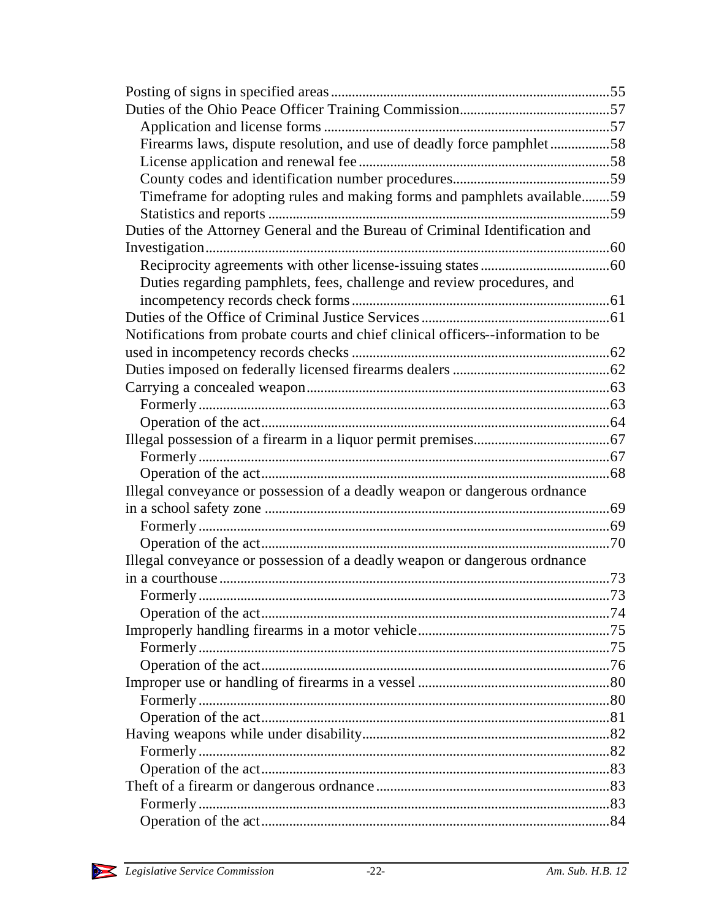Posting of signs in specified areas ....................................................................... 55
Duties of the Ohio Peace Officer Training Commission .......................................... 57
&nbsp;&nbsp;&nbsp;&nbsp;Application and license forms ........................................................................ 57
&nbsp;&nbsp;&nbsp;&nbsp;Firearms laws, dispute resolution, and use of deadly force pamphlet ................ 58
&nbsp;&nbsp;&nbsp;&nbsp;License application and renewal fee ................................................................ 58
&nbsp;&nbsp;&nbsp;&nbsp;County codes and identification number procedures ......................................... 59
&nbsp;&nbsp;&nbsp;&nbsp;Timeframe for adopting rules and making forms and pamphlets available ........ 59
&nbsp;&nbsp;&nbsp;&nbsp;Statistics and reports ........................................................................................ 59
Duties of the Attorney General and the Bureau of Criminal Identification and Investigation ........................................................................................................... 60
&nbsp;&nbsp;&nbsp;&nbsp;Reciprocity agreements with other license-issuing states .................................... 60
&nbsp;&nbsp;&nbsp;&nbsp;Duties regarding pamphlets, fees, challenge and review procedures, and incompetency records check forms ........................................................................ 61
Duties of the Office of Criminal Justice Services ..................................................... 61
Notifications from probate courts and chief clinical officers--information to be used in incompetency records checks ....................................................................... 62
Duties imposed on federally licensed firearms dealers ............................................ 62
Carrying a concealed weapon ................................................................................... 63
&nbsp;&nbsp;&nbsp;&nbsp;Formerly ............................................................................................................. 63
&nbsp;&nbsp;&nbsp;&nbsp;Operation of the act ............................................................................................ 64
Illegal possession of a firearm in a liquor permit premises ...................................... 67
&nbsp;&nbsp;&nbsp;&nbsp;Formerly ............................................................................................................. 67
&nbsp;&nbsp;&nbsp;&nbsp;Operation of the act ............................................................................................ 68
Illegal conveyance or possession of a deadly weapon or dangerous ordnance in a school safety zone ............................................................................................... 69
&nbsp;&nbsp;&nbsp;&nbsp;Formerly ............................................................................................................. 69
&nbsp;&nbsp;&nbsp;&nbsp;Operation of the act ............................................................................................ 70
Illegal conveyance or possession of a deadly weapon or dangerous ordnance in a courthouse ............................................................................................................. 73
&nbsp;&nbsp;&nbsp;&nbsp;Formerly ............................................................................................................. 73
&nbsp;&nbsp;&nbsp;&nbsp;Operation of the act ............................................................................................ 74
Improperly handling firearms in a motor vehicle ...................................................... 75
&nbsp;&nbsp;&nbsp;&nbsp;Formerly ............................................................................................................. 75
&nbsp;&nbsp;&nbsp;&nbsp;Operation of the act ............................................................................................ 76
Improper use or handling of firearms in a vessel ...................................................... 80
&nbsp;&nbsp;&nbsp;&nbsp;Formerly ............................................................................................................. 80
&nbsp;&nbsp;&nbsp;&nbsp;Operation of the act ............................................................................................ 81
Having weapons while under disability ..................................................................... 82
&nbsp;&nbsp;&nbsp;&nbsp;Formerly ............................................................................................................. 82
&nbsp;&nbsp;&nbsp;&nbsp;Operation of the act ............................................................................................ 83
Theft of a firearm or dangerous ordnance ................................................................. 83
&nbsp;&nbsp;&nbsp;&nbsp;Formerly ............................................................................................................. 83
&nbsp;&nbsp;&nbsp;&nbsp;Operation of the act ............................................................................................ 84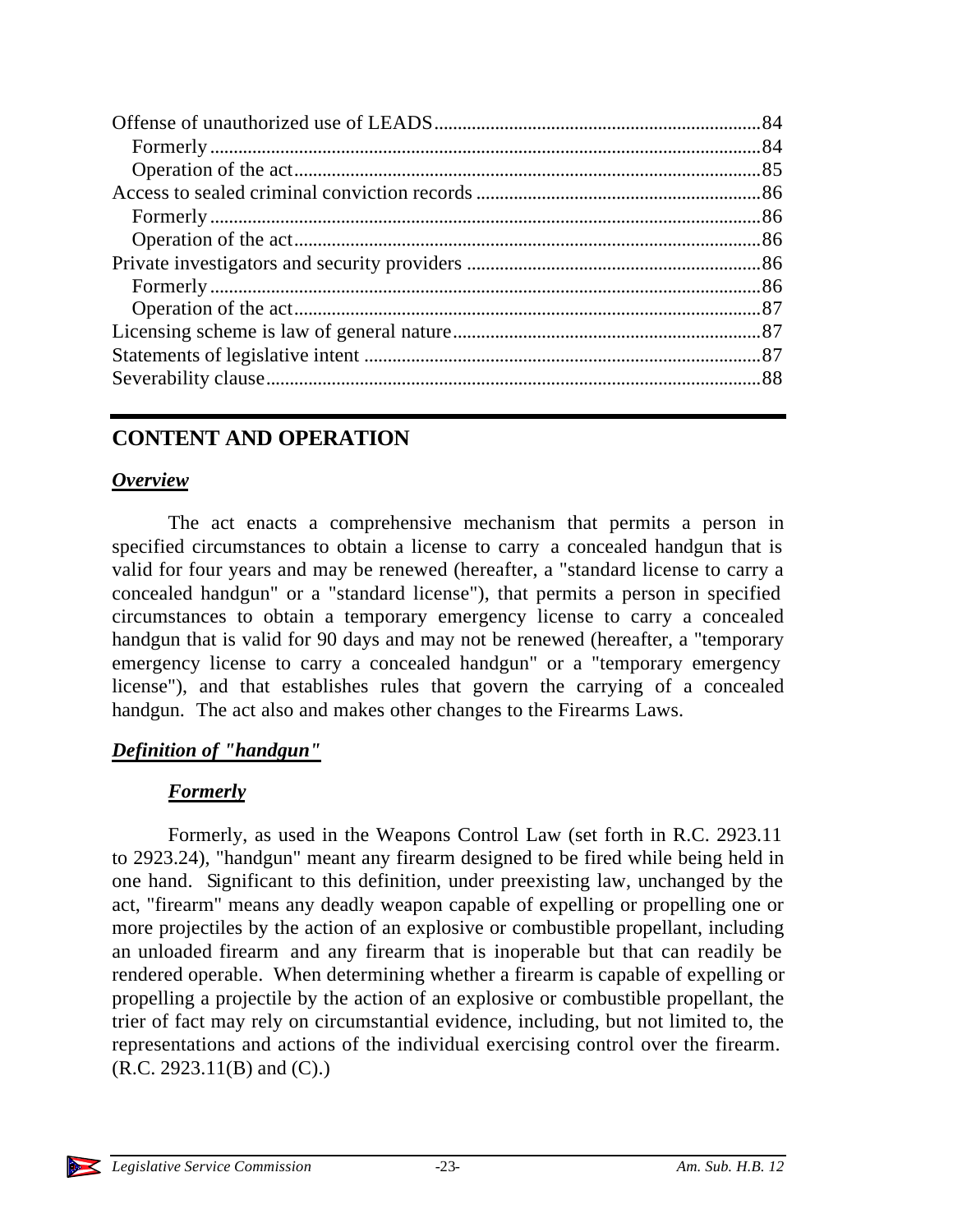Offense of unauthorized use of LEADS.....................................................................84
  Formerly.....................................................................................................84
  Operation of the act...................................................................................85
Access to sealed criminal conviction records ............................................................86
  Formerly.....................................................................................................86
  Operation of the act...................................................................................86
Private investigators and security providers ..............................................................86
  Formerly.....................................................................................................86
  Operation of the act...................................................................................87
Licensing scheme is law of general nature.................................................................87
Statements of legislative intent ....................................................................................87
Severability clause........................................................................................................88

---

## CONTENT AND OPERATION

### ***Overview***

The act enacts a comprehensive mechanism that permits a person in specified circumstances to obtain a license to carry a concealed handgun that is valid for four years and may be renewed (hereafter, a "standard license to carry a concealed handgun" or a "standard license"), that permits a person in specified circumstances to obtain a temporary emergency license to carry a concealed handgun that is valid for 90 days and may not be renewed (hereafter, a "temporary emergency license to carry a concealed handgun" or a "temporary emergency license"), and that establishes rules that govern the carrying of a concealed handgun. The act also and makes other changes to the Firearms Laws.

### ***Definition of "handgun"***

#### ***Formerly***

Formerly, as used in the Weapons Control Law (set forth in R.C. 2923.11 to 2923.24), "handgun" meant any firearm designed to be fired while being held in one hand. Significant to this definition, under preexisting law, unchanged by the act, "firearm" means any deadly weapon capable of expelling or propelling one or more projectiles by the action of an explosive or combustible propellant, including an unloaded firearm and any firearm that is inoperable but that can readily be rendered operable. When determining whether a firearm is capable of expelling or propelling a projectile by the action of an explosive or combustible propellant, the trier of fact may rely on circumstantial evidence, including, but not limited to, the representations and actions of the individual exercising control over the firearm. (R.C. 2923.11(B) and (C).)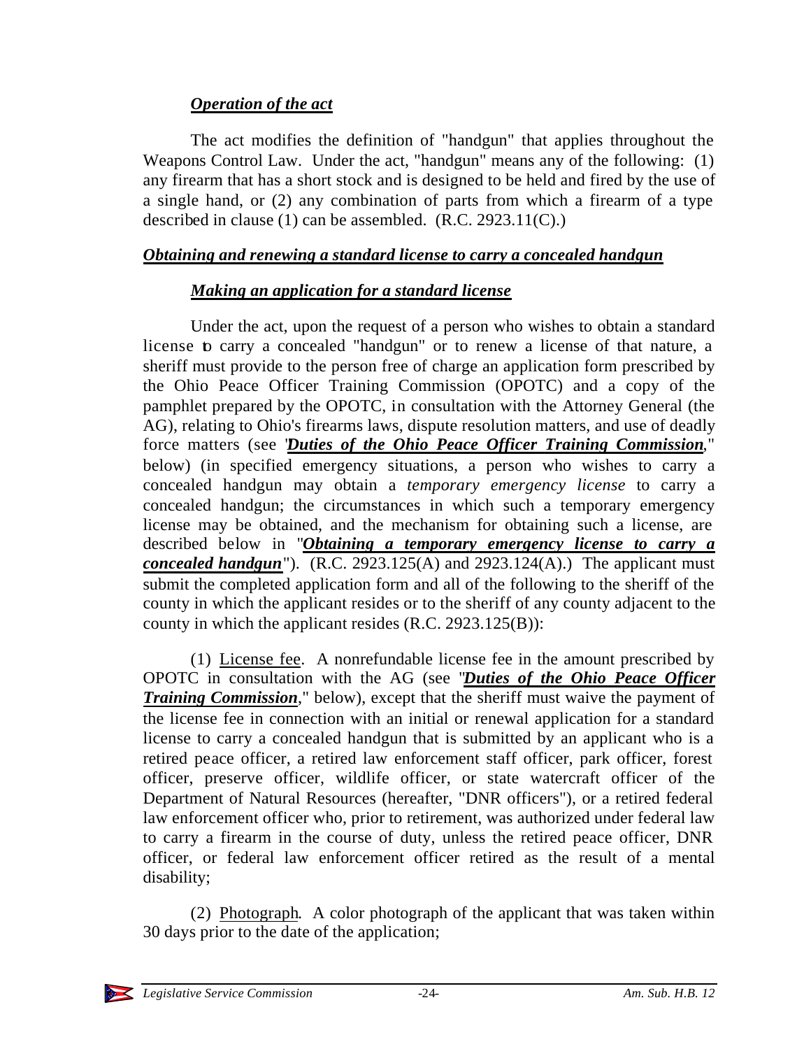### *Operation of the act*

The act modifies the definition of "handgun" that applies throughout the Weapons Control Law. Under the act, "handgun" means any of the following: (1) any firearm that has a short stock and is designed to be held and fired by the use of a single hand, or (2) any combination of parts from which a firearm of a type described in clause (1) can be assembled. (R.C. 2923.11(C).)

## *Obtaining and renewing a standard license to carry a concealed handgun*

### *Making an application for a standard license*

Under the act, upon the request of a person who wishes to obtain a standard license to carry a concealed "handgun" or to renew a license of that nature, a sheriff must provide to the person free of charge an application form prescribed by the Ohio Peace Officer Training Commission (OPOTC) and a copy of the pamphlet prepared by the OPOTC, in consultation with the Attorney General (the AG), relating to Ohio's firearms laws, dispute resolution matters, and use of deadly force matters (see "***Duties of the Ohio Peace Officer Training Commission***," below) (in specified emergency situations, a person who wishes to carry a concealed handgun may obtain a *temporary emergency license* to carry a concealed handgun; the circumstances in which such a temporary emergency license may be obtained, and the mechanism for obtaining such a license, are described below in "***Obtaining a temporary emergency license to carry a concealed handgun***"). (R.C. 2923.125(A) and 2923.124(A).) The applicant must submit the completed application form and all of the following to the sheriff of the county in which the applicant resides or to the sheriff of any county adjacent to the county in which the applicant resides (R.C. 2923.125(B)):

(1) License fee. A nonrefundable license fee in the amount prescribed by OPOTC in consultation with the AG (see "***Duties of the Ohio Peace Officer Training Commission***," below), except that the sheriff must waive the payment of the license fee in connection with an initial or renewal application for a standard license to carry a concealed handgun that is submitted by an applicant who is a retired peace officer, a retired law enforcement staff officer, park officer, forest officer, preserve officer, wildlife officer, or state watercraft officer of the Department of Natural Resources (hereafter, "DNR officers"), or a retired federal law enforcement officer who, prior to retirement, was authorized under federal law to carry a firearm in the course of duty, unless the retired peace officer, DNR officer, or federal law enforcement officer retired as the result of a mental disability;

(2) Photograph. A color photograph of the applicant that was taken within 30 days prior to the date of the application;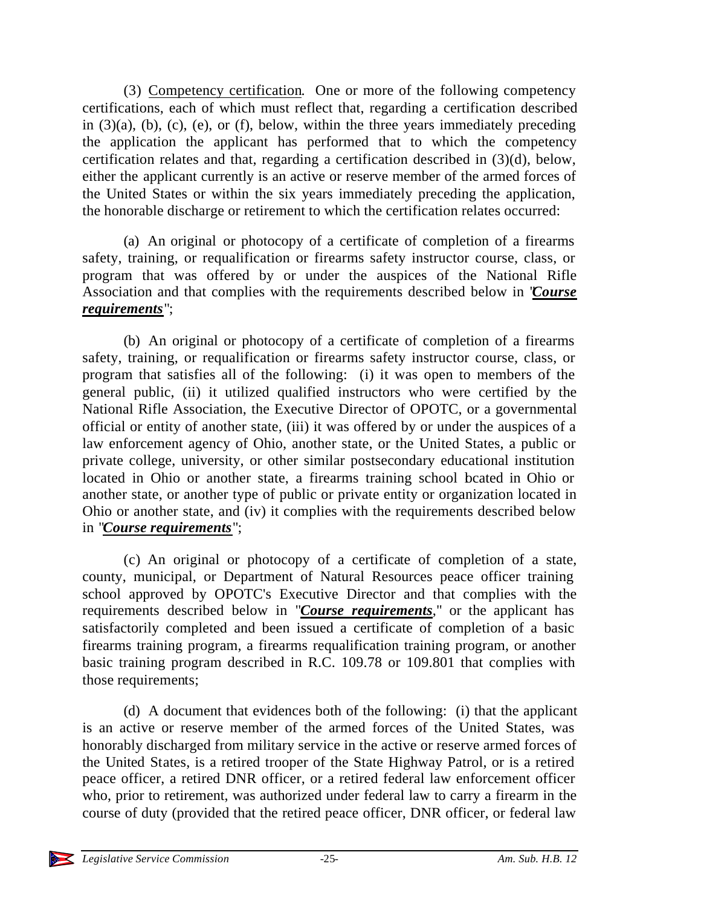(3) Competency certification. One or more of the following competency certifications, each of which must reflect that, regarding a certification described in (3)(a), (b), (c), (e), or (f), below, within the three years immediately preceding the application the applicant has performed that to which the competency certification relates and that, regarding a certification described in (3)(d), below, either the applicant currently is an active or reserve member of the armed forces of the United States or within the six years immediately preceding the application, the honorable discharge or retirement to which the certification relates occurred:

(a) An original or photocopy of a certificate of completion of a firearms safety, training, or requalification or firearms safety instructor course, class, or program that was offered by or under the auspices of the National Rifle Association and that complies with the requirements described below in "***Course requirements***";

(b) An original or photocopy of a certificate of completion of a firearms safety, training, or requalification or firearms safety instructor course, class, or program that satisfies all of the following: (i) it was open to members of the general public, (ii) it utilized qualified instructors who were certified by the National Rifle Association, the Executive Director of OPOTC, or a governmental official or entity of another state, (iii) it was offered by or under the auspices of a law enforcement agency of Ohio, another state, or the United States, a public or private college, university, or other similar postsecondary educational institution located in Ohio or another state, a firearms training school bcated in Ohio or another state, or another type of public or private entity or organization located in Ohio or another state, and (iv) it complies with the requirements described below in "***Course requirements***";

(c) An original or photocopy of a certificate of completion of a state, county, municipal, or Department of Natural Resources peace officer training school approved by OPOTC's Executive Director and that complies with the requirements described below in "***Course requirements***," or the applicant has satisfactorily completed and been issued a certificate of completion of a basic firearms training program, a firearms requalification training program, or another basic training program described in R.C. 109.78 or 109.801 that complies with those requirements;

(d) A document that evidences both of the following: (i) that the applicant is an active or reserve member of the armed forces of the United States, was honorably discharged from military service in the active or reserve armed forces of the United States, is a retired trooper of the State Highway Patrol, or is a retired peace officer, a retired DNR officer, or a retired federal law enforcement officer who, prior to retirement, was authorized under federal law to carry a firearm in the course of duty (provided that the retired peace officer, DNR officer, or federal law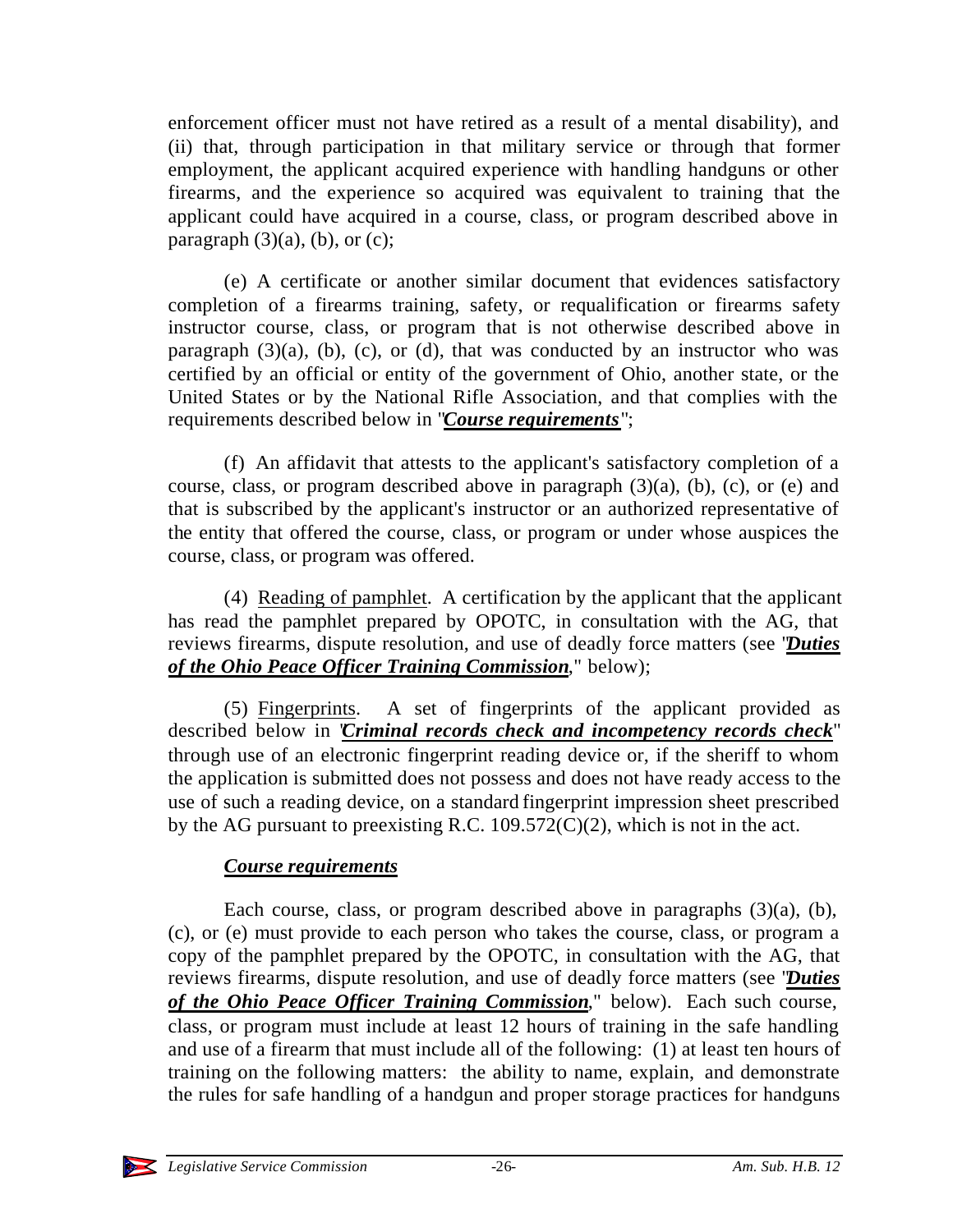enforcement officer must not have retired as a result of a mental disability), and (ii) that, through participation in that military service or through that former employment, the applicant acquired experience with handling handguns or other firearms, and the experience so acquired was equivalent to training that the applicant could have acquired in a course, class, or program described above in paragraph (3)(a), (b), or (c);

(e) A certificate or another similar document that evidences satisfactory completion of a firearms training, safety, or requalification or firearms safety instructor course, class, or program that is not otherwise described above in paragraph (3)(a), (b), (c), or (d), that was conducted by an instructor who was certified by an official or entity of the government of Ohio, another state, or the United States or by the National Rifle Association, and that complies with the requirements described below in "***Course requirements***";

(f) An affidavit that attests to the applicant's satisfactory completion of a course, class, or program described above in paragraph (3)(a), (b), (c), or (e) and that is subscribed by the applicant's instructor or an authorized representative of the entity that offered the course, class, or program or under whose auspices the course, class, or program was offered.

(4) Reading of pamphlet. A certification by the applicant that the applicant has read the pamphlet prepared by OPOTC, in consultation with the AG, that reviews firearms, dispute resolution, and use of deadly force matters (see "***Duties of the Ohio Peace Officer Training Commission***," below);

(5) Fingerprints. A set of fingerprints of the applicant provided as described below in "***Criminal records check and incompetency records check***" through use of an electronic fingerprint reading device or, if the sheriff to whom the application is submitted does not possess and does not have ready access to the use of such a reading device, on a standard fingerprint impression sheet prescribed by the AG pursuant to preexisting R.C. 109.572(C)(2), which is not in the act.

### *Course requirements*

Each course, class, or program described above in paragraphs (3)(a), (b), (c), or (e) must provide to each person who takes the course, class, or program a copy of the pamphlet prepared by the OPOTC, in consultation with the AG, that reviews firearms, dispute resolution, and use of deadly force matters (see "***Duties of the Ohio Peace Officer Training Commission***," below). Each such course, class, or program must include at least 12 hours of training in the safe handling and use of a firearm that must include all of the following: (1) at least ten hours of training on the following matters: the ability to name, explain, and demonstrate the rules for safe handling of a handgun and proper storage practices for handguns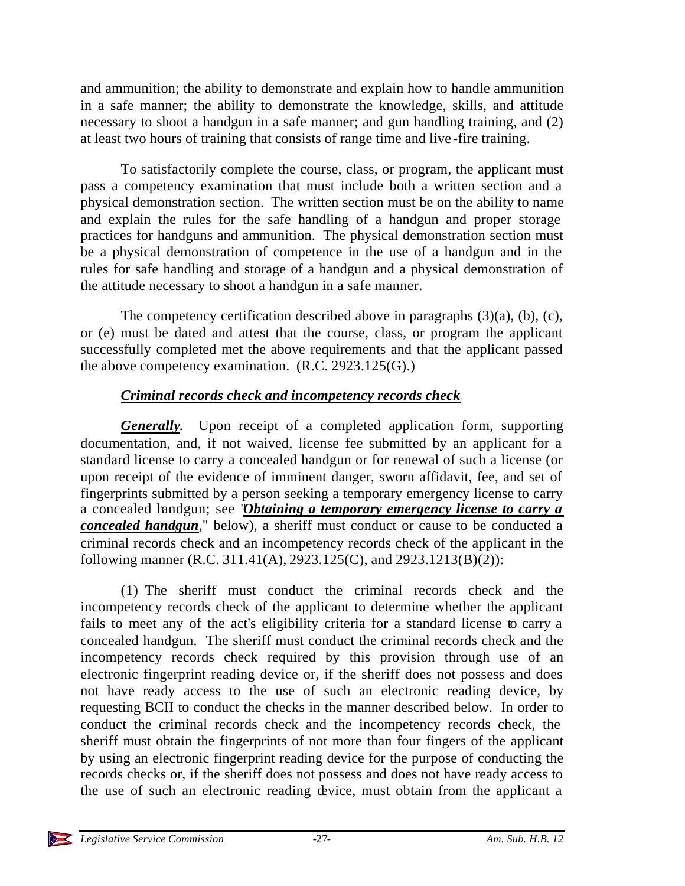and ammunition; the ability to demonstrate and explain how to handle ammunition in a safe manner; the ability to demonstrate the knowledge, skills, and attitude necessary to shoot a handgun in a safe manner; and gun handling training, and (2) at least two hours of training that consists of range time and live-fire training.

To satisfactorily complete the course, class, or program, the applicant must pass a competency examination that must include both a written section and a physical demonstration section. The written section must be on the ability to name and explain the rules for the safe handling of a handgun and proper storage practices for handguns and ammunition. The physical demonstration section must be a physical demonstration of competence in the use of a handgun and in the rules for safe handling and storage of a handgun and a physical demonstration of the attitude necessary to shoot a handgun in a safe manner.

The competency certification described above in paragraphs (3)(a), (b), (c), or (e) must be dated and attest that the course, class, or program the applicant successfully completed met the above requirements and that the applicant passed the above competency examination. (R.C. 2923.125(G).)

### ***Criminal records check and incompetency records check***

***Generally***. Upon receipt of a completed application form, supporting documentation, and, if not waived, license fee submitted by an applicant for a standard license to carry a concealed handgun or for renewal of such a license (or upon receipt of the evidence of imminent danger, sworn affidavit, fee, and set of fingerprints submitted by a person seeking a temporary emergency license to carry a concealed handgun; see "***Obtaining a temporary emergency license to carry a concealed handgun***," below), a sheriff must conduct or cause to be conducted a criminal records check and an incompetency records check of the applicant in the following manner (R.C. 311.41(A), 2923.125(C), and 2923.1213(B)(2)):

(1) The sheriff must conduct the criminal records check and the incompetency records check of the applicant to determine whether the applicant fails to meet any of the act's eligibility criteria for a standard license to carry a concealed handgun. The sheriff must conduct the criminal records check and the incompetency records check required by this provision through use of an electronic fingerprint reading device or, if the sheriff does not possess and does not have ready access to the use of such an electronic reading device, by requesting BCII to conduct the checks in the manner described below. In order to conduct the criminal records check and the incompetency records check, the sheriff must obtain the fingerprints of not more than four fingers of the applicant by using an electronic fingerprint reading device for the purpose of conducting the records checks or, if the sheriff does not possess and does not have ready access to the use of such an electronic reading device, must obtain from the applicant a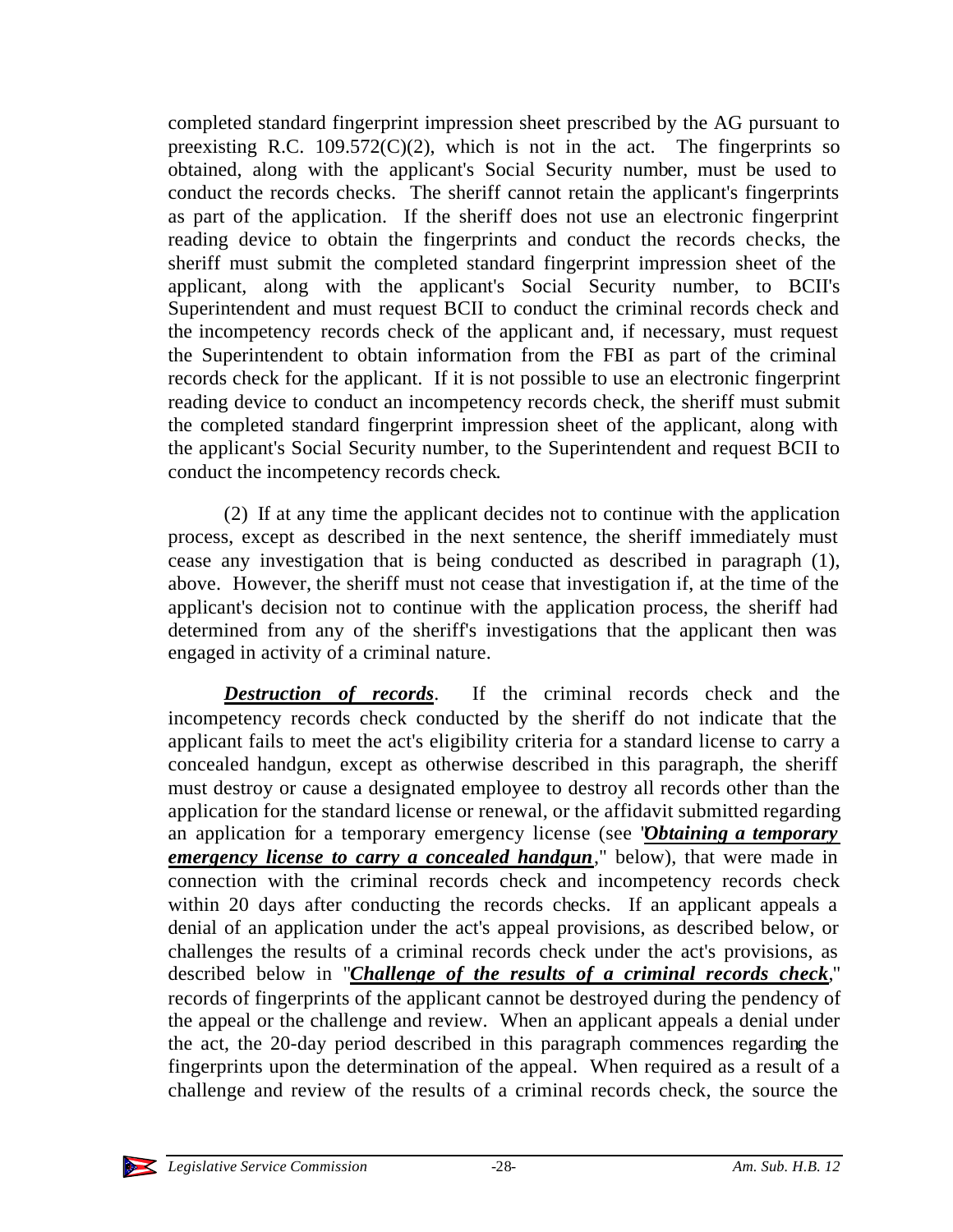completed standard fingerprint impression sheet prescribed by the AG pursuant to preexisting R.C. 109.572(C)(2), which is not in the act. The fingerprints so obtained, along with the applicant's Social Security number, must be used to conduct the records checks. The sheriff cannot retain the applicant's fingerprints as part of the application. If the sheriff does not use an electronic fingerprint reading device to obtain the fingerprints and conduct the records checks, the sheriff must submit the completed standard fingerprint impression sheet of the applicant, along with the applicant's Social Security number, to BCII's Superintendent and must request BCII to conduct the criminal records check and the incompetency records check of the applicant and, if necessary, must request the Superintendent to obtain information from the FBI as part of the criminal records check for the applicant. If it is not possible to use an electronic fingerprint reading device to conduct an incompetency records check, the sheriff must submit the completed standard fingerprint impression sheet of the applicant, along with the applicant's Social Security number, to the Superintendent and request BCII to conduct the incompetency records check.

(2) If at any time the applicant decides not to continue with the application process, except as described in the next sentence, the sheriff immediately must cease any investigation that is being conducted as described in paragraph (1), above. However, the sheriff must not cease that investigation if, at the time of the applicant's decision not to continue with the application process, the sheriff had determined from any of the sheriff's investigations that the applicant then was engaged in activity of a criminal nature.

***Destruction of records***. If the criminal records check and the incompetency records check conducted by the sheriff do not indicate that the applicant fails to meet the act's eligibility criteria for a standard license to carry a concealed handgun, except as otherwise described in this paragraph, the sheriff must destroy or cause a designated employee to destroy all records other than the application for the standard license or renewal, or the affidavit submitted regarding an application for a temporary emergency license (see "***Obtaining a temporary emergency license to carry a concealed handgun***," below), that were made in connection with the criminal records check and incompetency records check within 20 days after conducting the records checks. If an applicant appeals a denial of an application under the act's appeal provisions, as described below, or challenges the results of a criminal records check under the act's provisions, as described below in "***Challenge of the results of a criminal records check***," records of fingerprints of the applicant cannot be destroyed during the pendency of the appeal or the challenge and review. When an applicant appeals a denial under the act, the 20-day period described in this paragraph commences regarding the fingerprints upon the determination of the appeal. When required as a result of a challenge and review of the results of a criminal records check, the source the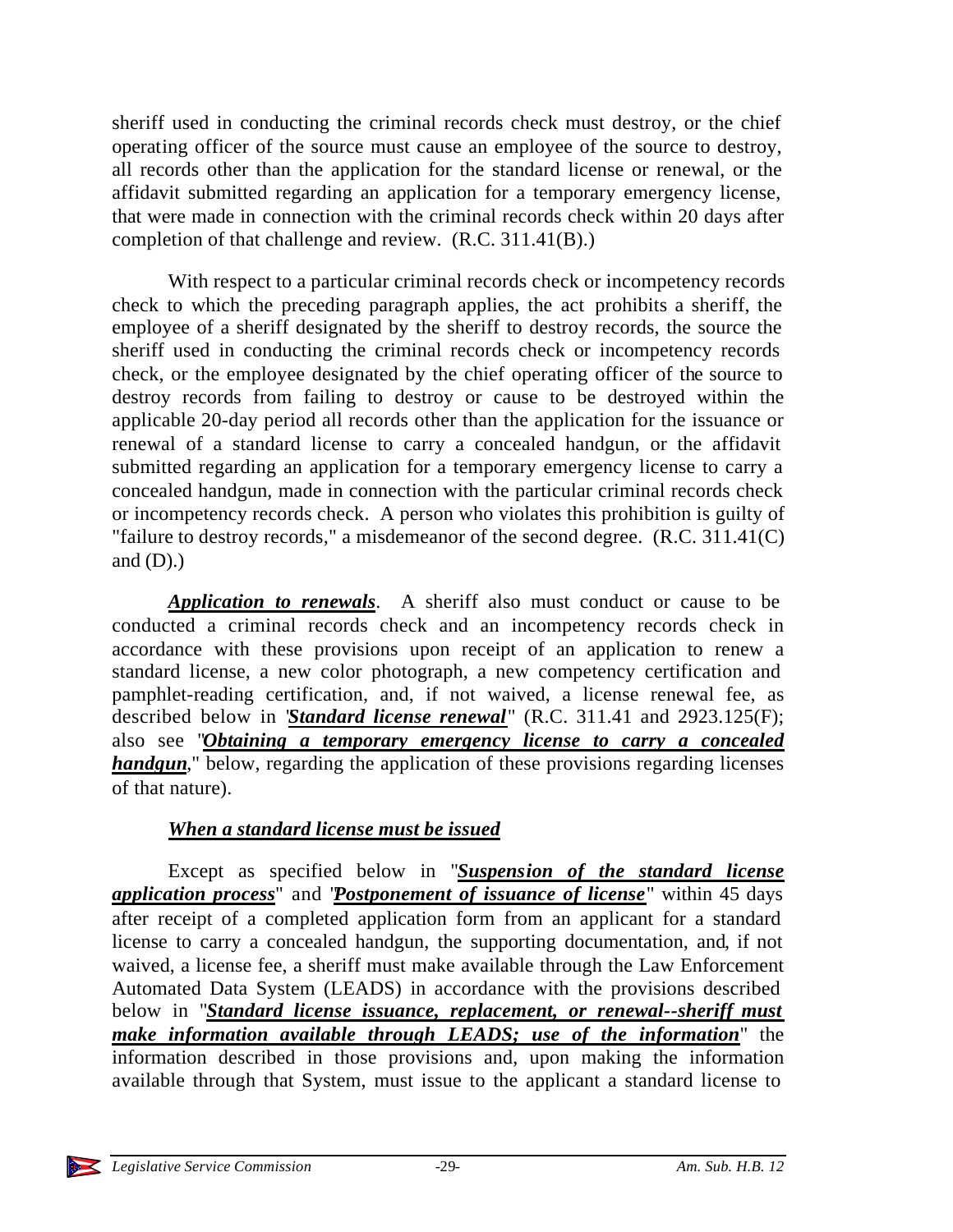sheriff used in conducting the criminal records check must destroy, or the chief operating officer of the source must cause an employee of the source to destroy, all records other than the application for the standard license or renewal, or the affidavit submitted regarding an application for a temporary emergency license, that were made in connection with the criminal records check within 20 days after completion of that challenge and review. (R.C. 311.41(B).)

With respect to a particular criminal records check or incompetency records check to which the preceding paragraph applies, the act prohibits a sheriff, the employee of a sheriff designated by the sheriff to destroy records, the source the sheriff used in conducting the criminal records check or incompetency records check, or the employee designated by the chief operating officer of the source to destroy records from failing to destroy or cause to be destroyed within the applicable 20-day period all records other than the application for the issuance or renewal of a standard license to carry a concealed handgun, or the affidavit submitted regarding an application for a temporary emergency license to carry a concealed handgun, made in connection with the particular criminal records check or incompetency records check. A person who violates this prohibition is guilty of "failure to destroy records," a misdemeanor of the second degree. (R.C. 311.41(C) and (D).)

***Application to renewals***. A sheriff also must conduct or cause to be conducted a criminal records check and an incompetency records check in accordance with these provisions upon receipt of an application to renew a standard license, a new color photograph, a new competency certification and pamphlet-reading certification, and, if not waived, a license renewal fee, as described below in "***Standard license renewal***" (R.C. 311.41 and 2923.125(F); also see "***Obtaining a temporary emergency license to carry a concealed handgun***," below, regarding the application of these provisions regarding licenses of that nature).

***When a standard license must be issued***

Except as specified below in "***Suspension of the standard license application process***" and "***Postponement of issuance of license***" within 45 days after receipt of a completed application form from an applicant for a standard license to carry a concealed handgun, the supporting documentation, and, if not waived, a license fee, a sheriff must make available through the Law Enforcement Automated Data System (LEADS) in accordance with the provisions described below in "***Standard license issuance, replacement, or renewal--sheriff must make information available through LEADS; use of the information***" the information described in those provisions and, upon making the information available through that System, must issue to the applicant a standard license to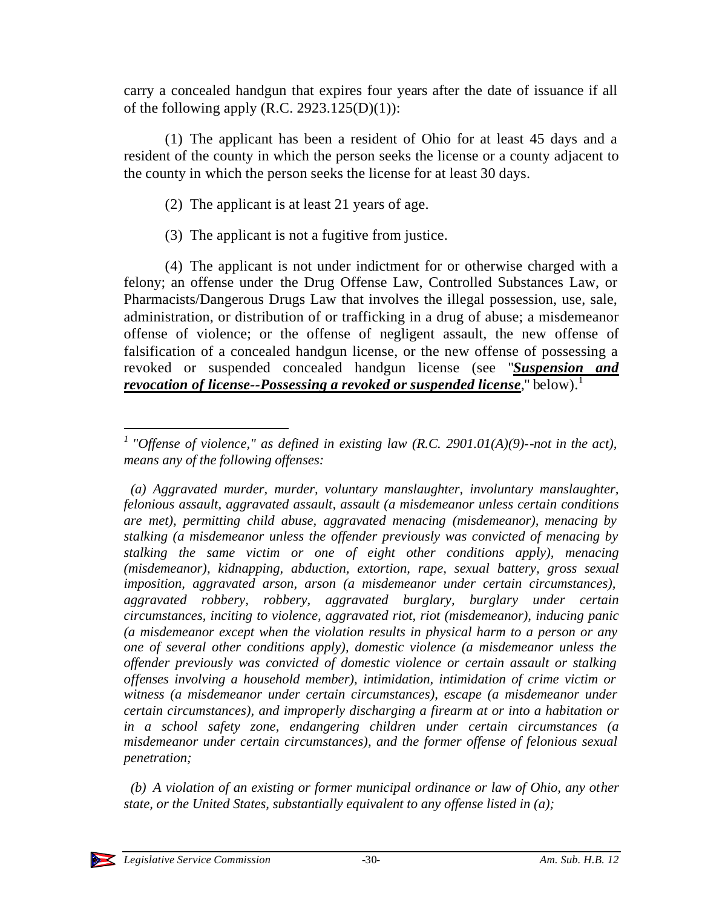carry a concealed handgun that expires four years after the date of issuance if all of the following apply (R.C. 2923.125(D)(1)):

(1) The applicant has been a resident of Ohio for at least 45 days and a resident of the county in which the person seeks the license or a county adjacent to the county in which the person seeks the license for at least 30 days.

(2) The applicant is at least 21 years of age.

(3) The applicant is not a fugitive from justice.

(4) The applicant is not under indictment for or otherwise charged with a felony; an offense under the Drug Offense Law, Controlled Substances Law, or Pharmacists/Dangerous Drugs Law that involves the illegal possession, use, sale, administration, or distribution of or trafficking in a drug of abuse; a misdemeanor offense of violence; or the offense of negligent assault, the new offense of falsification of a concealed handgun license, or the new offense of possessing a revoked or suspended concealed handgun license (see "***Suspension and revocation of license--Possessing a revoked or suspended license***," below).[1]

---

[1] *"Offense of violence," as defined in existing law (R.C. 2901.01(A)(9)--not in the act), means any of the following offenses:*

*(a) Aggravated murder, murder, voluntary manslaughter, involuntary manslaughter, felonious assault, aggravated assault, assault (a misdemeanor unless certain conditions are met), permitting child abuse, aggravated menacing (misdemeanor), menacing by stalking (a misdemeanor unless the offender previously was convicted of menacing by stalking the same victim or one of eight other conditions apply), menacing (misdemeanor), kidnapping, abduction, extortion, rape, sexual battery, gross sexual imposition, aggravated arson, arson (a misdemeanor under certain circumstances), aggravated robbery, robbery, aggravated burglary, burglary under certain circumstances, inciting to violence, aggravated riot, riot (misdemeanor), inducing panic (a misdemeanor except when the violation results in physical harm to a person or any one of several other conditions apply), domestic violence (a misdemeanor unless the offender previously was convicted of domestic violence or certain assault or stalking offenses involving a household member), intimidation, intimidation of crime victim or witness (a misdemeanor under certain circumstances), escape (a misdemeanor under certain circumstances), and improperly discharging a firearm at or into a habitation or in a school safety zone, endangering children under certain circumstances (a misdemeanor under certain circumstances), and the former offense of felonious sexual penetration;*

*(b) A violation of an existing or former municipal ordinance or law of Ohio, any other state, or the United States, substantially equivalent to any offense listed in (a);*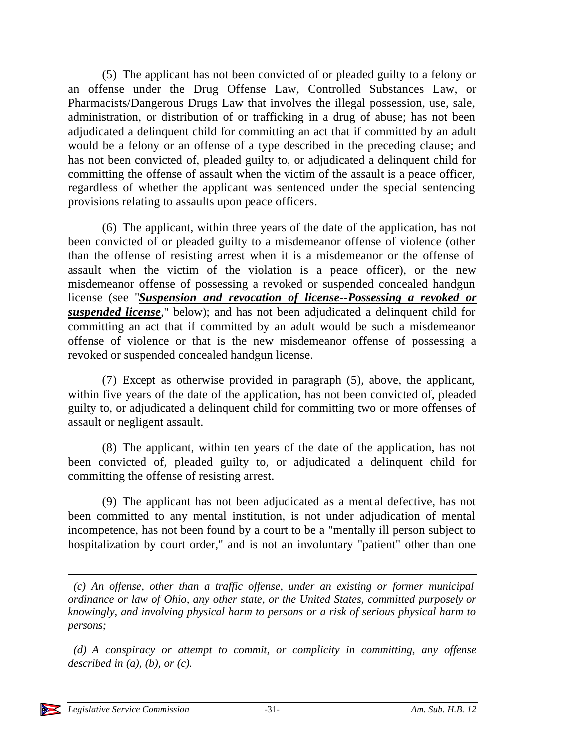(5) The applicant has not been convicted of or pleaded guilty to a felony or an offense under the Drug Offense Law, Controlled Substances Law, or Pharmacists/Dangerous Drugs Law that involves the illegal possession, use, sale, administration, or distribution of or trafficking in a drug of abuse; has not been adjudicated a delinquent child for committing an act that if committed by an adult would be a felony or an offense of a type described in the preceding clause; and has not been convicted of, pleaded guilty to, or adjudicated a delinquent child for committing the offense of assault when the victim of the assault is a peace officer, regardless of whether the applicant was sentenced under the special sentencing provisions relating to assaults upon peace officers.

(6) The applicant, within three years of the date of the application, has not been convicted of or pleaded guilty to a misdemeanor offense of violence (other than the offense of resisting arrest when it is a misdemeanor or the offense of assault when the victim of the violation is a peace officer), or the new misdemeanor offense of possessing a revoked or suspended concealed handgun license (see "***Suspension and revocation of license--Possessing a revoked or suspended license***," below); and has not been adjudicated a delinquent child for committing an act that if committed by an adult would be such a misdemeanor offense of violence or that is the new misdemeanor offense of possessing a revoked or suspended concealed handgun license.

(7) Except as otherwise provided in paragraph (5), above, the applicant, within five years of the date of the application, has not been convicted of, pleaded guilty to, or adjudicated a delinquent child for committing two or more offenses of assault or negligent assault.

(8) The applicant, within ten years of the date of the application, has not been convicted of, pleaded guilty to, or adjudicated a delinquent child for committing the offense of resisting arrest.

(9) The applicant has not been adjudicated as a mental defective, has not been committed to any mental institution, is not under adjudication of mental incompetence, has not been found by a court to be a "mentally ill person subject to hospitalization by court order," and is not an involuntary "patient" other than one

---

*(c) An offense, other than a traffic offense, under an existing or former municipal ordinance or law of Ohio, any other state, or the United States, committed purposely or knowingly, and involving physical harm to persons or a risk of serious physical harm to persons;*

*(d) A conspiracy or attempt to commit, or complicity in committing, any offense described in (a), (b), or (c).*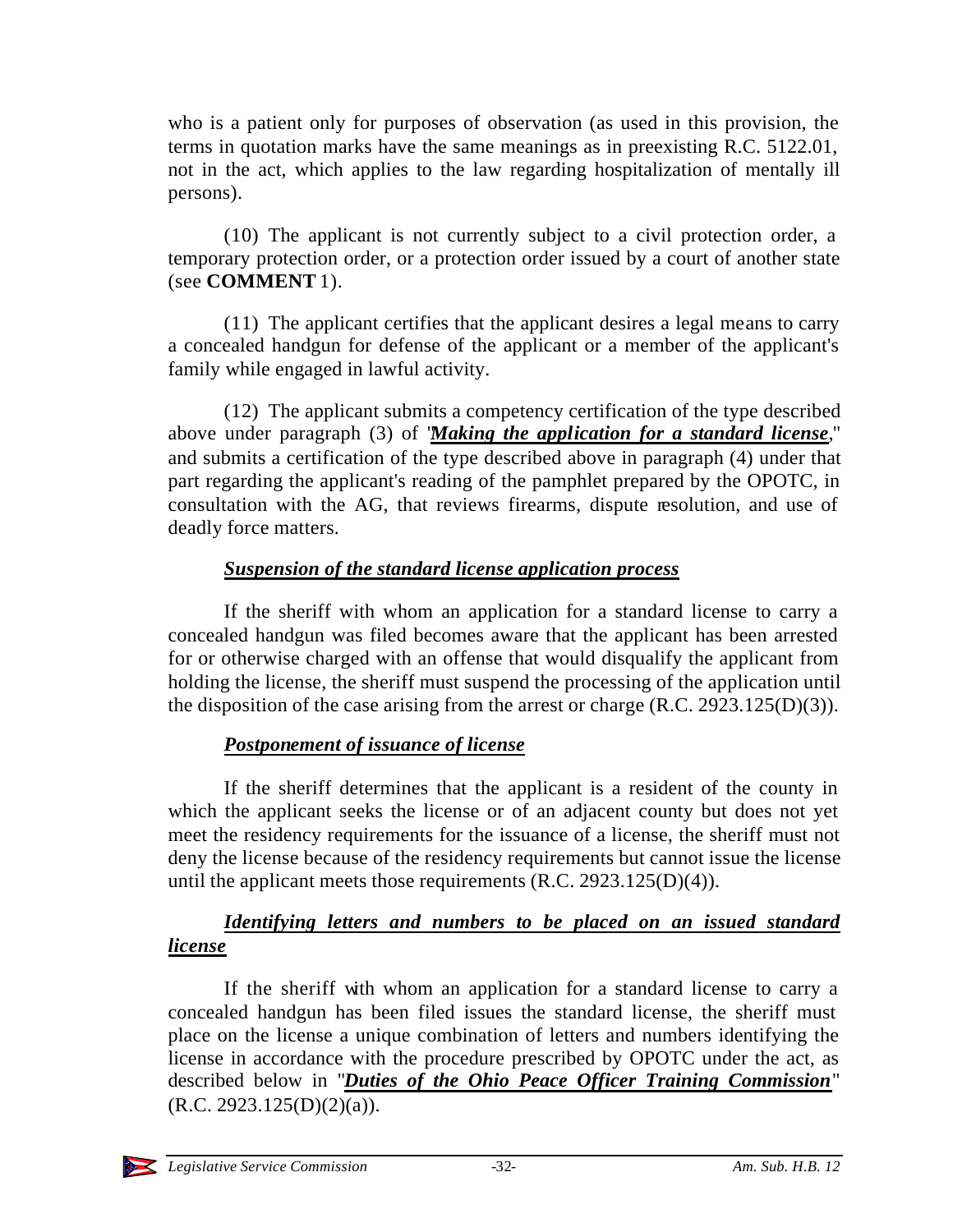who is a patient only for purposes of observation (as used in this provision, the terms in quotation marks have the same meanings as in preexisting R.C. 5122.01, not in the act, which applies to the law regarding hospitalization of mentally ill persons).

(10) The applicant is not currently subject to a civil protection order, a temporary protection order, or a protection order issued by a court of another state (see **COMMENT** 1).

(11) The applicant certifies that the applicant desires a legal means to carry a concealed handgun for defense of the applicant or a member of the applicant's family while engaged in lawful activity.

(12) The applicant submits a competency certification of the type described above under paragraph (3) of "***Making the application for a standard license***," and submits a certification of the type described above in paragraph (4) under that part regarding the applicant's reading of the pamphlet prepared by the OPOTC, in consultation with the AG, that reviews firearms, dispute resolution, and use of deadly force matters.

***Suspension of the standard license application process***

If the sheriff with whom an application for a standard license to carry a concealed handgun was filed becomes aware that the applicant has been arrested for or otherwise charged with an offense that would disqualify the applicant from holding the license, the sheriff must suspend the processing of the application until the disposition of the case arising from the arrest or charge (R.C. 2923.125(D)(3)).

***Postponement of issuance of license***

If the sheriff determines that the applicant is a resident of the county in which the applicant seeks the license or of an adjacent county but does not yet meet the residency requirements for the issuance of a license, the sheriff must not deny the license because of the residency requirements but cannot issue the license until the applicant meets those requirements (R.C. 2923.125(D)(4)).

***Identifying letters and numbers to be placed on an issued standard license***

If the sheriff with whom an application for a standard license to carry a concealed handgun has been filed issues the standard license, the sheriff must place on the license a unique combination of letters and numbers identifying the license in accordance with the procedure prescribed by OPOTC under the act, as described below in "***Duties of the Ohio Peace Officer Training Commission***" (R.C. 2923.125(D)(2)(a)).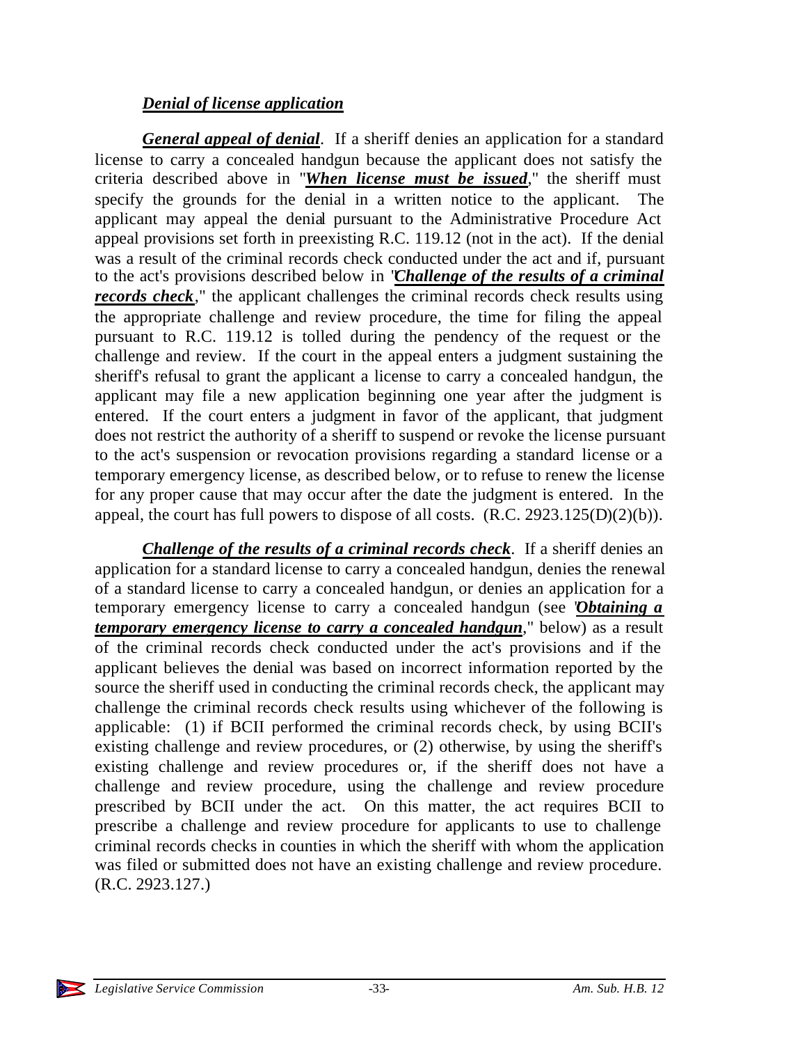### ***Denial of license application***

***General appeal of denial***. If a sheriff denies an application for a standard license to carry a concealed handgun because the applicant does not satisfy the criteria described above in "***When license must be issued***," the sheriff must specify the grounds for the denial in a written notice to the applicant. The applicant may appeal the denial pursuant to the Administrative Procedure Act appeal provisions set forth in preexisting R.C. 119.12 (not in the act). If the denial was a result of the criminal records check conducted under the act and if, pursuant to the act's provisions described below in "***Challenge of the results of a criminal records check***," the applicant challenges the criminal records check results using the appropriate challenge and review procedure, the time for filing the appeal pursuant to R.C. 119.12 is tolled during the pendency of the request or the challenge and review. If the court in the appeal enters a judgment sustaining the sheriff's refusal to grant the applicant a license to carry a concealed handgun, the applicant may file a new application beginning one year after the judgment is entered. If the court enters a judgment in favor of the applicant, that judgment does not restrict the authority of a sheriff to suspend or revoke the license pursuant to the act's suspension or revocation provisions regarding a standard license or a temporary emergency license, as described below, or to refuse to renew the license for any proper cause that may occur after the date the judgment is entered. In the appeal, the court has full powers to dispose of all costs. (R.C. 2923.125(D)(2)(b)).

***Challenge of the results of a criminal records check***. If a sheriff denies an application for a standard license to carry a concealed handgun, denies the renewal of a standard license to carry a concealed handgun, or denies an application for a temporary emergency license to carry a concealed handgun (see "***Obtaining a temporary emergency license to carry a concealed handgun***," below) as a result of the criminal records check conducted under the act's provisions and if the applicant believes the denial was based on incorrect information reported by the source the sheriff used in conducting the criminal records check, the applicant may challenge the criminal records check results using whichever of the following is applicable: (1) if BCII performed the criminal records check, by using BCII's existing challenge and review procedures, or (2) otherwise, by using the sheriff's existing challenge and review procedures or, if the sheriff does not have a challenge and review procedure, using the challenge and review procedure prescribed by BCII under the act. On this matter, the act requires BCII to prescribe a challenge and review procedure for applicants to use to challenge criminal records checks in counties in which the sheriff with whom the application was filed or submitted does not have an existing challenge and review procedure. (R.C. 2923.127.)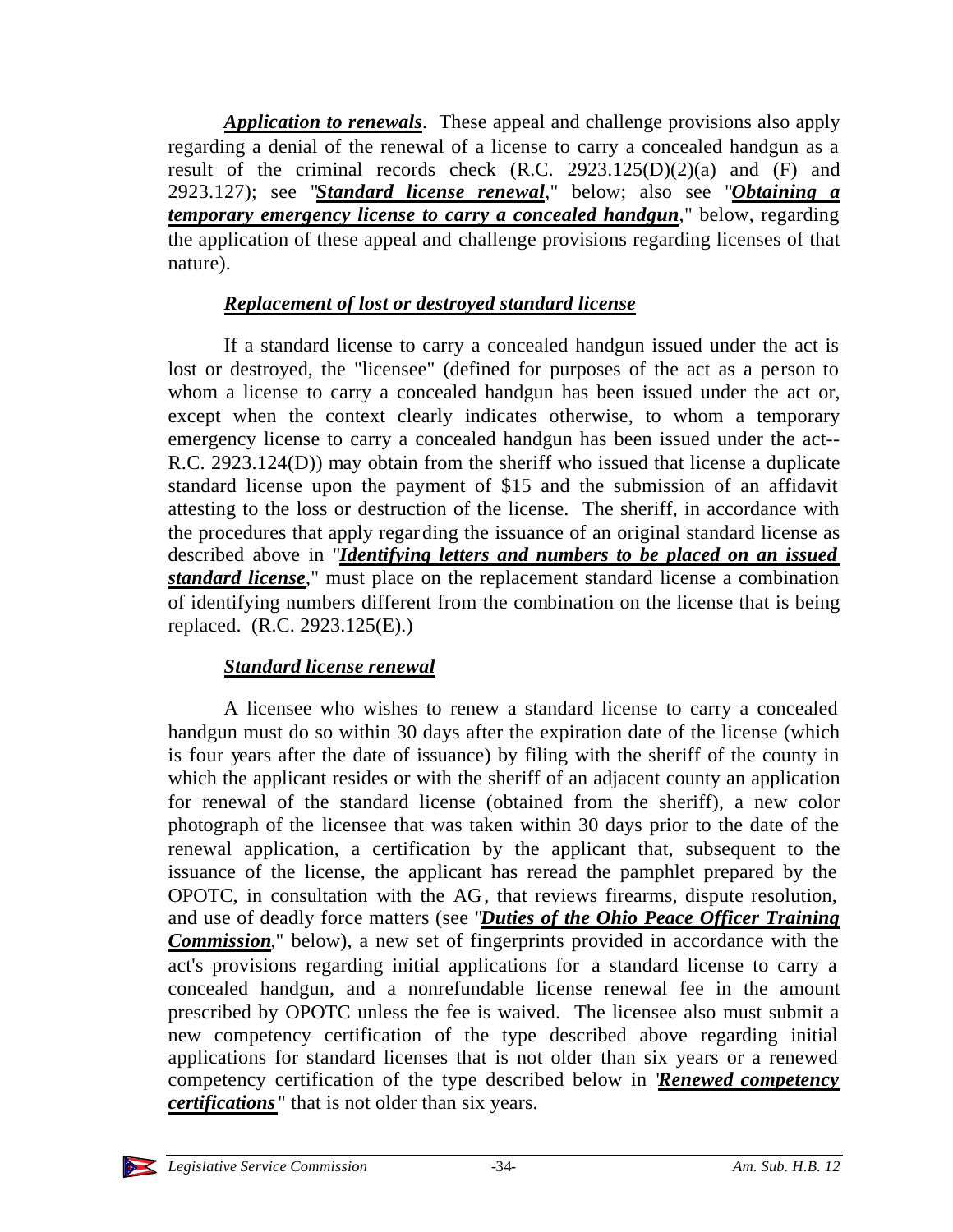***Application to renewals***. These appeal and challenge provisions also apply regarding a denial of the renewal of a license to carry a concealed handgun as a result of the criminal records check (R.C. 2923.125(D)(2)(a) and (F) and 2923.127); see "***Standard license renewal***," below; also see "***Obtaining a temporary emergency license to carry a concealed handgun***," below, regarding the application of these appeal and challenge provisions regarding licenses of that nature).

### *Replacement of lost or destroyed standard license*

If a standard license to carry a concealed handgun issued under the act is lost or destroyed, the "licensee" (defined for purposes of the act as a person to whom a license to carry a concealed handgun has been issued under the act or, except when the context clearly indicates otherwise, to whom a temporary emergency license to carry a concealed handgun has been issued under the act--R.C. 2923.124(D)) may obtain from the sheriff who issued that license a duplicate standard license upon the payment of $15 and the submission of an affidavit attesting to the loss or destruction of the license. The sheriff, in accordance with the procedures that apply regarding the issuance of an original standard license as described above in "***Identifying letters and numbers to be placed on an issued standard license***," must place on the replacement standard license a combination of identifying numbers different from the combination on the license that is being replaced. (R.C. 2923.125(E).)

### *Standard license renewal*

A licensee who wishes to renew a standard license to carry a concealed handgun must do so within 30 days after the expiration date of the license (which is four years after the date of issuance) by filing with the sheriff of the county in which the applicant resides or with the sheriff of an adjacent county an application for renewal of the standard license (obtained from the sheriff), a new color photograph of the licensee that was taken within 30 days prior to the date of the renewal application, a certification by the applicant that, subsequent to the issuance of the license, the applicant has reread the pamphlet prepared by the OPOTC, in consultation with the AG, that reviews firearms, dispute resolution, and use of deadly force matters (see "***Duties of the Ohio Peace Officer Training Commission***," below), a new set of fingerprints provided in accordance with the act's provisions regarding initial applications for a standard license to carry a concealed handgun, and a nonrefundable license renewal fee in the amount prescribed by OPOTC unless the fee is waived. The licensee also must submit a new competency certification of the type described above regarding initial applications for standard licenses that is not older than six years or a renewed competency certification of the type described below in "***Renewed competency certifications***" that is not older than six years.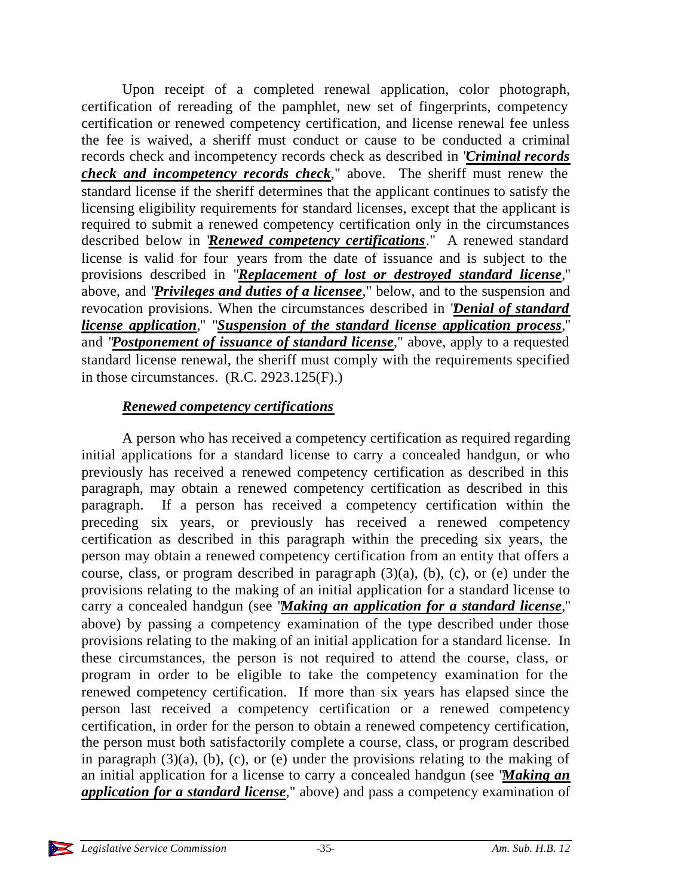Upon receipt of a completed renewal application, color photograph, certification of rereading of the pamphlet, new set of fingerprints, competency certification or renewed competency certification, and license renewal fee unless the fee is waived, a sheriff must conduct or cause to be conducted a criminal records check and incompetency records check as described in "***Criminal records check and incompetency records check***," above. The sheriff must renew the standard license if the sheriff determines that the applicant continues to satisfy the licensing eligibility requirements for standard licenses, except that the applicant is required to submit a renewed competency certification only in the circumstances described below in "***Renewed competency certifications***." A renewed standard license is valid for four years from the date of issuance and is subject to the provisions described in "***Replacement of lost or destroyed standard license***," above, and "***Privileges and duties of a licensee***," below, and to the suspension and revocation provisions. When the circumstances described in "***Denial of standard license application***," "***Suspension of the standard license application process***," and "***Postponement of issuance of standard license***," above, apply to a requested standard license renewal, the sheriff must comply with the requirements specified in those circumstances. (R.C. 2923.125(F).)

***Renewed competency certifications***

A person who has received a competency certification as required regarding initial applications for a standard license to carry a concealed handgun, or who previously has received a renewed competency certification as described in this paragraph, may obtain a renewed competency certification as described in this paragraph. If a person has received a competency certification within the preceding six years, or previously has received a renewed competency certification as described in this paragraph within the preceding six years, the person may obtain a renewed competency certification from an entity that offers a course, class, or program described in paragraph (3)(a), (b), (c), or (e) under the provisions relating to the making of an initial application for a standard license to carry a concealed handgun (see "***Making an application for a standard license***," above) by passing a competency examination of the type described under those provisions relating to the making of an initial application for a standard license. In these circumstances, the person is not required to attend the course, class, or program in order to be eligible to take the competency examination for the renewed competency certification. If more than six years has elapsed since the person last received a competency certification or a renewed competency certification, in order for the person to obtain a renewed competency certification, the person must both satisfactorily complete a course, class, or program described in paragraph (3)(a), (b), (c), or (e) under the provisions relating to the making of an initial application for a license to carry a concealed handgun (see "***Making an application for a standard license***," above) and pass a competency examination of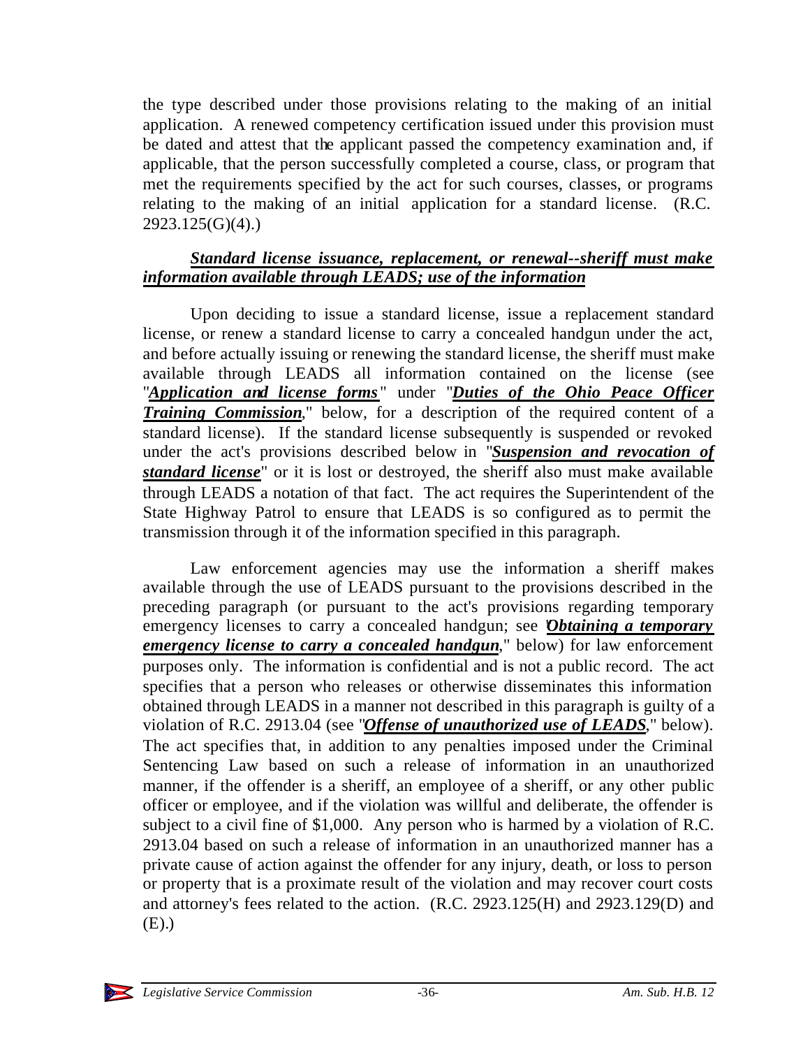the type described under those provisions relating to the making of an initial application. A renewed competency certification issued under this provision must be dated and attest that the applicant passed the competency examination and, if applicable, that the person successfully completed a course, class, or program that met the requirements specified by the act for such courses, classes, or programs relating to the making of an initial application for a standard license. (R.C. 2923.125(G)(4).)

***Standard license issuance, replacement, or renewal--sheriff must make information available through LEADS; use of the information***

Upon deciding to issue a standard license, issue a replacement standard license, or renew a standard license to carry a concealed handgun under the act, and before actually issuing or renewing the standard license, the sheriff must make available through LEADS all information contained on the license (see "***Application and license forms***" under "***Duties of the Ohio Peace Officer Training Commission***," below, for a description of the required content of a standard license). If the standard license subsequently is suspended or revoked under the act's provisions described below in "***Suspension and revocation of standard license***" or it is lost or destroyed, the sheriff also must make available through LEADS a notation of that fact. The act requires the Superintendent of the State Highway Patrol to ensure that LEADS is so configured as to permit the transmission through it of the information specified in this paragraph.

Law enforcement agencies may use the information a sheriff makes available through the use of LEADS pursuant to the provisions described in the preceding paragraph (or pursuant to the act's provisions regarding temporary emergency licenses to carry a concealed handgun; see "***Obtaining a temporary emergency license to carry a concealed handgun***," below) for law enforcement purposes only. The information is confidential and is not a public record. The act specifies that a person who releases or otherwise disseminates this information obtained through LEADS in a manner not described in this paragraph is guilty of a violation of R.C. 2913.04 (see "***Offense of unauthorized use of LEADS***," below). The act specifies that, in addition to any penalties imposed under the Criminal Sentencing Law based on such a release of information in an unauthorized manner, if the offender is a sheriff, an employee of a sheriff, or any other public officer or employee, and if the violation was willful and deliberate, the offender is subject to a civil fine of $1,000. Any person who is harmed by a violation of R.C. 2913.04 based on such a release of information in an unauthorized manner has a private cause of action against the offender for any injury, death, or loss to person or property that is a proximate result of the violation and may recover court costs and attorney's fees related to the action. (R.C. 2923.125(H) and 2923.129(D) and (E).)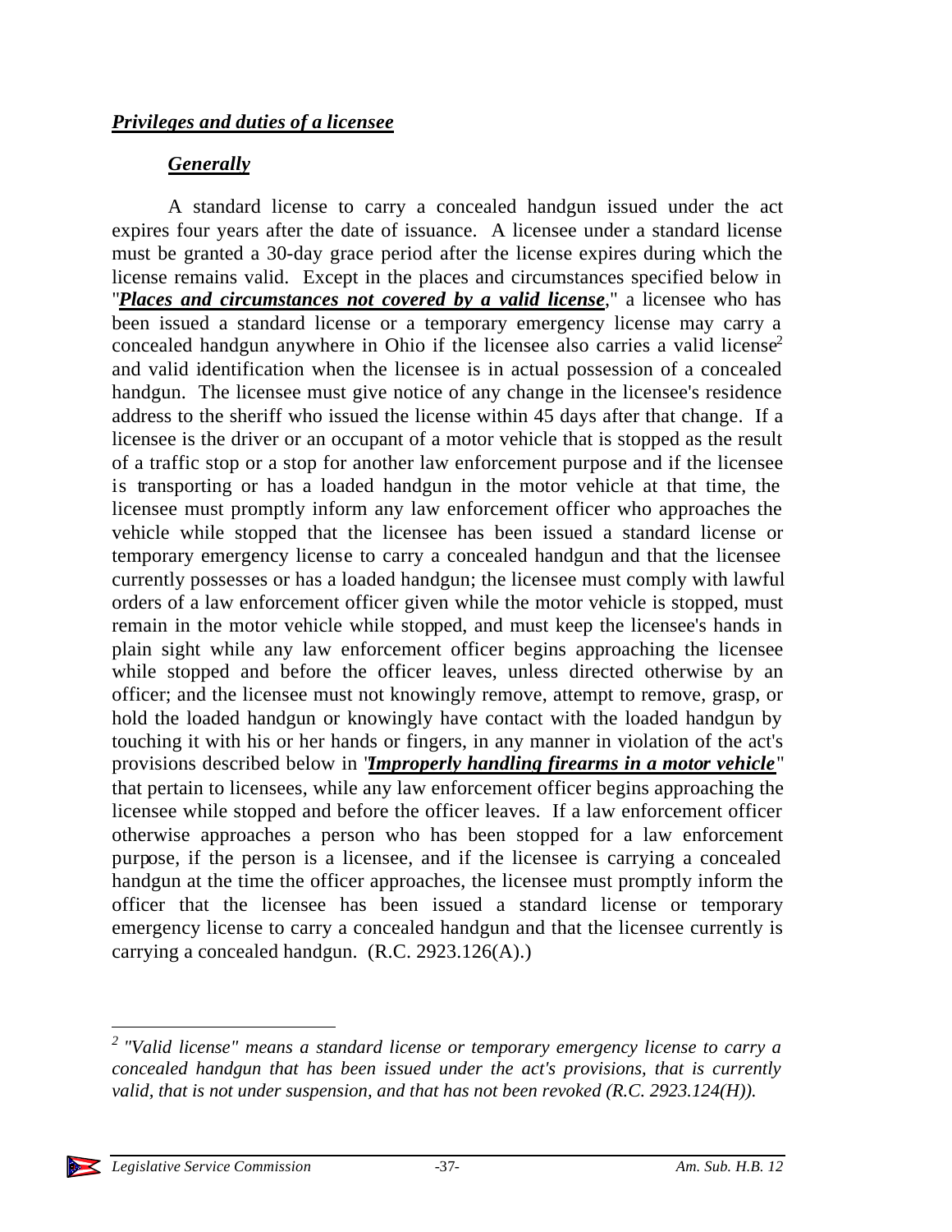***Privileges and duties of a licensee***

***Generally***

A standard license to carry a concealed handgun issued under the act expires four years after the date of issuance. A licensee under a standard license must be granted a 30-day grace period after the license expires during which the license remains valid. Except in the places and circumstances specified below in "***Places and circumstances not covered by a valid license***," a licensee who has been issued a standard license or a temporary emergency license may carry a concealed handgun anywhere in Ohio if the licensee also carries a valid license[2] and valid identification when the licensee is in actual possession of a concealed handgun. The licensee must give notice of any change in the licensee's residence address to the sheriff who issued the license within 45 days after that change. If a licensee is the driver or an occupant of a motor vehicle that is stopped as the result of a traffic stop or a stop for another law enforcement purpose and if the licensee is transporting or has a loaded handgun in the motor vehicle at that time, the licensee must promptly inform any law enforcement officer who approaches the vehicle while stopped that the licensee has been issued a standard license or temporary emergency license to carry a concealed handgun and that the licensee currently possesses or has a loaded handgun; the licensee must comply with lawful orders of a law enforcement officer given while the motor vehicle is stopped, must remain in the motor vehicle while stopped, and must keep the licensee's hands in plain sight while any law enforcement officer begins approaching the licensee while stopped and before the officer leaves, unless directed otherwise by an officer; and the licensee must not knowingly remove, attempt to remove, grasp, or hold the loaded handgun or knowingly have contact with the loaded handgun by touching it with his or her hands or fingers, in any manner in violation of the act's provisions described below in "***Improperly handling firearms in a motor vehicle***" that pertain to licensees, while any law enforcement officer begins approaching the licensee while stopped and before the officer leaves. If a law enforcement officer otherwise approaches a person who has been stopped for a law enforcement purpose, if the person is a licensee, and if the licensee is carrying a concealed handgun at the time the officer approaches, the licensee must promptly inform the officer that the licensee has been issued a standard license or temporary emergency license to carry a concealed handgun and that the licensee currently is carrying a concealed handgun. (R.C. 2923.126(A).)

---

*[2] "Valid license" means a standard license or temporary emergency license to carry a concealed handgun that has been issued under the act's provisions, that is currently valid, that is not under suspension, and that has not been revoked (R.C. 2923.124(H)).*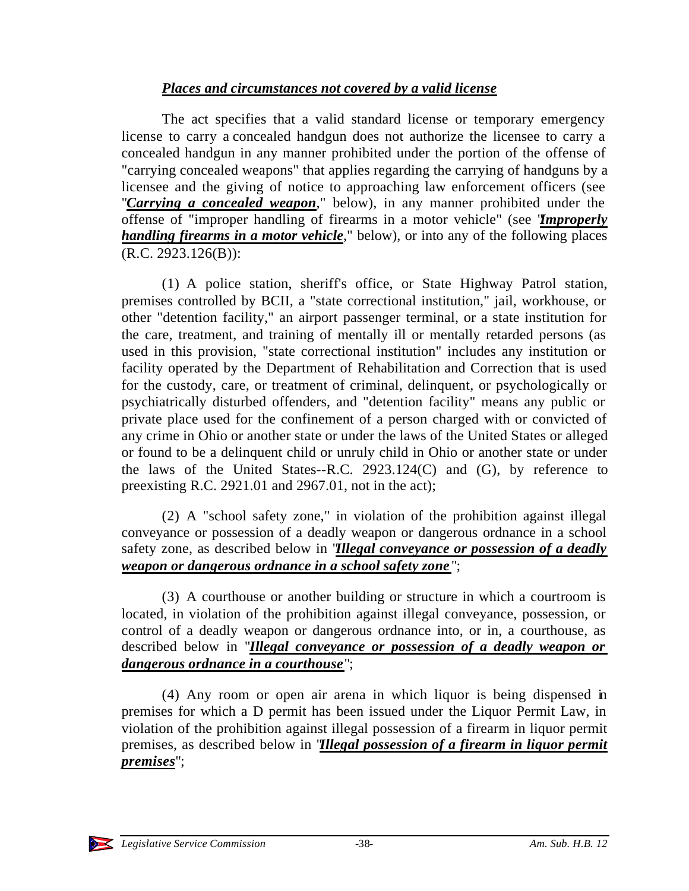***Places and circumstances not covered by a valid license***

The act specifies that a valid standard license or temporary emergency license to carry a concealed handgun does not authorize the licensee to carry a concealed handgun in any manner prohibited under the portion of the offense of "carrying concealed weapons" that applies regarding the carrying of handguns by a licensee and the giving of notice to approaching law enforcement officers (see "***Carrying a concealed weapon***," below), in any manner prohibited under the offense of "improper handling of firearms in a motor vehicle" (see "***Improperly handling firearms in a motor vehicle***," below), or into any of the following places (R.C. 2923.126(B)):

(1) A police station, sheriff's office, or State Highway Patrol station, premises controlled by BCII, a "state correctional institution," jail, workhouse, or other "detention facility," an airport passenger terminal, or a state institution for the care, treatment, and training of mentally ill or mentally retarded persons (as used in this provision, "state correctional institution" includes any institution or facility operated by the Department of Rehabilitation and Correction that is used for the custody, care, or treatment of criminal, delinquent, or psychologically or psychiatrically disturbed offenders, and "detention facility" means any public or private place used for the confinement of a person charged with or convicted of any crime in Ohio or another state or under the laws of the United States or alleged or found to be a delinquent child or unruly child in Ohio or another state or under the laws of the United States--R.C. 2923.124(C) and (G), by reference to preexisting R.C. 2921.01 and 2967.01, not in the act);

(2) A "school safety zone," in violation of the prohibition against illegal conveyance or possession of a deadly weapon or dangerous ordnance in a school safety zone, as described below in "***Illegal conveyance or possession of a deadly weapon or dangerous ordnance in a school safety zone***";

(3) A courthouse or another building or structure in which a courtroom is located, in violation of the prohibition against illegal conveyance, possession, or control of a deadly weapon or dangerous ordnance into, or in, a courthouse, as described below in "***Illegal conveyance or possession of a deadly weapon or dangerous ordnance in a courthouse***";

(4) Any room or open air arena in which liquor is being dispensed in premises for which a D permit has been issued under the Liquor Permit Law, in violation of the prohibition against illegal possession of a firearm in liquor permit premises, as described below in "***Illegal possession of a firearm in liquor permit premises***";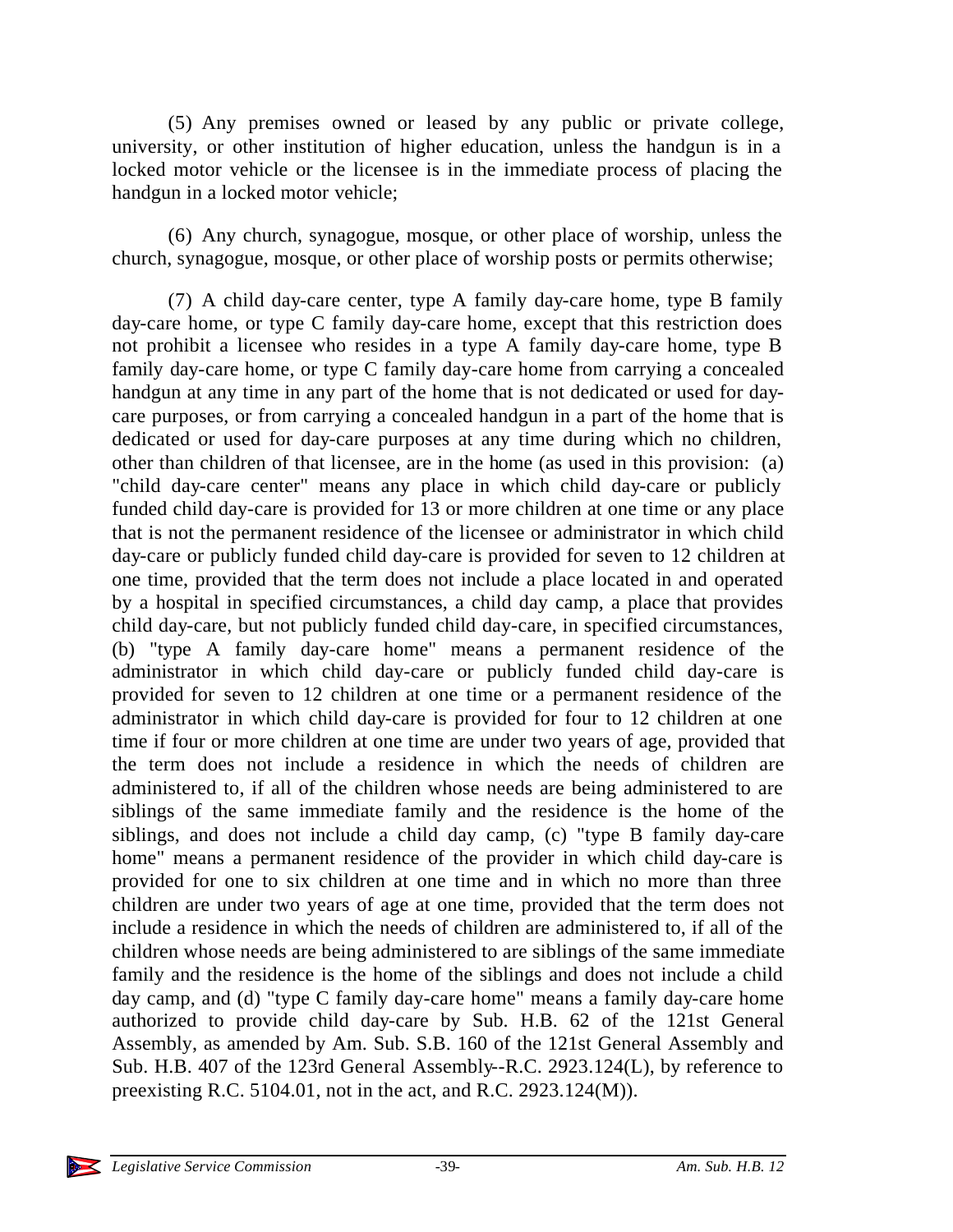(5) Any premises owned or leased by any public or private college, university, or other institution of higher education, unless the handgun is in a locked motor vehicle or the licensee is in the immediate process of placing the handgun in a locked motor vehicle;

(6) Any church, synagogue, mosque, or other place of worship, unless the church, synagogue, mosque, or other place of worship posts or permits otherwise;

(7) A child day-care center, type A family day-care home, type B family day-care home, or type C family day-care home, except that this restriction does not prohibit a licensee who resides in a type A family day-care home, type B family day-care home, or type C family day-care home from carrying a concealed handgun at any time in any part of the home that is not dedicated or used for day-care purposes, or from carrying a concealed handgun in a part of the home that is dedicated or used for day-care purposes at any time during which no children, other than children of that licensee, are in the home (as used in this provision: (a) "child day-care center" means any place in which child day-care or publicly funded child day-care is provided for 13 or more children at one time or any place that is not the permanent residence of the licensee or administrator in which child day-care or publicly funded child day-care is provided for seven to 12 children at one time, provided that the term does not include a place located in and operated by a hospital in specified circumstances, a child day camp, a place that provides child day-care, but not publicly funded child day-care, in specified circumstances, (b) "type A family day-care home" means a permanent residence of the administrator in which child day-care or publicly funded child day-care is provided for seven to 12 children at one time or a permanent residence of the administrator in which child day-care is provided for four to 12 children at one time if four or more children at one time are under two years of age, provided that the term does not include a residence in which the needs of children are administered to, if all of the children whose needs are being administered to are siblings of the same immediate family and the residence is the home of the siblings, and does not include a child day camp, (c) "type B family day-care home" means a permanent residence of the provider in which child day-care is provided for one to six children at one time and in which no more than three children are under two years of age at one time, provided that the term does not include a residence in which the needs of children are administered to, if all of the children whose needs are being administered to are siblings of the same immediate family and the residence is the home of the siblings and does not include a child day camp, and (d) "type C family day-care home" means a family day-care home authorized to provide child day-care by Sub. H.B. 62 of the 121st General Assembly, as amended by Am. Sub. S.B. 160 of the 121st General Assembly and Sub. H.B. 407 of the 123rd General Assembly--R.C. 2923.124(L), by reference to preexisting R.C. 5104.01, not in the act, and R.C. 2923.124(M)).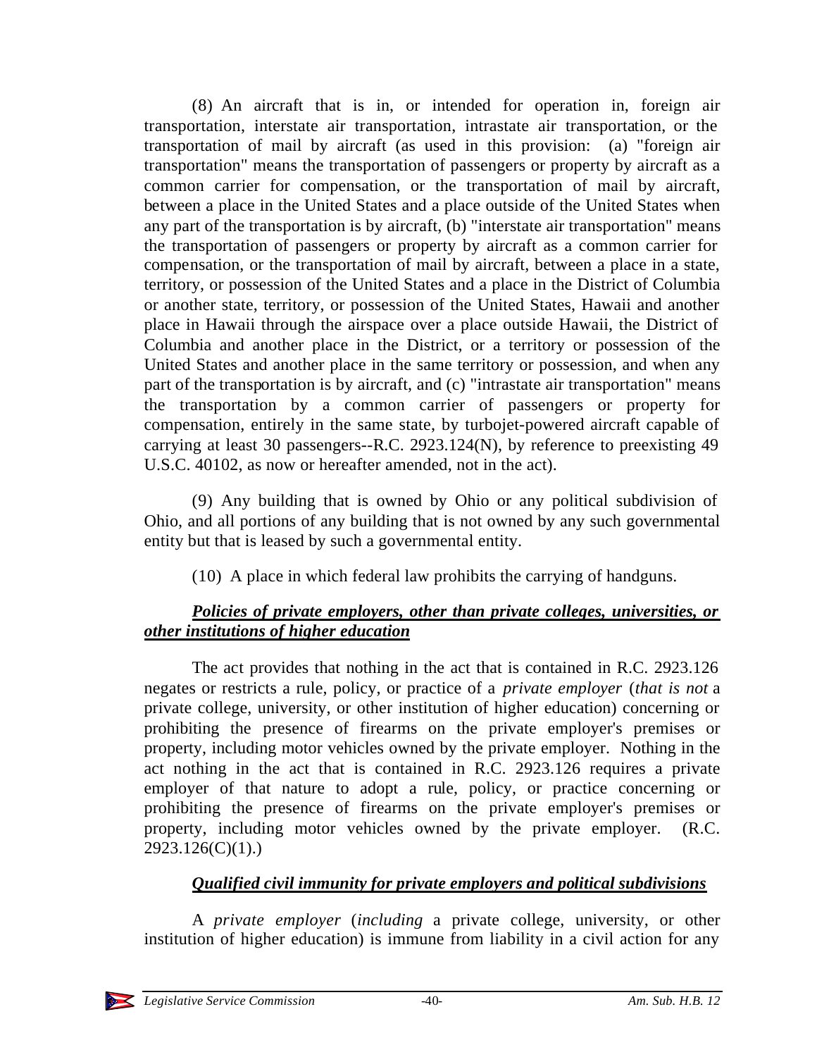(8) An aircraft that is in, or intended for operation in, foreign air transportation, interstate air transportation, intrastate air transportation, or the transportation of mail by aircraft (as used in this provision: (a) "foreign air transportation" means the transportation of passengers or property by aircraft as a common carrier for compensation, or the transportation of mail by aircraft, between a place in the United States and a place outside of the United States when any part of the transportation is by aircraft, (b) "interstate air transportation" means the transportation of passengers or property by aircraft as a common carrier for compensation, or the transportation of mail by aircraft, between a place in a state, territory, or possession of the United States and a place in the District of Columbia or another state, territory, or possession of the United States, Hawaii and another place in Hawaii through the airspace over a place outside Hawaii, the District of Columbia and another place in the District, or a territory or possession of the United States and another place in the same territory or possession, and when any part of the transportation is by aircraft, and (c) "intrastate air transportation" means the transportation by a common carrier of passengers or property for compensation, entirely in the same state, by turbojet-powered aircraft capable of carrying at least 30 passengers--R.C. 2923.124(N), by reference to preexisting 49 U.S.C. 40102, as now or hereafter amended, not in the act).

(9) Any building that is owned by Ohio or any political subdivision of Ohio, and all portions of any building that is not owned by any such governmental entity but that is leased by such a governmental entity.

(10) A place in which federal law prohibits the carrying of handguns.

***Policies of private employers, other than private colleges, universities, or other institutions of higher education***

The act provides that nothing in the act that is contained in R.C. 2923.126 negates or restricts a rule, policy, or practice of a *private employer* (*that is not* a private college, university, or other institution of higher education) concerning or prohibiting the presence of firearms on the private employer's premises or property, including motor vehicles owned by the private employer. Nothing in the act nothing in the act that is contained in R.C. 2923.126 requires a private employer of that nature to adopt a rule, policy, or practice concerning or prohibiting the presence of firearms on the private employer's premises or property, including motor vehicles owned by the private employer. (R.C. 2923.126(C)(1).)

***Qualified civil immunity for private employers and political subdivisions***

A *private employer* (*including* a private college, university, or other institution of higher education) is immune from liability in a civil action for any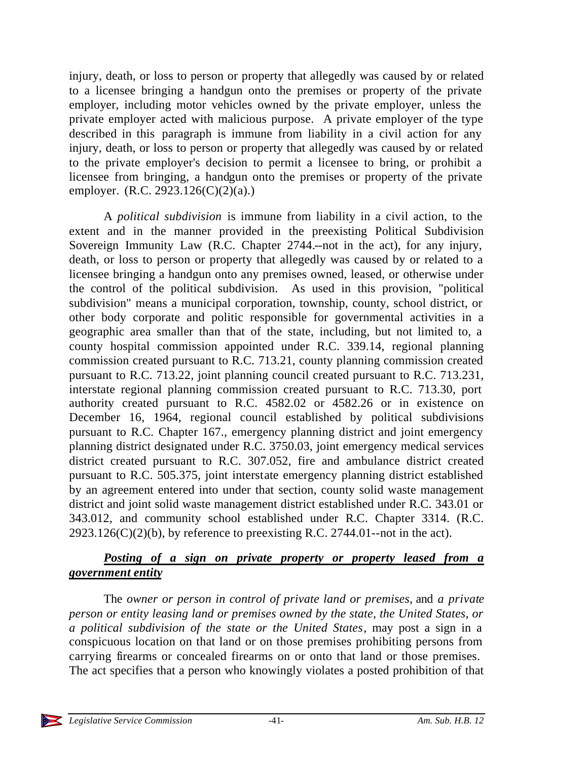injury, death, or loss to person or property that allegedly was caused by or related to a licensee bringing a handgun onto the premises or property of the private employer, including motor vehicles owned by the private employer, unless the private employer acted with malicious purpose. A private employer of the type described in this paragraph is immune from liability in a civil action for any injury, death, or loss to person or property that allegedly was caused by or related to the private employer's decision to permit a licensee to bring, or prohibit a licensee from bringing, a handgun onto the premises or property of the private employer. (R.C. 2923.126(C)(2)(a).)

A *political subdivision* is immune from liability in a civil action, to the extent and in the manner provided in the preexisting Political Subdivision Sovereign Immunity Law (R.C. Chapter 2744.--not in the act), for any injury, death, or loss to person or property that allegedly was caused by or related to a licensee bringing a handgun onto any premises owned, leased, or otherwise under the control of the political subdivision. As used in this provision, "political subdivision" means a municipal corporation, township, county, school district, or other body corporate and politic responsible for governmental activities in a geographic area smaller than that of the state, including, but not limited to, a county hospital commission appointed under R.C. 339.14, regional planning commission created pursuant to R.C. 713.21, county planning commission created pursuant to R.C. 713.22, joint planning council created pursuant to R.C. 713.231, interstate regional planning commission created pursuant to R.C. 713.30, port authority created pursuant to R.C. 4582.02 or 4582.26 or in existence on December 16, 1964, regional council established by political subdivisions pursuant to R.C. Chapter 167., emergency planning district and joint emergency planning district designated under R.C. 3750.03, joint emergency medical services district created pursuant to R.C. 307.052, fire and ambulance district created pursuant to R.C. 505.375, joint interstate emergency planning district established by an agreement entered into under that section, county solid waste management district and joint solid waste management district established under R.C. 343.01 or 343.012, and community school established under R.C. Chapter 3314. (R.C. 2923.126(C)(2)(b), by reference to preexisting R.C. 2744.01--not in the act).

***Posting of a sign on private property or property leased from a government entity***

The *owner or person in control of private land or premises*, and *a private person or entity leasing land or premises owned by the state, the United States, or a political subdivision of the state or the United States*, may post a sign in a conspicuous location on that land or on those premises prohibiting persons from carrying firearms or concealed firearms on or onto that land or those premises. The act specifies that a person who knowingly violates a posted prohibition of that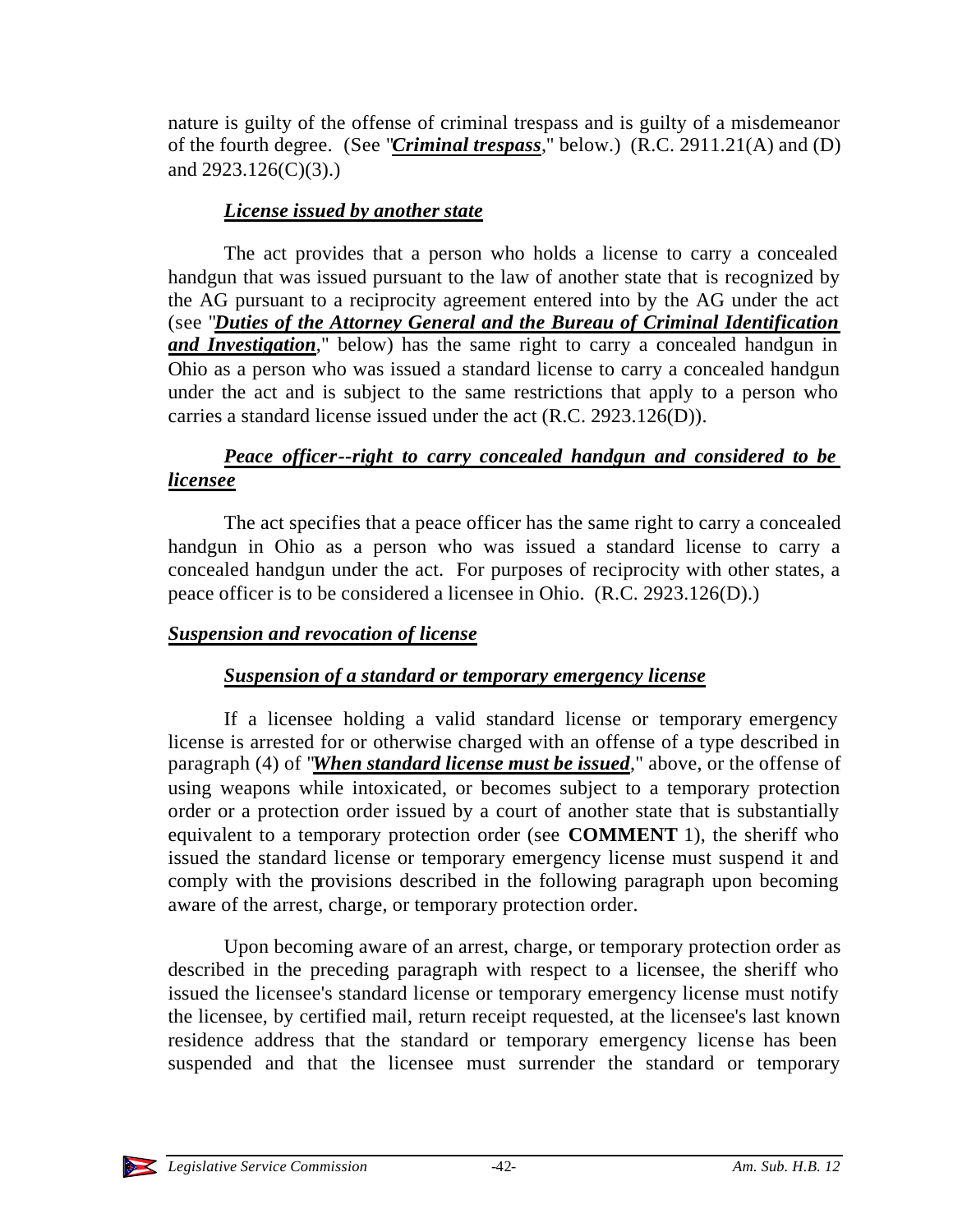nature is guilty of the offense of criminal trespass and is guilty of a misdemeanor of the fourth degree. (See "***Criminal trespass***," below.) (R.C. 2911.21(A) and (D) and 2923.126(C)(3).)

#### ***License issued by another state***

The act provides that a person who holds a license to carry a concealed handgun that was issued pursuant to the law of another state that is recognized by the AG pursuant to a reciprocity agreement entered into by the AG under the act (see "***Duties of the Attorney General and the Bureau of Criminal Identification and Investigation***," below) has the same right to carry a concealed handgun in Ohio as a person who was issued a standard license to carry a concealed handgun under the act and is subject to the same restrictions that apply to a person who carries a standard license issued under the act (R.C. 2923.126(D)).

#### ***Peace officer--right to carry concealed handgun and considered to be licensee***

The act specifies that a peace officer has the same right to carry a concealed handgun in Ohio as a person who was issued a standard license to carry a concealed handgun under the act. For purposes of reciprocity with other states, a peace officer is to be considered a licensee in Ohio. (R.C. 2923.126(D).)

### ***Suspension and revocation of license***

#### ***Suspension of a standard or temporary emergency license***

If a licensee holding a valid standard license or temporary emergency license is arrested for or otherwise charged with an offense of a type described in paragraph (4) of "***When standard license must be issued***," above, or the offense of using weapons while intoxicated, or becomes subject to a temporary protection order or a protection order issued by a court of another state that is substantially equivalent to a temporary protection order (see **COMMENT** 1), the sheriff who issued the standard license or temporary emergency license must suspend it and comply with the provisions described in the following paragraph upon becoming aware of the arrest, charge, or temporary protection order.

Upon becoming aware of an arrest, charge, or temporary protection order as described in the preceding paragraph with respect to a licensee, the sheriff who issued the licensee's standard license or temporary emergency license must notify the licensee, by certified mail, return receipt requested, at the licensee's last known residence address that the standard or temporary emergency license has been suspended and that the licensee must surrender the standard or temporary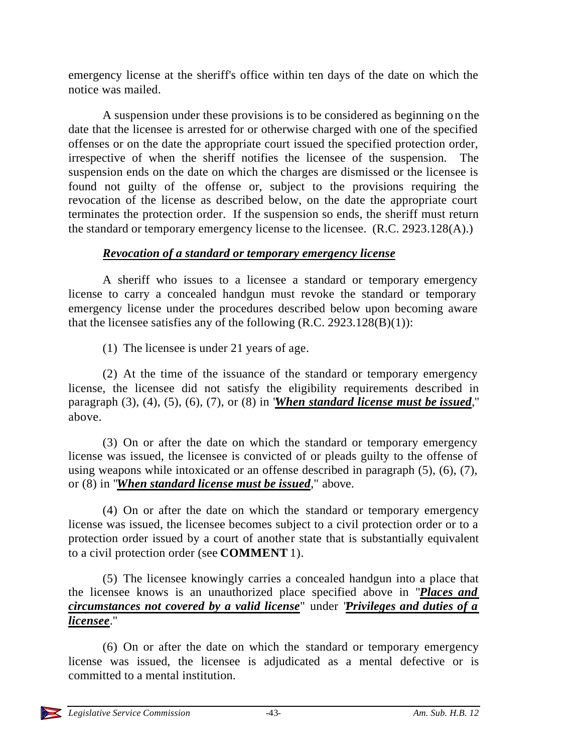emergency license at the sheriff's office within ten days of the date on which the notice was mailed.

A suspension under these provisions is to be considered as beginning on the date that the licensee is arrested for or otherwise charged with one of the specified offenses or on the date the appropriate court issued the specified protection order, irrespective of when the sheriff notifies the licensee of the suspension. The suspension ends on the date on which the charges are dismissed or the licensee is found not guilty of the offense or, subject to the provisions requiring the revocation of the license as described below, on the date the appropriate court terminates the protection order. If the suspension so ends, the sheriff must return the standard or temporary emergency license to the licensee. (R.C. 2923.128(A).)

***Revocation of a standard or temporary emergency license***

A sheriff who issues to a licensee a standard or temporary emergency license to carry a concealed handgun must revoke the standard or temporary emergency license under the procedures described below upon becoming aware that the licensee satisfies any of the following (R.C. 2923.128(B)(1)):

(1) The licensee is under 21 years of age.

(2) At the time of the issuance of the standard or temporary emergency license, the licensee did not satisfy the eligibility requirements described in paragraph (3), (4), (5), (6), (7), or (8) in "***When standard license must be issued***," above.

(3) On or after the date on which the standard or temporary emergency license was issued, the licensee is convicted of or pleads guilty to the offense of using weapons while intoxicated or an offense described in paragraph (5), (6), (7), or (8) in "***When standard license must be issued***," above.

(4) On or after the date on which the standard or temporary emergency license was issued, the licensee becomes subject to a civil protection order or to a protection order issued by a court of another state that is substantially equivalent to a civil protection order (see **COMMENT** 1).

(5) The licensee knowingly carries a concealed handgun into a place that the licensee knows is an unauthorized place specified above in "***Places and circumstances not covered by a valid license***" under "***Privileges and duties of a licensee***."

(6) On or after the date on which the standard or temporary emergency license was issued, the licensee is adjudicated as a mental defective or is committed to a mental institution.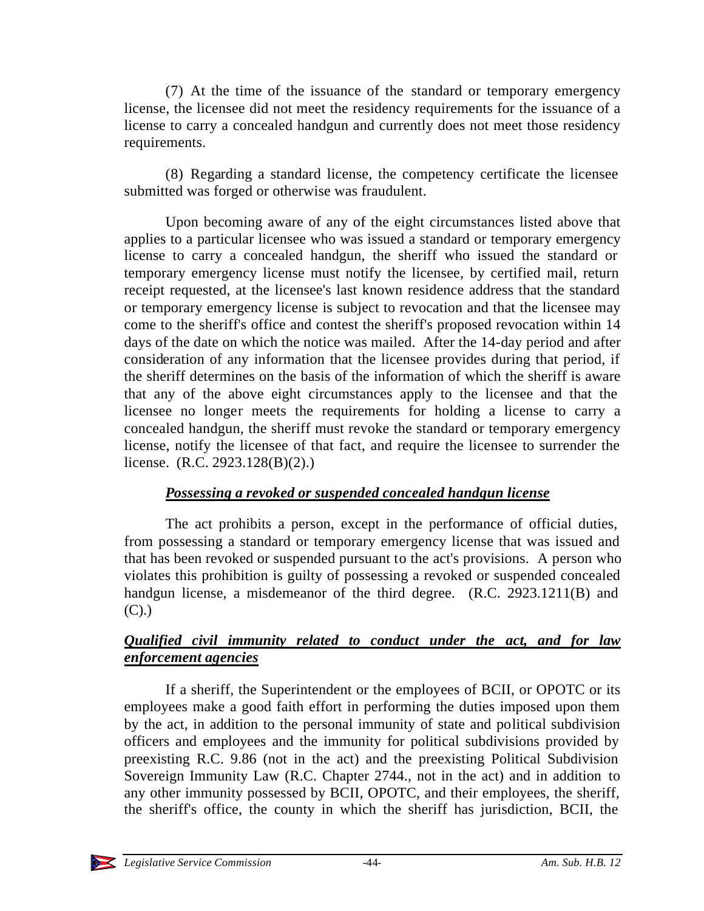(7) At the time of the issuance of the standard or temporary emergency license, the licensee did not meet the residency requirements for the issuance of a license to carry a concealed handgun and currently does not meet those residency requirements.

(8) Regarding a standard license, the competency certificate the licensee submitted was forged or otherwise was fraudulent.

Upon becoming aware of any of the eight circumstances listed above that applies to a particular licensee who was issued a standard or temporary emergency license to carry a concealed handgun, the sheriff who issued the standard or temporary emergency license must notify the licensee, by certified mail, return receipt requested, at the licensee's last known residence address that the standard or temporary emergency license is subject to revocation and that the licensee may come to the sheriff's office and contest the sheriff's proposed revocation within 14 days of the date on which the notice was mailed. After the 14-day period and after consideration of any information that the licensee provides during that period, if the sheriff determines on the basis of the information of which the sheriff is aware that any of the above eight circumstances apply to the licensee and that the licensee no longer meets the requirements for holding a license to carry a concealed handgun, the sheriff must revoke the standard or temporary emergency license, notify the licensee of that fact, and require the licensee to surrender the license. (R.C. 2923.128(B)(2).)

***Possessing a revoked or suspended concealed handgun license***

The act prohibits a person, except in the performance of official duties, from possessing a standard or temporary emergency license that was issued and that has been revoked or suspended pursuant to the act's provisions. A person who violates this prohibition is guilty of possessing a revoked or suspended concealed handgun license, a misdemeanor of the third degree. (R.C. 2923.1211(B) and (C).)

***Qualified civil immunity related to conduct under the act, and for law enforcement agencies***

If a sheriff, the Superintendent or the employees of BCII, or OPOTC or its employees make a good faith effort in performing the duties imposed upon them by the act, in addition to the personal immunity of state and political subdivision officers and employees and the immunity for political subdivisions provided by preexisting R.C. 9.86 (not in the act) and the preexisting Political Subdivision Sovereign Immunity Law (R.C. Chapter 2744., not in the act) and in addition to any other immunity possessed by BCII, OPOTC, and their employees, the sheriff, the sheriff's office, the county in which the sheriff has jurisdiction, BCII, the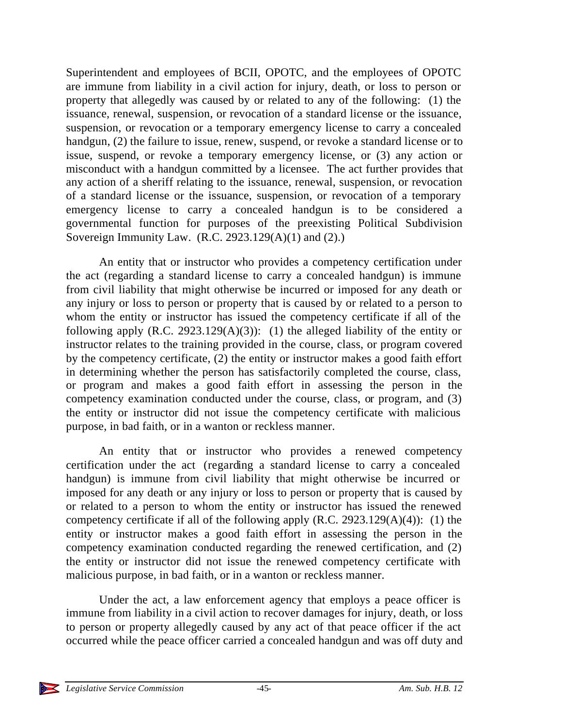Superintendent and employees of BCII, OPOTC, and the employees of OPOTC are immune from liability in a civil action for injury, death, or loss to person or property that allegedly was caused by or related to any of the following: (1) the issuance, renewal, suspension, or revocation of a standard license or the issuance, suspension, or revocation or a temporary emergency license to carry a concealed handgun, (2) the failure to issue, renew, suspend, or revoke a standard license or to issue, suspend, or revoke a temporary emergency license, or (3) any action or misconduct with a handgun committed by a licensee. The act further provides that any action of a sheriff relating to the issuance, renewal, suspension, or revocation of a standard license or the issuance, suspension, or revocation of a temporary emergency license to carry a concealed handgun is to be considered a governmental function for purposes of the preexisting Political Subdivision Sovereign Immunity Law. (R.C. 2923.129(A)(1) and (2).)

An entity that or instructor who provides a competency certification under the act (regarding a standard license to carry a concealed handgun) is immune from civil liability that might otherwise be incurred or imposed for any death or any injury or loss to person or property that is caused by or related to a person to whom the entity or instructor has issued the competency certificate if all of the following apply (R.C. 2923.129(A)(3)): (1) the alleged liability of the entity or instructor relates to the training provided in the course, class, or program covered by the competency certificate, (2) the entity or instructor makes a good faith effort in determining whether the person has satisfactorily completed the course, class, or program and makes a good faith effort in assessing the person in the competency examination conducted under the course, class, or program, and (3) the entity or instructor did not issue the competency certificate with malicious purpose, in bad faith, or in a wanton or reckless manner.

An entity that or instructor who provides a renewed competency certification under the act (regarding a standard license to carry a concealed handgun) is immune from civil liability that might otherwise be incurred or imposed for any death or any injury or loss to person or property that is caused by or related to a person to whom the entity or instructor has issued the renewed competency certificate if all of the following apply (R.C. 2923.129(A)(4)): (1) the entity or instructor makes a good faith effort in assessing the person in the competency examination conducted regarding the renewed certification, and (2) the entity or instructor did not issue the renewed competency certificate with malicious purpose, in bad faith, or in a wanton or reckless manner.

Under the act, a law enforcement agency that employs a peace officer is immune from liability in a civil action to recover damages for injury, death, or loss to person or property allegedly caused by any act of that peace officer if the act occurred while the peace officer carried a concealed handgun and was off duty and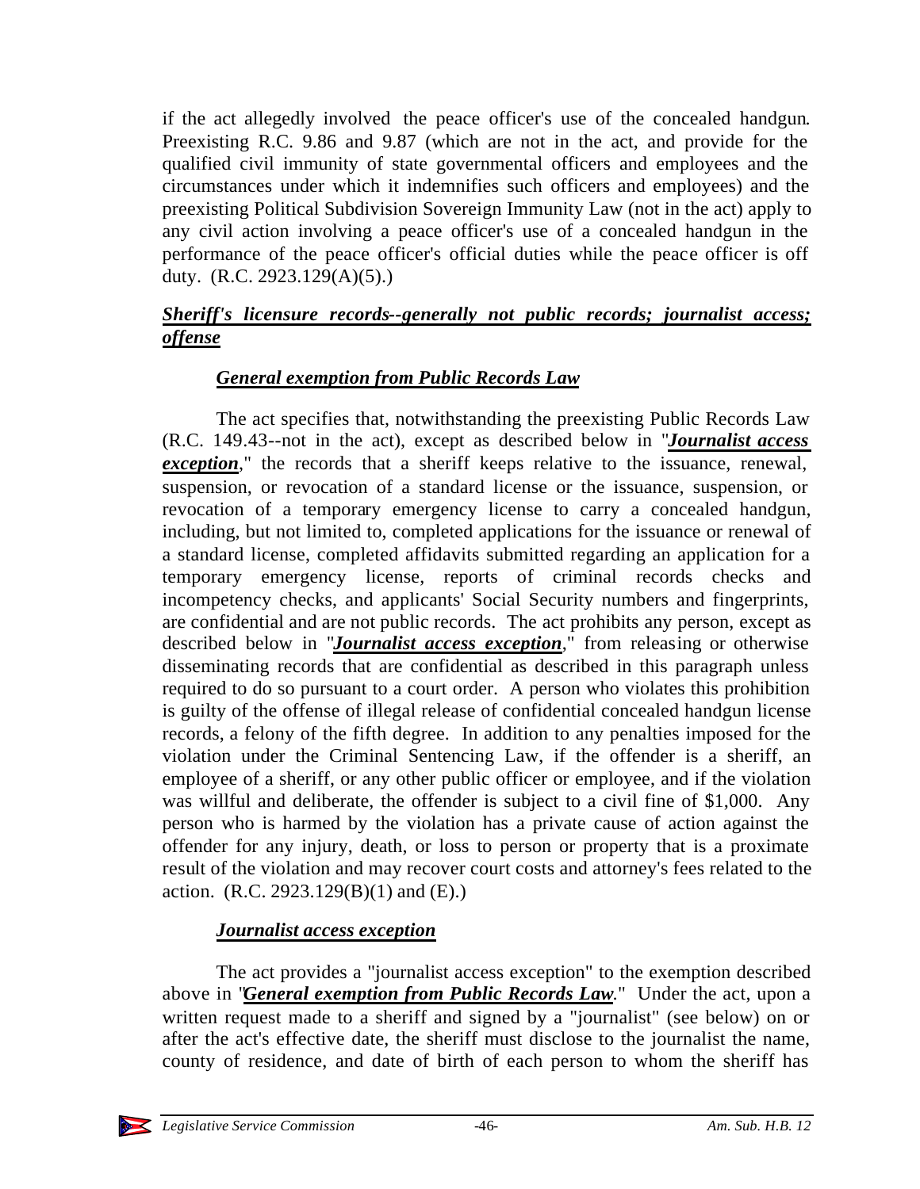if the act allegedly involved the peace officer's use of the concealed handgun. Preexisting R.C. 9.86 and 9.87 (which are not in the act, and provide for the qualified civil immunity of state governmental officers and employees and the circumstances under which it indemnifies such officers and employees) and the preexisting Political Subdivision Sovereign Immunity Law (not in the act) apply to any civil action involving a peace officer's use of a concealed handgun in the performance of the peace officer's official duties while the peace officer is off duty. (R.C. 2923.129(A)(5).)

### ***Sheriff's licensure records--generally not public records; journalist access; offense***

#### ***General exemption from Public Records Law***

The act specifies that, notwithstanding the preexisting Public Records Law (R.C. 149.43--not in the act), except as described below in "***Journalist access exception***," the records that a sheriff keeps relative to the issuance, renewal, suspension, or revocation of a standard license or the issuance, suspension, or revocation of a temporary emergency license to carry a concealed handgun, including, but not limited to, completed applications for the issuance or renewal of a standard license, completed affidavits submitted regarding an application for a temporary emergency license, reports of criminal records checks and incompetency checks, and applicants' Social Security numbers and fingerprints, are confidential and are not public records. The act prohibits any person, except as described below in "***Journalist access exception***," from releasing or otherwise disseminating records that are confidential as described in this paragraph unless required to do so pursuant to a court order. A person who violates this prohibition is guilty of the offense of illegal release of confidential concealed handgun license records, a felony of the fifth degree. In addition to any penalties imposed for the violation under the Criminal Sentencing Law, if the offender is a sheriff, an employee of a sheriff, or any other public officer or employee, and if the violation was willful and deliberate, the offender is subject to a civil fine of $1,000. Any person who is harmed by the violation has a private cause of action against the offender for any injury, death, or loss to person or property that is a proximate result of the violation and may recover court costs and attorney's fees related to the action. (R.C. 2923.129(B)(1) and (E).)

#### ***Journalist access exception***

The act provides a "journalist access exception" to the exemption described above in "***General exemption from Public Records Law***." Under the act, upon a written request made to a sheriff and signed by a "journalist" (see below) on or after the act's effective date, the sheriff must disclose to the journalist the name, county of residence, and date of birth of each person to whom the sheriff has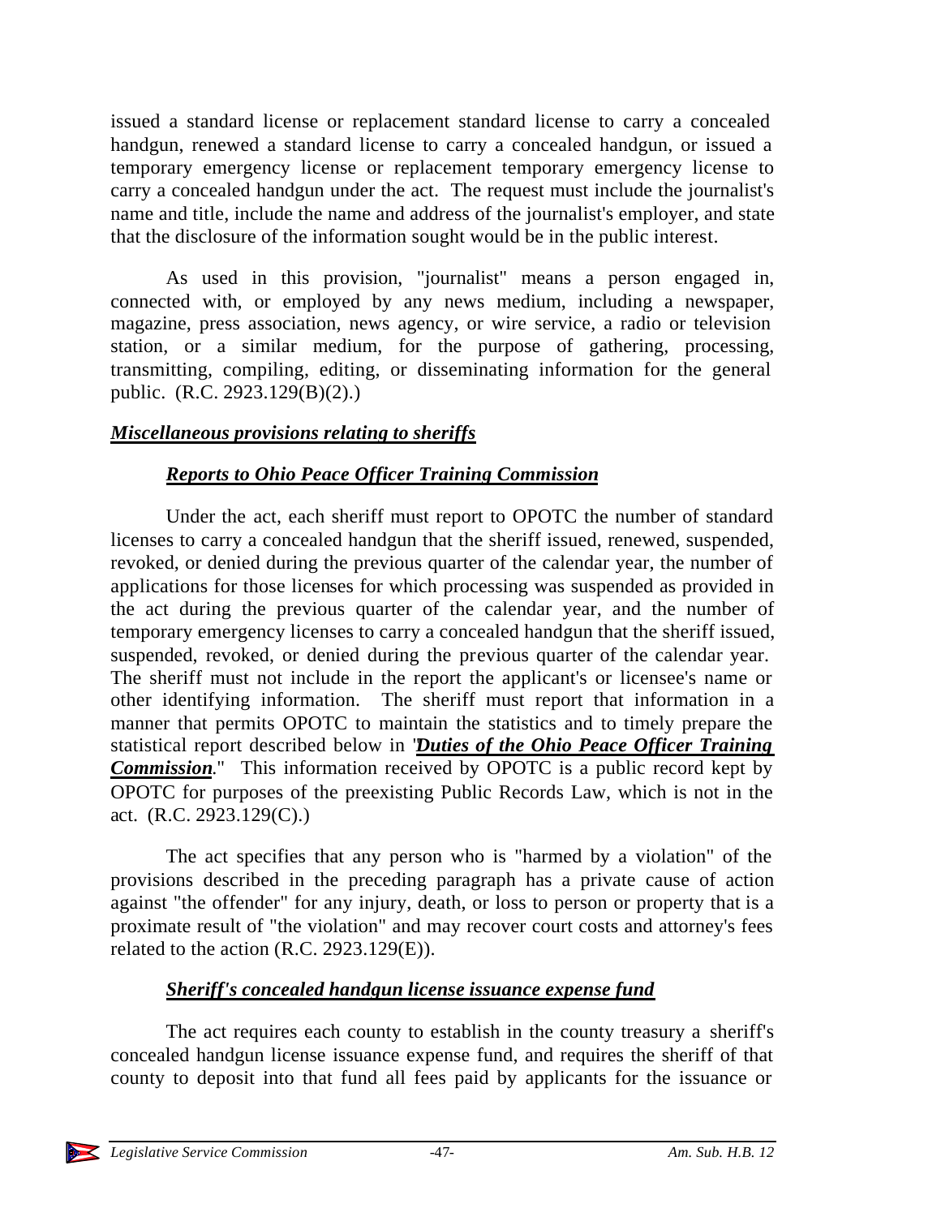issued a standard license or replacement standard license to carry a concealed handgun, renewed a standard license to carry a concealed handgun, or issued a temporary emergency license or replacement temporary emergency license to carry a concealed handgun under the act. The request must include the journalist's name and title, include the name and address of the journalist's employer, and state that the disclosure of the information sought would be in the public interest.

As used in this provision, "journalist" means a person engaged in, connected with, or employed by any news medium, including a newspaper, magazine, press association, news agency, or wire service, a radio or television station, or a similar medium, for the purpose of gathering, processing, transmitting, compiling, editing, or disseminating information for the general public. (R.C. 2923.129(B)(2).)

## *Miscellaneous provisions relating to sheriffs*

### *Reports to Ohio Peace Officer Training Commission*

Under the act, each sheriff must report to OPOTC the number of standard licenses to carry a concealed handgun that the sheriff issued, renewed, suspended, revoked, or denied during the previous quarter of the calendar year, the number of applications for those licenses for which processing was suspended as provided in the act during the previous quarter of the calendar year, and the number of temporary emergency licenses to carry a concealed handgun that the sheriff issued, suspended, revoked, or denied during the previous quarter of the calendar year. The sheriff must not include in the report the applicant's or licensee's name or other identifying information. The sheriff must report that information in a manner that permits OPOTC to maintain the statistics and to timely prepare the statistical report described below in "***Duties of the Ohio Peace Officer Training Commission***." This information received by OPOTC is a public record kept by OPOTC for purposes of the preexisting Public Records Law, which is not in the act. (R.C. 2923.129(C).)

The act specifies that any person who is "harmed by a violation" of the provisions described in the preceding paragraph has a private cause of action against "the offender" for any injury, death, or loss to person or property that is a proximate result of "the violation" and may recover court costs and attorney's fees related to the action (R.C. 2923.129(E)).

### *Sheriff's concealed handgun license issuance expense fund*

The act requires each county to establish in the county treasury a sheriff's concealed handgun license issuance expense fund, and requires the sheriff of that county to deposit into that fund all fees paid by applicants for the issuance or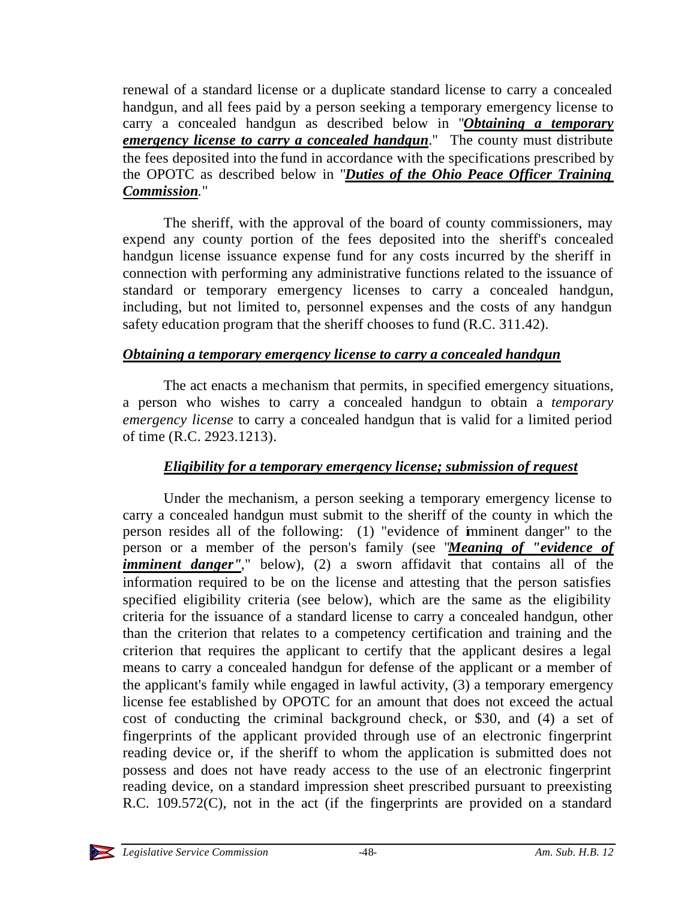renewal of a standard license or a duplicate standard license to carry a concealed handgun, and all fees paid by a person seeking a temporary emergency license to carry a concealed handgun as described below in "***Obtaining a temporary emergency license to carry a concealed handgun***." The county must distribute the fees deposited into the fund in accordance with the specifications prescribed by the OPOTC as described below in "***Duties of the Ohio Peace Officer Training Commission***."

The sheriff, with the approval of the board of county commissioners, may expend any county portion of the fees deposited into the sheriff's concealed handgun license issuance expense fund for any costs incurred by the sheriff in connection with performing any administrative functions related to the issuance of standard or temporary emergency licenses to carry a concealed handgun, including, but not limited to, personnel expenses and the costs of any handgun safety education program that the sheriff chooses to fund (R.C. 311.42).

## *Obtaining a temporary emergency license to carry a concealed handgun*

The act enacts a mechanism that permits, in specified emergency situations, a person who wishes to carry a concealed handgun to obtain a *temporary emergency license* to carry a concealed handgun that is valid for a limited period of time (R.C. 2923.1213).

### *Eligibility for a temporary emergency license; submission of request*

Under the mechanism, a person seeking a temporary emergency license to carry a concealed handgun must submit to the sheriff of the county in which the person resides all of the following: (1) "evidence of imminent danger" to the person or a member of the person's family (see "***Meaning of "evidence of imminent danger"***," below), (2) a sworn affidavit that contains all of the information required to be on the license and attesting that the person satisfies specified eligibility criteria (see below), which are the same as the eligibility criteria for the issuance of a standard license to carry a concealed handgun, other than the criterion that relates to a competency certification and training and the criterion that requires the applicant to certify that the applicant desires a legal means to carry a concealed handgun for defense of the applicant or a member of the applicant's family while engaged in lawful activity, (3) a temporary emergency license fee established by OPOTC for an amount that does not exceed the actual cost of conducting the criminal background check, or \$30, and (4) a set of fingerprints of the applicant provided through use of an electronic fingerprint reading device or, if the sheriff to whom the application is submitted does not possess and does not have ready access to the use of an electronic fingerprint reading device, on a standard impression sheet prescribed pursuant to preexisting R.C. 109.572(C), not in the act (if the fingerprints are provided on a standard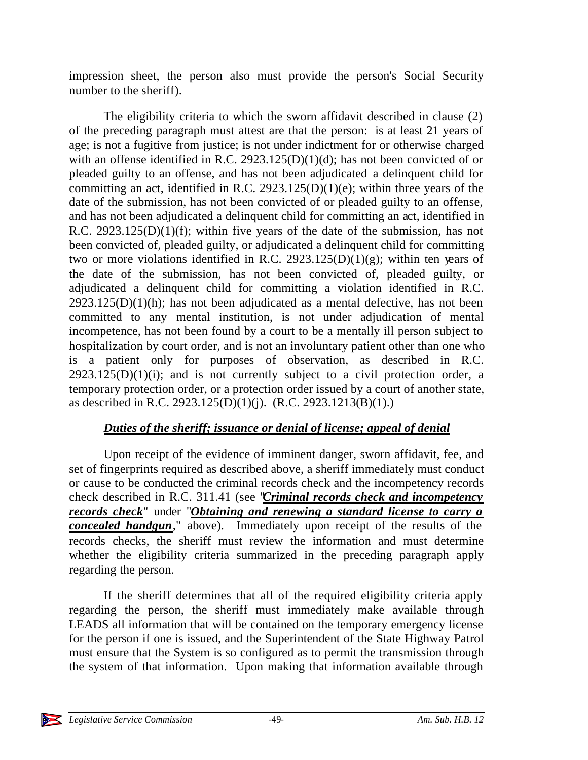impression sheet, the person also must provide the person's Social Security number to the sheriff).

The eligibility criteria to which the sworn affidavit described in clause (2) of the preceding paragraph must attest are that the person: is at least 21 years of age; is not a fugitive from justice; is not under indictment for or otherwise charged with an offense identified in R.C. 2923.125(D)(1)(d); has not been convicted of or pleaded guilty to an offense, and has not been adjudicated a delinquent child for committing an act, identified in R.C. 2923.125(D)(1)(e); within three years of the date of the submission, has not been convicted of or pleaded guilty to an offense, and has not been adjudicated a delinquent child for committing an act, identified in R.C. 2923.125(D)(1)(f); within five years of the date of the submission, has not been convicted of, pleaded guilty, or adjudicated a delinquent child for committing two or more violations identified in R.C. 2923.125(D)(1)(g); within ten years of the date of the submission, has not been convicted of, pleaded guilty, or adjudicated a delinquent child for committing a violation identified in R.C. 2923.125(D)(1)(h); has not been adjudicated as a mental defective, has not been committed to any mental institution, is not under adjudication of mental incompetence, has not been found by a court to be a mentally ill person subject to hospitalization by court order, and is not an involuntary patient other than one who is a patient only for purposes of observation, as described in R.C. 2923.125(D)(1)(i); and is not currently subject to a civil protection order, a temporary protection order, or a protection order issued by a court of another state, as described in R.C. 2923.125(D)(1)(j). (R.C. 2923.1213(B)(1).)

### ***Duties of the sheriff; issuance or denial of license; appeal of denial***

Upon receipt of the evidence of imminent danger, sworn affidavit, fee, and set of fingerprints required as described above, a sheriff immediately must conduct or cause to be conducted the criminal records check and the incompetency records check described in R.C. 311.41 (see "***Criminal records check and incompetency records check***" under "***Obtaining and renewing a standard license to carry a concealed handgun***," above). Immediately upon receipt of the results of the records checks, the sheriff must review the information and must determine whether the eligibility criteria summarized in the preceding paragraph apply regarding the person.

If the sheriff determines that all of the required eligibility criteria apply regarding the person, the sheriff must immediately make available through LEADS all information that will be contained on the temporary emergency license for the person if one is issued, and the Superintendent of the State Highway Patrol must ensure that the System is so configured as to permit the transmission through the system of that information. Upon making that information available through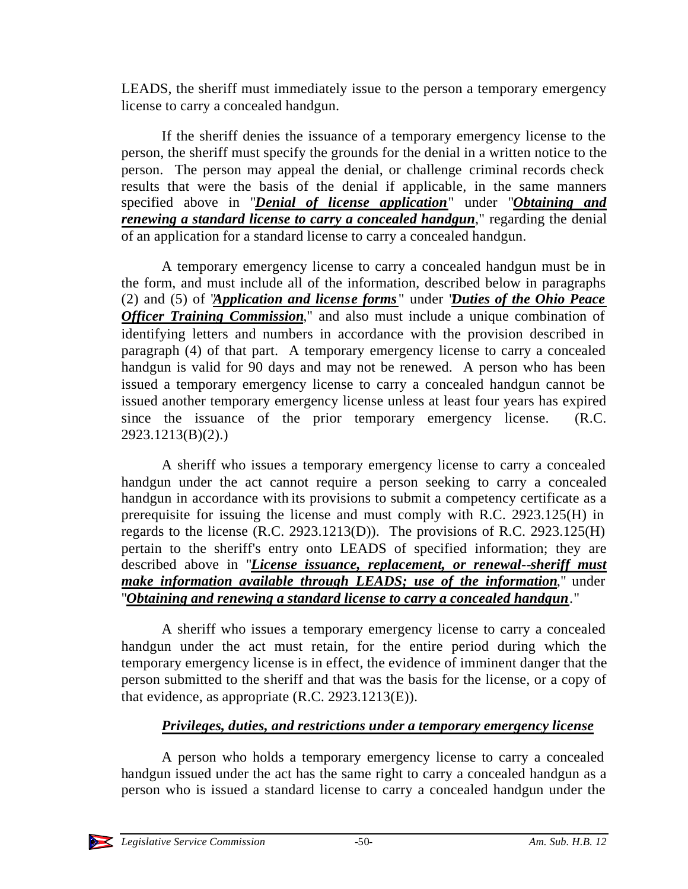LEADS, the sheriff must immediately issue to the person a temporary emergency license to carry a concealed handgun.

If the sheriff denies the issuance of a temporary emergency license to the person, the sheriff must specify the grounds for the denial in a written notice to the person. The person may appeal the denial, or challenge criminal records check results that were the basis of the denial if applicable, in the same manners specified above in "***Denial of license application***" under "***Obtaining and renewing a standard license to carry a concealed handgun***," regarding the denial of an application for a standard license to carry a concealed handgun.

A temporary emergency license to carry a concealed handgun must be in the form, and must include all of the information, described below in paragraphs (2) and (5) of "***Application and license forms***" under "***Duties of the Ohio Peace Officer Training Commission***," and also must include a unique combination of identifying letters and numbers in accordance with the provision described in paragraph (4) of that part. A temporary emergency license to carry a concealed handgun is valid for 90 days and may not be renewed. A person who has been issued a temporary emergency license to carry a concealed handgun cannot be issued another temporary emergency license unless at least four years has expired since the issuance of the prior temporary emergency license. (R.C. 2923.1213(B)(2).)

A sheriff who issues a temporary emergency license to carry a concealed handgun under the act cannot require a person seeking to carry a concealed handgun in accordance with its provisions to submit a competency certificate as a prerequisite for issuing the license and must comply with R.C. 2923.125(H) in regards to the license (R.C. 2923.1213(D)). The provisions of R.C. 2923.125(H) pertain to the sheriff's entry onto LEADS of specified information; they are described above in "***License issuance, replacement, or renewal--sheriff must make information available through LEADS; use of the information***," under "***Obtaining and renewing a standard license to carry a concealed handgun***."

A sheriff who issues a temporary emergency license to carry a concealed handgun under the act must retain, for the entire period during which the temporary emergency license is in effect, the evidence of imminent danger that the person submitted to the sheriff and that was the basis for the license, or a copy of that evidence, as appropriate (R.C. 2923.1213(E)).

### *Privileges, duties, and restrictions under a temporary emergency license*

A person who holds a temporary emergency license to carry a concealed handgun issued under the act has the same right to carry a concealed handgun as a person who is issued a standard license to carry a concealed handgun under the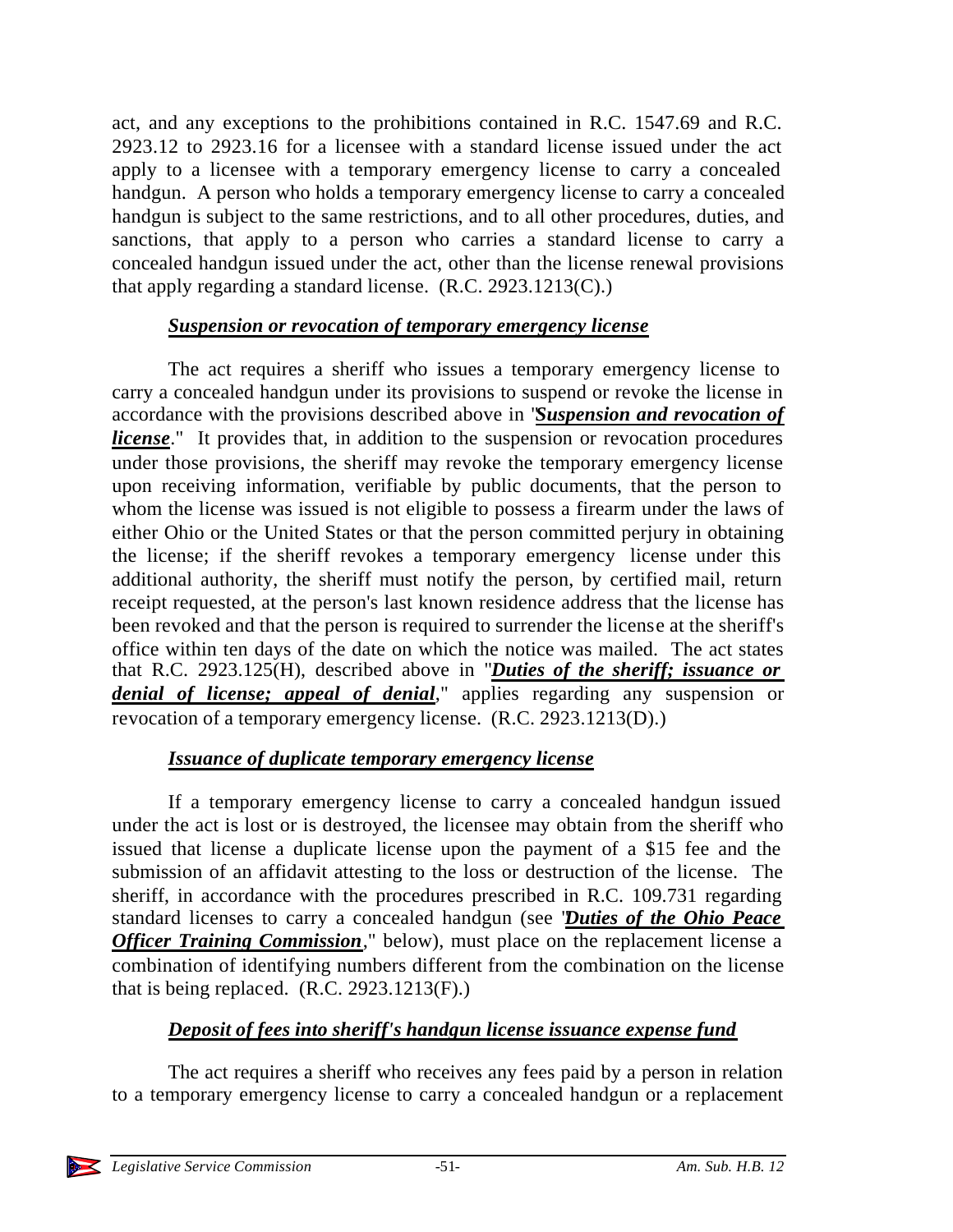act, and any exceptions to the prohibitions contained in R.C. 1547.69 and R.C. 2923.12 to 2923.16 for a licensee with a standard license issued under the act apply to a licensee with a temporary emergency license to carry a concealed handgun. A person who holds a temporary emergency license to carry a concealed handgun is subject to the same restrictions, and to all other procedures, duties, and sanctions, that apply to a person who carries a standard license to carry a concealed handgun issued under the act, other than the license renewal provisions that apply regarding a standard license. (R.C. 2923.1213(C).)

#### ***Suspension or revocation of temporary emergency license***

The act requires a sheriff who issues a temporary emergency license to carry a concealed handgun under its provisions to suspend or revoke the license in accordance with the provisions described above in "***Suspension and revocation of license***." It provides that, in addition to the suspension or revocation procedures under those provisions, the sheriff may revoke the temporary emergency license upon receiving information, verifiable by public documents, that the person to whom the license was issued is not eligible to possess a firearm under the laws of either Ohio or the United States or that the person committed perjury in obtaining the license; if the sheriff revokes a temporary emergency license under this additional authority, the sheriff must notify the person, by certified mail, return receipt requested, at the person's last known residence address that the license has been revoked and that the person is required to surrender the license at the sheriff's office within ten days of the date on which the notice was mailed. The act states that R.C. 2923.125(H), described above in "***Duties of the sheriff; issuance or denial of license; appeal of denial***," applies regarding any suspension or revocation of a temporary emergency license. (R.C. 2923.1213(D).)

#### ***Issuance of duplicate temporary emergency license***

If a temporary emergency license to carry a concealed handgun issued under the act is lost or is destroyed, the licensee may obtain from the sheriff who issued that license a duplicate license upon the payment of a $15 fee and the submission of an affidavit attesting to the loss or destruction of the license. The sheriff, in accordance with the procedures prescribed in R.C. 109.731 regarding standard licenses to carry a concealed handgun (see "***Duties of the Ohio Peace Officer Training Commission***," below), must place on the replacement license a combination of identifying numbers different from the combination on the license that is being replaced. (R.C. 2923.1213(F).)

#### ***Deposit of fees into sheriff's handgun license issuance expense fund***

The act requires a sheriff who receives any fees paid by a person in relation to a temporary emergency license to carry a concealed handgun or a replacement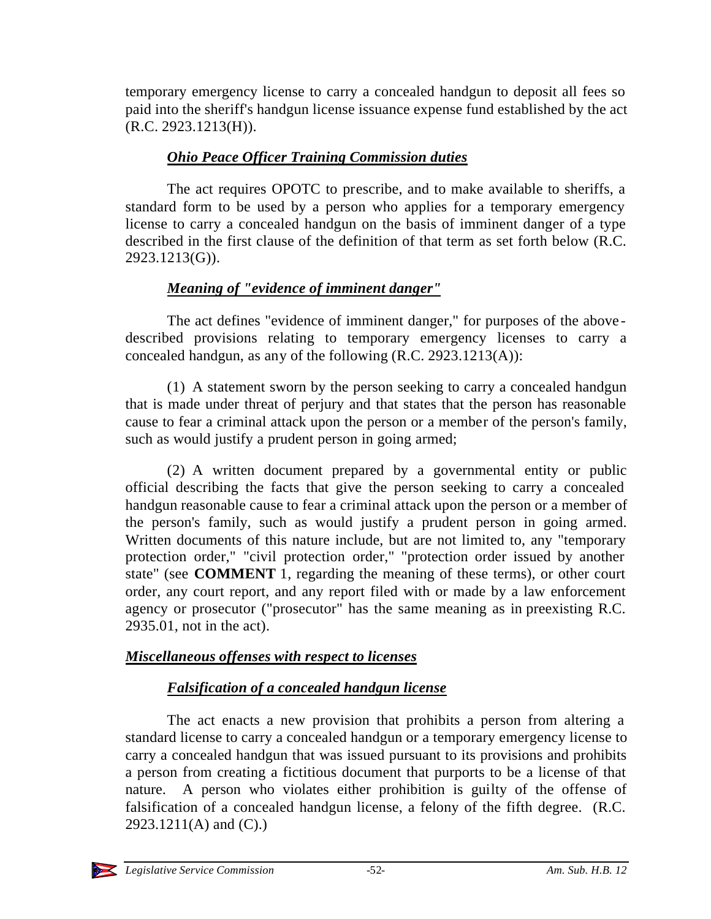temporary emergency license to carry a concealed handgun to deposit all fees so paid into the sheriff's handgun license issuance expense fund established by the act (R.C. 2923.1213(H)).

#### ***Ohio Peace Officer Training Commission duties***

The act requires OPOTC to prescribe, and to make available to sheriffs, a standard form to be used by a person who applies for a temporary emergency license to carry a concealed handgun on the basis of imminent danger of a type described in the first clause of the definition of that term as set forth below (R.C. 2923.1213(G)).

#### ***Meaning of "evidence of imminent danger"***

The act defines "evidence of imminent danger," for purposes of the above-described provisions relating to temporary emergency licenses to carry a concealed handgun, as any of the following (R.C. 2923.1213(A)):

(1) A statement sworn by the person seeking to carry a concealed handgun that is made under threat of perjury and that states that the person has reasonable cause to fear a criminal attack upon the person or a member of the person's family, such as would justify a prudent person in going armed;

(2) A written document prepared by a governmental entity or public official describing the facts that give the person seeking to carry a concealed handgun reasonable cause to fear a criminal attack upon the person or a member of the person's family, such as would justify a prudent person in going armed. Written documents of this nature include, but are not limited to, any "temporary protection order," "civil protection order," "protection order issued by another state" (see **COMMENT** 1, regarding the meaning of these terms), or other court order, any court report, and any report filed with or made by a law enforcement agency or prosecutor ("prosecutor" has the same meaning as in preexisting R.C. 2935.01, not in the act).

### ***Miscellaneous offenses with respect to licenses***

#### ***Falsification of a concealed handgun license***

The act enacts a new provision that prohibits a person from altering a standard license to carry a concealed handgun or a temporary emergency license to carry a concealed handgun that was issued pursuant to its provisions and prohibits a person from creating a fictitious document that purports to be a license of that nature. A person who violates either prohibition is guilty of the offense of falsification of a concealed handgun license, a felony of the fifth degree. (R.C. 2923.1211(A) and (C).)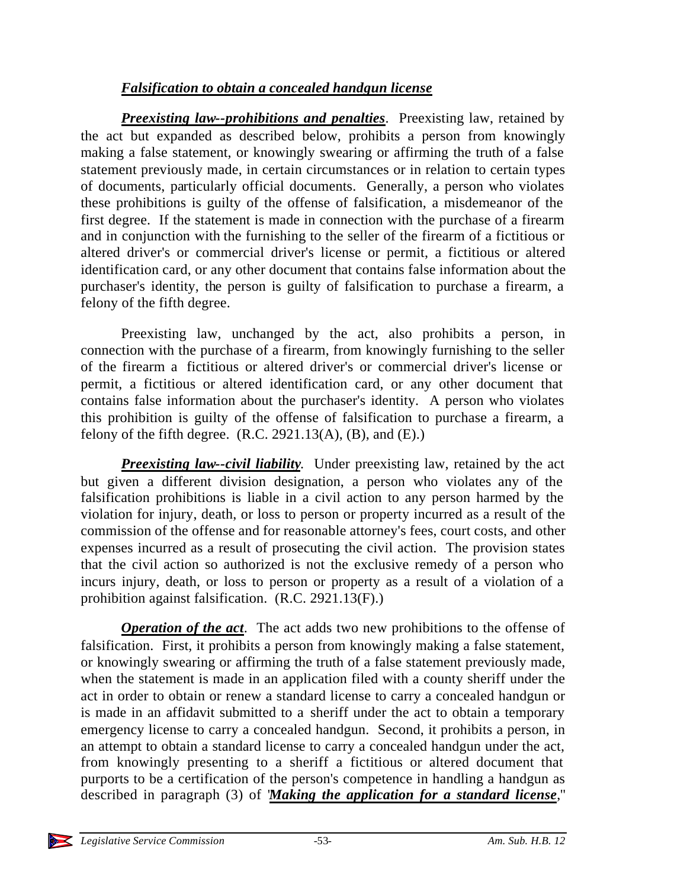***Falsification to obtain a concealed handgun license***

***Preexisting law--prohibitions and penalties***. Preexisting law, retained by the act but expanded as described below, prohibits a person from knowingly making a false statement, or knowingly swearing or affirming the truth of a false statement previously made, in certain circumstances or in relation to certain types of documents, particularly official documents. Generally, a person who violates these prohibitions is guilty of the offense of falsification, a misdemeanor of the first degree. If the statement is made in connection with the purchase of a firearm and in conjunction with the furnishing to the seller of the firearm of a fictitious or altered driver's or commercial driver's license or permit, a fictitious or altered identification card, or any other document that contains false information about the purchaser's identity, the person is guilty of falsification to purchase a firearm, a felony of the fifth degree.

Preexisting law, unchanged by the act, also prohibits a person, in connection with the purchase of a firearm, from knowingly furnishing to the seller of the firearm a fictitious or altered driver's or commercial driver's license or permit, a fictitious or altered identification card, or any other document that contains false information about the purchaser's identity. A person who violates this prohibition is guilty of the offense of falsification to purchase a firearm, a felony of the fifth degree. (R.C. 2921.13(A), (B), and (E).)

***Preexisting law--civil liability***. Under preexisting law, retained by the act but given a different division designation, a person who violates any of the falsification prohibitions is liable in a civil action to any person harmed by the violation for injury, death, or loss to person or property incurred as a result of the commission of the offense and for reasonable attorney's fees, court costs, and other expenses incurred as a result of prosecuting the civil action. The provision states that the civil action so authorized is not the exclusive remedy of a person who incurs injury, death, or loss to person or property as a result of a violation of a prohibition against falsification. (R.C. 2921.13(F).)

***Operation of the act***. The act adds two new prohibitions to the offense of falsification. First, it prohibits a person from knowingly making a false statement, or knowingly swearing or affirming the truth of a false statement previously made, when the statement is made in an application filed with a county sheriff under the act in order to obtain or renew a standard license to carry a concealed handgun or is made in an affidavit submitted to a sheriff under the act to obtain a temporary emergency license to carry a concealed handgun. Second, it prohibits a person, in an attempt to obtain a standard license to carry a concealed handgun under the act, from knowingly presenting to a sheriff a fictitious or altered document that purports to be a certification of the person's competence in handling a handgun as described in paragraph (3) of "***Making the application for a standard license***,"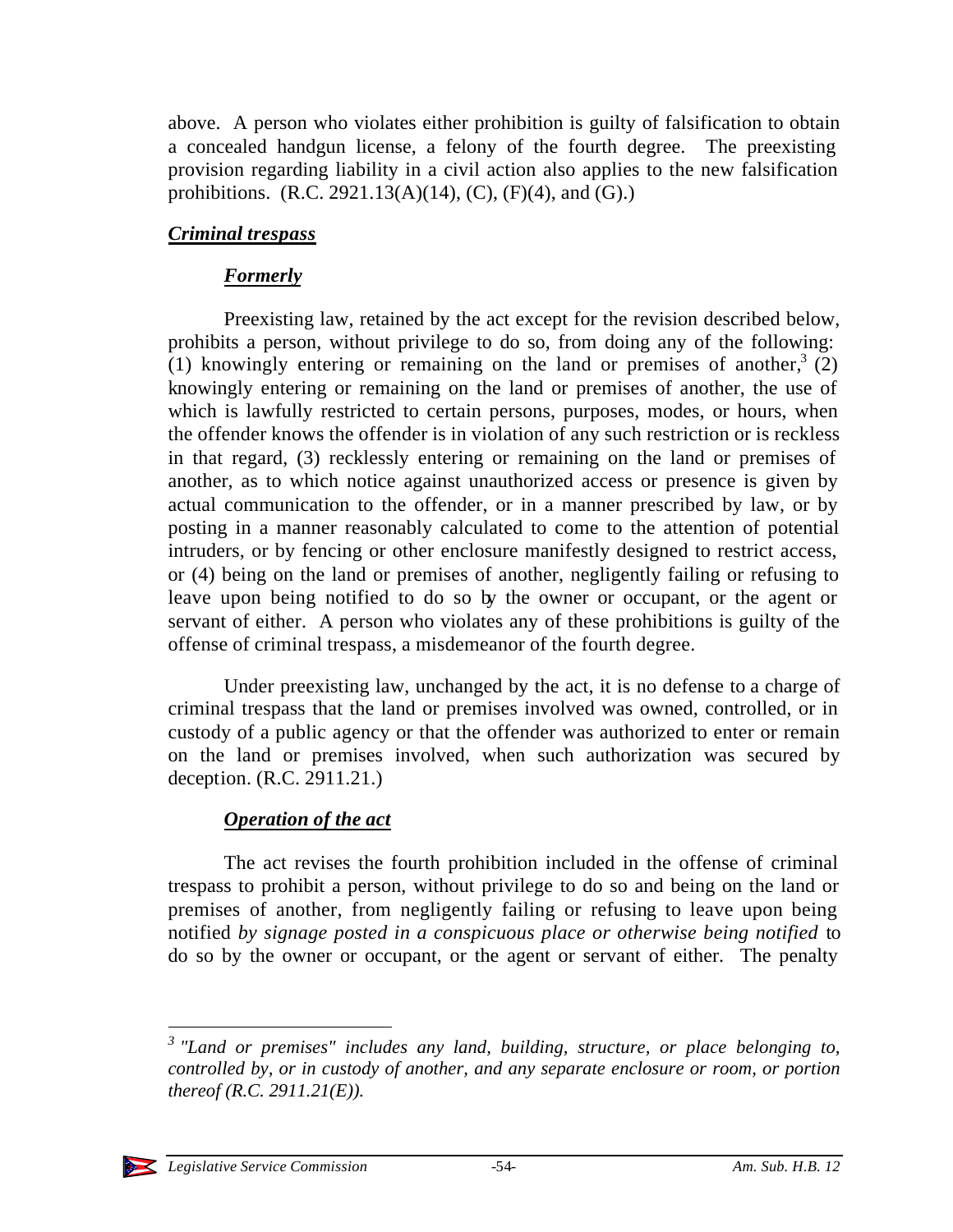above. A person who violates either prohibition is guilty of falsification to obtain a concealed handgun license, a felony of the fourth degree. The preexisting provision regarding liability in a civil action also applies to the new falsification prohibitions. (R.C. 2921.13(A)(14), (C), (F)(4), and (G).)

### ***Criminal trespass***

#### ***Formerly***

Preexisting law, retained by the act except for the revision described below, prohibits a person, without privilege to do so, from doing any of the following: (1) knowingly entering or remaining on the land or premises of another,[3] (2) knowingly entering or remaining on the land or premises of another, the use of which is lawfully restricted to certain persons, purposes, modes, or hours, when the offender knows the offender is in violation of any such restriction or is reckless in that regard, (3) recklessly entering or remaining on the land or premises of another, as to which notice against unauthorized access or presence is given by actual communication to the offender, or in a manner prescribed by law, or by posting in a manner reasonably calculated to come to the attention of potential intruders, or by fencing or other enclosure manifestly designed to restrict access, or (4) being on the land or premises of another, negligently failing or refusing to leave upon being notified to do so by the owner or occupant, or the agent or servant of either. A person who violates any of these prohibitions is guilty of the offense of criminal trespass, a misdemeanor of the fourth degree.

Under preexisting law, unchanged by the act, it is no defense to a charge of criminal trespass that the land or premises involved was owned, controlled, or in custody of a public agency or that the offender was authorized to enter or remain on the land or premises involved, when such authorization was secured by deception. (R.C. 2911.21.)

#### ***Operation of the act***

The act revises the fourth prohibition included in the offense of criminal trespass to prohibit a person, without privilege to do so and being on the land or premises of another, from negligently failing or refusing to leave upon being notified *by signage posted in a conspicuous place or otherwise being notified* to do so by the owner or occupant, or the agent or servant of either. The penalty

---

[3] *"Land or premises" includes any land, building, structure, or place belonging to, controlled by, or in custody of another, and any separate enclosure or room, or portion thereof (R.C. 2911.21(E)).*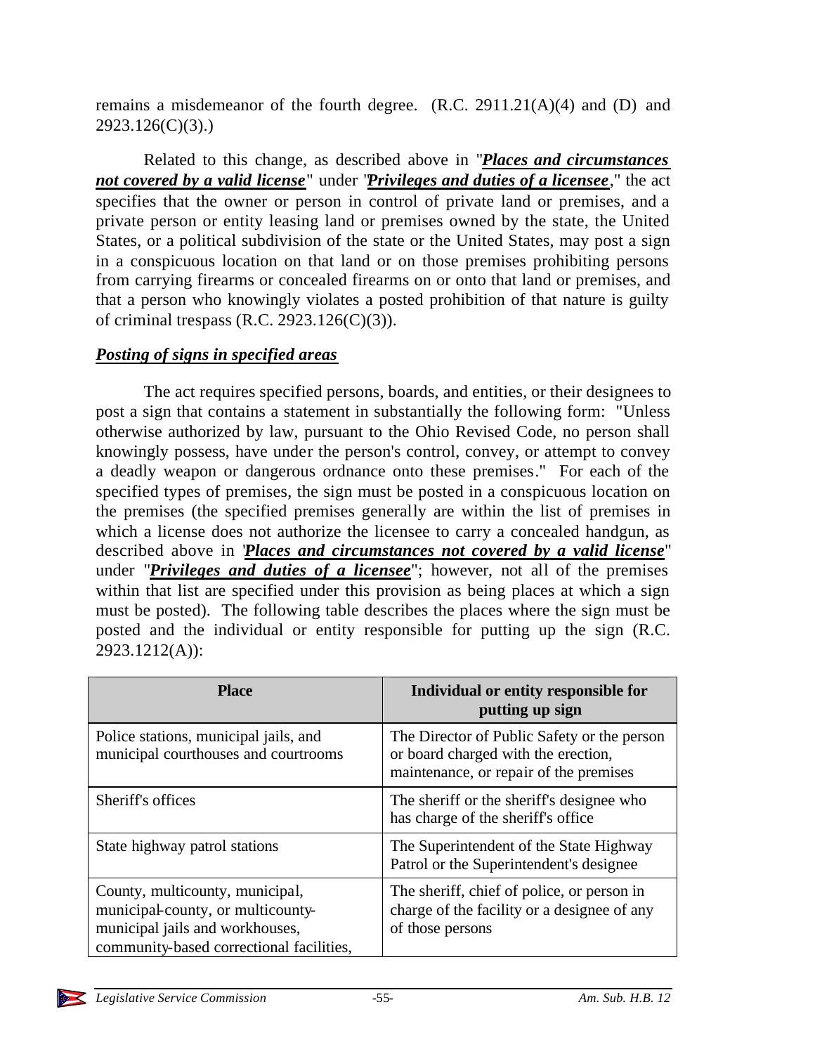remains a misdemeanor of the fourth degree. (R.C. 2911.21(A)(4) and (D) and 2923.126(C)(3).)

Related to this change, as described above in "***Places and circumstances not covered by a valid license***" under "***Privileges and duties of a licensee***," the act specifies that the owner or person in control of private land or premises, and a private person or entity leasing land or premises owned by the state, the United States, or a political subdivision of the state or the United States, may post a sign in a conspicuous location on that land or on those premises prohibiting persons from carrying firearms or concealed firearms on or onto that land or premises, and that a person who knowingly violates a posted prohibition of that nature is guilty of criminal trespass (R.C. 2923.126(C)(3)).

***Posting of signs in specified areas***

The act requires specified persons, boards, and entities, or their designees to post a sign that contains a statement in substantially the following form: "Unless otherwise authorized by law, pursuant to the Ohio Revised Code, no person shall knowingly possess, have under the person's control, convey, or attempt to convey a deadly weapon or dangerous ordnance onto these premises." For each of the specified types of premises, the sign must be posted in a conspicuous location on the premises (the specified premises generally are within the list of premises in which a license does not authorize the licensee to carry a concealed handgun, as described above in "***Places and circumstances not covered by a valid license***" under "***Privileges and duties of a licensee***"; however, not all of the premises within that list are specified under this provision as being places at which a sign must be posted). The following table describes the places where the sign must be posted and the individual or entity responsible for putting up the sign (R.C. 2923.1212(A)):

| Place | Individual or entity responsible for putting up sign |
|---|---|
| Police stations, municipal jails, and municipal courthouses and courtrooms | The Director of Public Safety or the person or board charged with the erection, maintenance, or repair of the premises |
| Sheriff's offices | The sheriff or the sheriff's designee who has charge of the sheriff's office |
| State highway patrol stations | The Superintendent of the State Highway Patrol or the Superintendent's designee |
| County, multicounty, municipal, municipal-county, or multicounty-municipal jails and workhouses, community-based correctional facilities, | The sheriff, chief of police, or person in charge of the facility or a designee of any of those persons |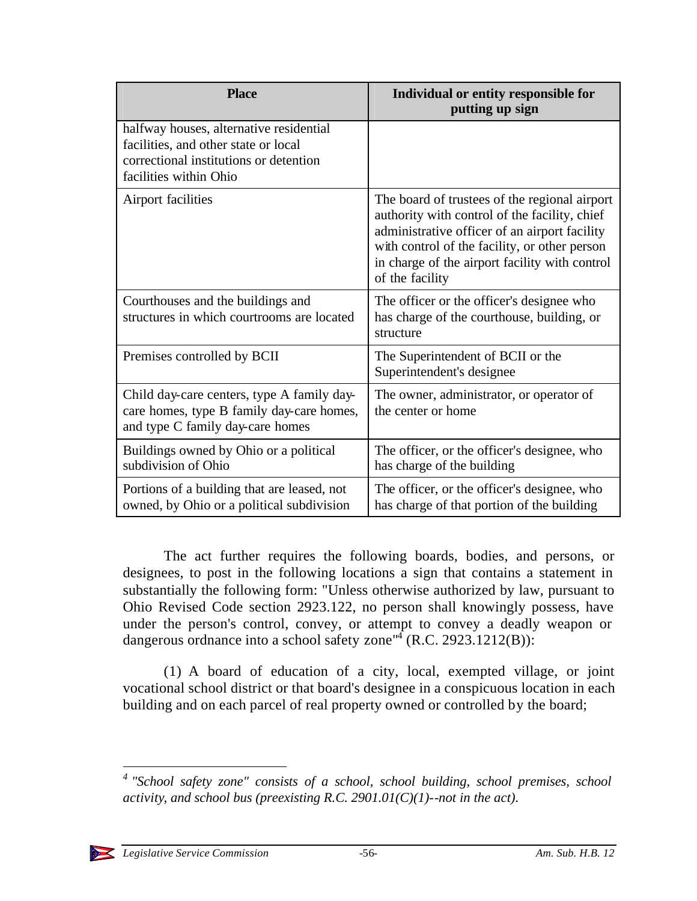| Place | Individual or entity responsible for putting up sign |
| --- | --- |
| halfway houses, alternative residential facilities, and other state or local correctional institutions or detention facilities within Ohio | |
| Airport facilities | The board of trustees of the regional airport authority with control of the facility, chief administrative officer of an airport facility with control of the facility, or other person in charge of the airport facility with control of the facility |
| Courthouses and the buildings and structures in which courtrooms are located | The officer or the officer's designee who has charge of the courthouse, building, or structure |
| Premises controlled by BCII | The Superintendent of BCII or the Superintendent's designee |
| Child day-care centers, type A family day-care homes, type B family day-care homes, and type C family day-care homes | The owner, administrator, or operator of the center or home |
| Buildings owned by Ohio or a political subdivision of Ohio | The officer, or the officer's designee, who has charge of the building |
| Portions of a building that are leased, not owned, by Ohio or a political subdivision | The officer, or the officer's designee, who has charge of that portion of the building |

The act further requires the following boards, bodies, and persons, or designees, to post in the following locations a sign that contains a statement in substantially the following form: "Unless otherwise authorized by law, pursuant to Ohio Revised Code section 2923.122, no person shall knowingly possess, have under the person's control, convey, or attempt to convey a deadly weapon or dangerous ordnance into a school safety zone"[4] (R.C. 2923.1212(B)):

(1) A board of education of a city, local, exempted village, or joint vocational school district or that board's designee in a conspicuous location in each building and on each parcel of real property owned or controlled by the board;

---

[4] *"School safety zone" consists of a school, school building, school premises, school activity, and school bus (preexisting R.C. 2901.01(C)(1)--not in the act).*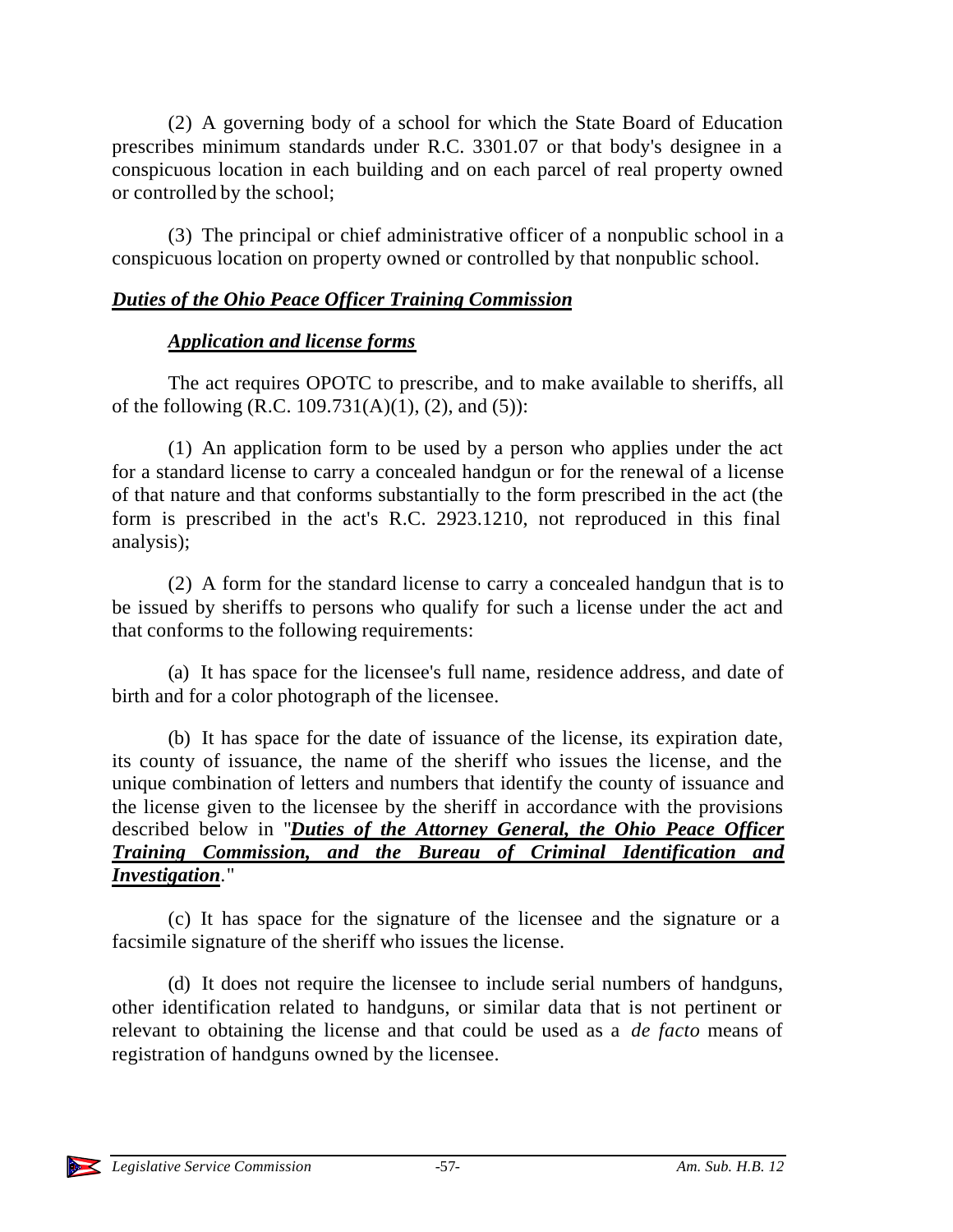(2) A governing body of a school for which the State Board of Education prescribes minimum standards under R.C. 3301.07 or that body's designee in a conspicuous location in each building and on each parcel of real property owned or controlled by the school;

(3) The principal or chief administrative officer of a nonpublic school in a conspicuous location on property owned or controlled by that nonpublic school.

## ***Duties of the Ohio Peace Officer Training Commission***

### ***Application and license forms***

The act requires OPOTC to prescribe, and to make available to sheriffs, all of the following (R.C. 109.731(A)(1), (2), and (5)):

(1) An application form to be used by a person who applies under the act for a standard license to carry a concealed handgun or for the renewal of a license of that nature and that conforms substantially to the form prescribed in the act (the form is prescribed in the act's R.C. 2923.1210, not reproduced in this final analysis);

(2) A form for the standard license to carry a concealed handgun that is to be issued by sheriffs to persons who qualify for such a license under the act and that conforms to the following requirements:

(a) It has space for the licensee's full name, residence address, and date of birth and for a color photograph of the licensee.

(b) It has space for the date of issuance of the license, its expiration date, its county of issuance, the name of the sheriff who issues the license, and the unique combination of letters and numbers that identify the county of issuance and the license given to the licensee by the sheriff in accordance with the provisions described below in "***Duties of the Attorney General, the Ohio Peace Officer Training Commission, and the Bureau of Criminal Identification and Investigation***."

(c) It has space for the signature of the licensee and the signature or a facsimile signature of the sheriff who issues the license.

(d) It does not require the licensee to include serial numbers of handguns, other identification related to handguns, or similar data that is not pertinent or relevant to obtaining the license and that could be used as a *de facto* means of registration of handguns owned by the licensee.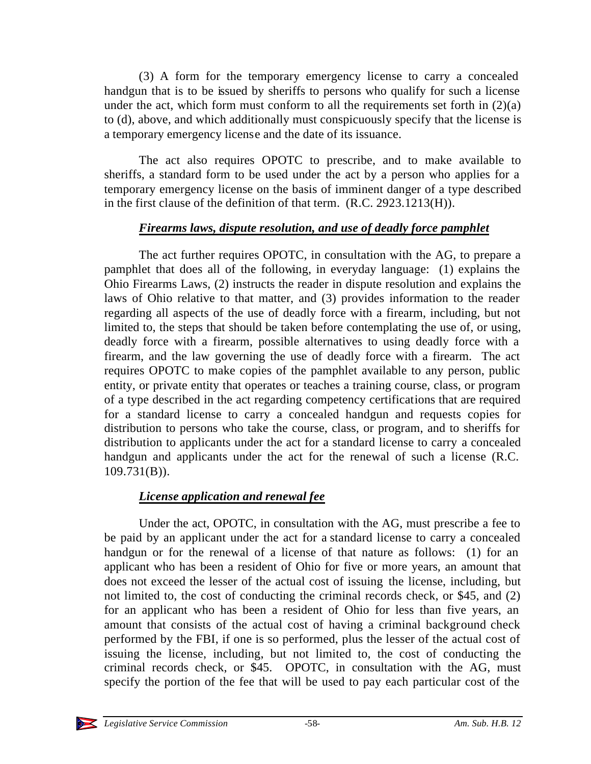(3) A form for the temporary emergency license to carry a concealed handgun that is to be issued by sheriffs to persons who qualify for such a license under the act, which form must conform to all the requirements set forth in (2)(a) to (d), above, and which additionally must conspicuously specify that the license is a temporary emergency license and the date of its issuance.

The act also requires OPOTC to prescribe, and to make available to sheriffs, a standard form to be used under the act by a person who applies for a temporary emergency license on the basis of imminent danger of a type described in the first clause of the definition of that term. (R.C. 2923.1213(H)).

### ***Firearms laws, dispute resolution, and use of deadly force pamphlet***

The act further requires OPOTC, in consultation with the AG, to prepare a pamphlet that does all of the following, in everyday language: (1) explains the Ohio Firearms Laws, (2) instructs the reader in dispute resolution and explains the laws of Ohio relative to that matter, and (3) provides information to the reader regarding all aspects of the use of deadly force with a firearm, including, but not limited to, the steps that should be taken before contemplating the use of, or using, deadly force with a firearm, possible alternatives to using deadly force with a firearm, and the law governing the use of deadly force with a firearm. The act requires OPOTC to make copies of the pamphlet available to any person, public entity, or private entity that operates or teaches a training course, class, or program of a type described in the act regarding competency certifications that are required for a standard license to carry a concealed handgun and requests copies for distribution to persons who take the course, class, or program, and to sheriffs for distribution to applicants under the act for a standard license to carry a concealed handgun and applicants under the act for the renewal of such a license (R.C. 109.731(B)).

### ***License application and renewal fee***

Under the act, OPOTC, in consultation with the AG, must prescribe a fee to be paid by an applicant under the act for a standard license to carry a concealed handgun or for the renewal of a license of that nature as follows: (1) for an applicant who has been a resident of Ohio for five or more years, an amount that does not exceed the lesser of the actual cost of issuing the license, including, but not limited to, the cost of conducting the criminal records check, or $45, and (2) for an applicant who has been a resident of Ohio for less than five years, an amount that consists of the actual cost of having a criminal background check performed by the FBI, if one is so performed, plus the lesser of the actual cost of issuing the license, including, but not limited to, the cost of conducting the criminal records check, or $45. OPOTC, in consultation with the AG, must specify the portion of the fee that will be used to pay each particular cost of the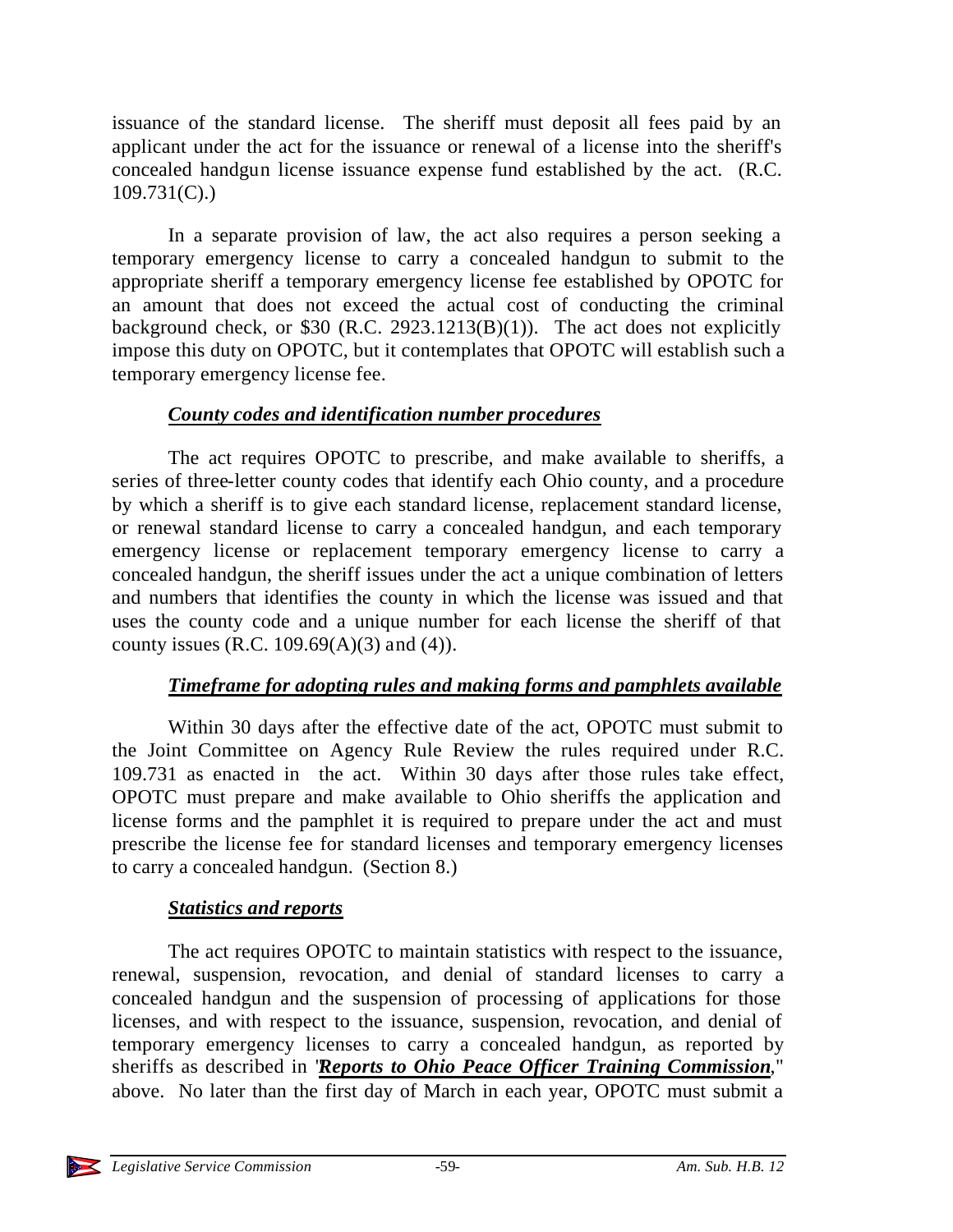issuance of the standard license. The sheriff must deposit all fees paid by an applicant under the act for the issuance or renewal of a license into the sheriff's concealed handgun license issuance expense fund established by the act. (R.C. 109.731(C).)

In a separate provision of law, the act also requires a person seeking a temporary emergency license to carry a concealed handgun to submit to the appropriate sheriff a temporary emergency license fee established by OPOTC for an amount that does not exceed the actual cost of conducting the criminal background check, or $30 (R.C. 2923.1213(B)(1)). The act does not explicitly impose this duty on OPOTC, but it contemplates that OPOTC will establish such a temporary emergency license fee.

***County codes and identification number procedures***

The act requires OPOTC to prescribe, and make available to sheriffs, a series of three-letter county codes that identify each Ohio county, and a procedure by which a sheriff is to give each standard license, replacement standard license, or renewal standard license to carry a concealed handgun, and each temporary emergency license or replacement temporary emergency license to carry a concealed handgun, the sheriff issues under the act a unique combination of letters and numbers that identifies the county in which the license was issued and that uses the county code and a unique number for each license the sheriff of that county issues (R.C. 109.69(A)(3) and (4)).

***Timeframe for adopting rules and making forms and pamphlets available***

Within 30 days after the effective date of the act, OPOTC must submit to the Joint Committee on Agency Rule Review the rules required under R.C. 109.731 as enacted in the act. Within 30 days after those rules take effect, OPOTC must prepare and make available to Ohio sheriffs the application and license forms and the pamphlet it is required to prepare under the act and must prescribe the license fee for standard licenses and temporary emergency licenses to carry a concealed handgun. (Section 8.)

***Statistics and reports***

The act requires OPOTC to maintain statistics with respect to the issuance, renewal, suspension, revocation, and denial of standard licenses to carry a concealed handgun and the suspension of processing of applications for those licenses, and with respect to the issuance, suspension, revocation, and denial of temporary emergency licenses to carry a concealed handgun, as reported by sheriffs as described in "***Reports to Ohio Peace Officer Training Commission***," above. No later than the first day of March in each year, OPOTC must submit a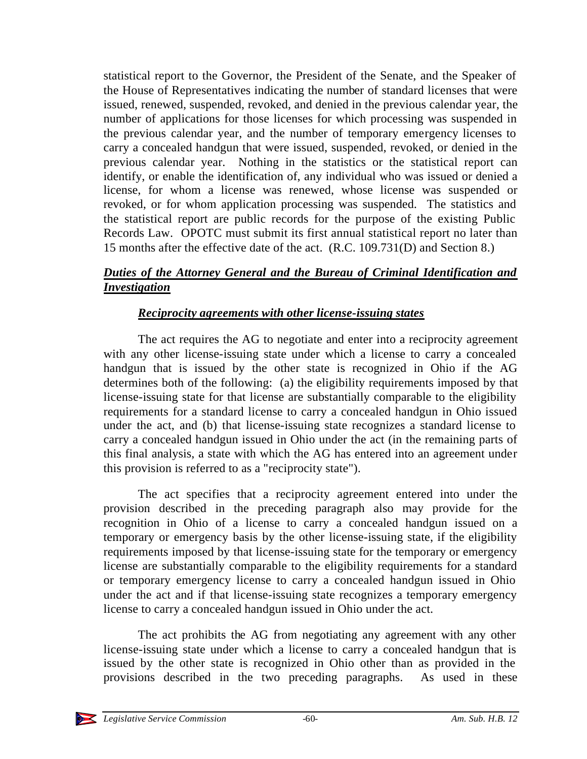statistical report to the Governor, the President of the Senate, and the Speaker of the House of Representatives indicating the number of standard licenses that were issued, renewed, suspended, revoked, and denied in the previous calendar year, the number of applications for those licenses for which processing was suspended in the previous calendar year, and the number of temporary emergency licenses to carry a concealed handgun that were issued, suspended, revoked, or denied in the previous calendar year. Nothing in the statistics or the statistical report can identify, or enable the identification of, any individual who was issued or denied a license, for whom a license was renewed, whose license was suspended or revoked, or for whom application processing was suspended. The statistics and the statistical report are public records for the purpose of the existing Public Records Law. OPOTC must submit its first annual statistical report no later than 15 months after the effective date of the act. (R.C. 109.731(D) and Section 8.)

## ***Duties of the Attorney General and the Bureau of Criminal Identification and Investigation***

### ***Reciprocity agreements with other license-issuing states***

The act requires the AG to negotiate and enter into a reciprocity agreement with any other license-issuing state under which a license to carry a concealed handgun that is issued by the other state is recognized in Ohio if the AG determines both of the following: (a) the eligibility requirements imposed by that license-issuing state for that license are substantially comparable to the eligibility requirements for a standard license to carry a concealed handgun in Ohio issued under the act, and (b) that license-issuing state recognizes a standard license to carry a concealed handgun issued in Ohio under the act (in the remaining parts of this final analysis, a state with which the AG has entered into an agreement under this provision is referred to as a "reciprocity state").

The act specifies that a reciprocity agreement entered into under the provision described in the preceding paragraph also may provide for the recognition in Ohio of a license to carry a concealed handgun issued on a temporary or emergency basis by the other license-issuing state, if the eligibility requirements imposed by that license-issuing state for the temporary or emergency license are substantially comparable to the eligibility requirements for a standard or temporary emergency license to carry a concealed handgun issued in Ohio under the act and if that license-issuing state recognizes a temporary emergency license to carry a concealed handgun issued in Ohio under the act.

The act prohibits the AG from negotiating any agreement with any other license-issuing state under which a license to carry a concealed handgun that is issued by the other state is recognized in Ohio other than as provided in the provisions described in the two preceding paragraphs. As used in these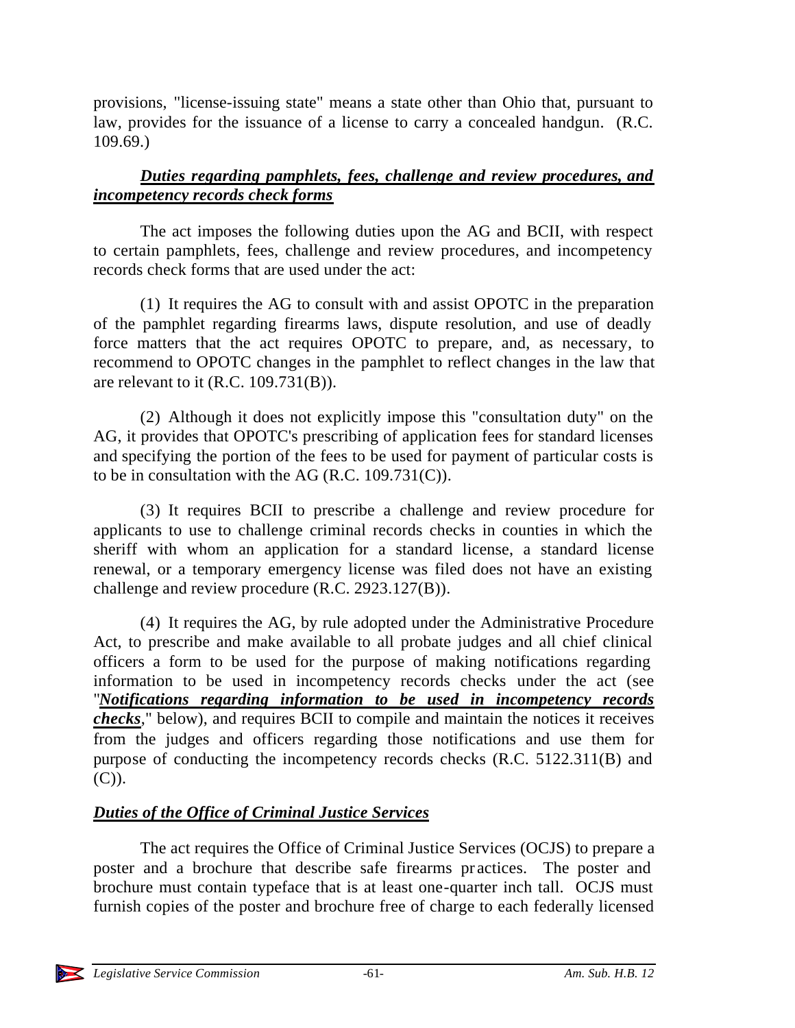provisions, "license-issuing state" means a state other than Ohio that, pursuant to law, provides for the issuance of a license to carry a concealed handgun. (R.C. 109.69.)

***Duties regarding pamphlets, fees, challenge and review procedures, and incompetency records check forms***

The act imposes the following duties upon the AG and BCII, with respect to certain pamphlets, fees, challenge and review procedures, and incompetency records check forms that are used under the act:

(1) It requires the AG to consult with and assist OPOTC in the preparation of the pamphlet regarding firearms laws, dispute resolution, and use of deadly force matters that the act requires OPOTC to prepare, and, as necessary, to recommend to OPOTC changes in the pamphlet to reflect changes in the law that are relevant to it (R.C. 109.731(B)).

(2) Although it does not explicitly impose this "consultation duty" on the AG, it provides that OPOTC's prescribing of application fees for standard licenses and specifying the portion of the fees to be used for payment of particular costs is to be in consultation with the AG (R.C. 109.731(C)).

(3) It requires BCII to prescribe a challenge and review procedure for applicants to use to challenge criminal records checks in counties in which the sheriff with whom an application for a standard license, a standard license renewal, or a temporary emergency license was filed does not have an existing challenge and review procedure (R.C. 2923.127(B)).

(4) It requires the AG, by rule adopted under the Administrative Procedure Act, to prescribe and make available to all probate judges and all chief clinical officers a form to be used for the purpose of making notifications regarding information to be used in incompetency records checks under the act (see "***Notifications regarding information to be used in incompetency records checks***," below), and requires BCII to compile and maintain the notices it receives from the judges and officers regarding those notifications and use them for purpose of conducting the incompetency records checks (R.C. 5122.311(B) and (C)).

***Duties of the Office of Criminal Justice Services***

The act requires the Office of Criminal Justice Services (OCJS) to prepare a poster and a brochure that describe safe firearms practices. The poster and brochure must contain typeface that is at least one-quarter inch tall. OCJS must furnish copies of the poster and brochure free of charge to each federally licensed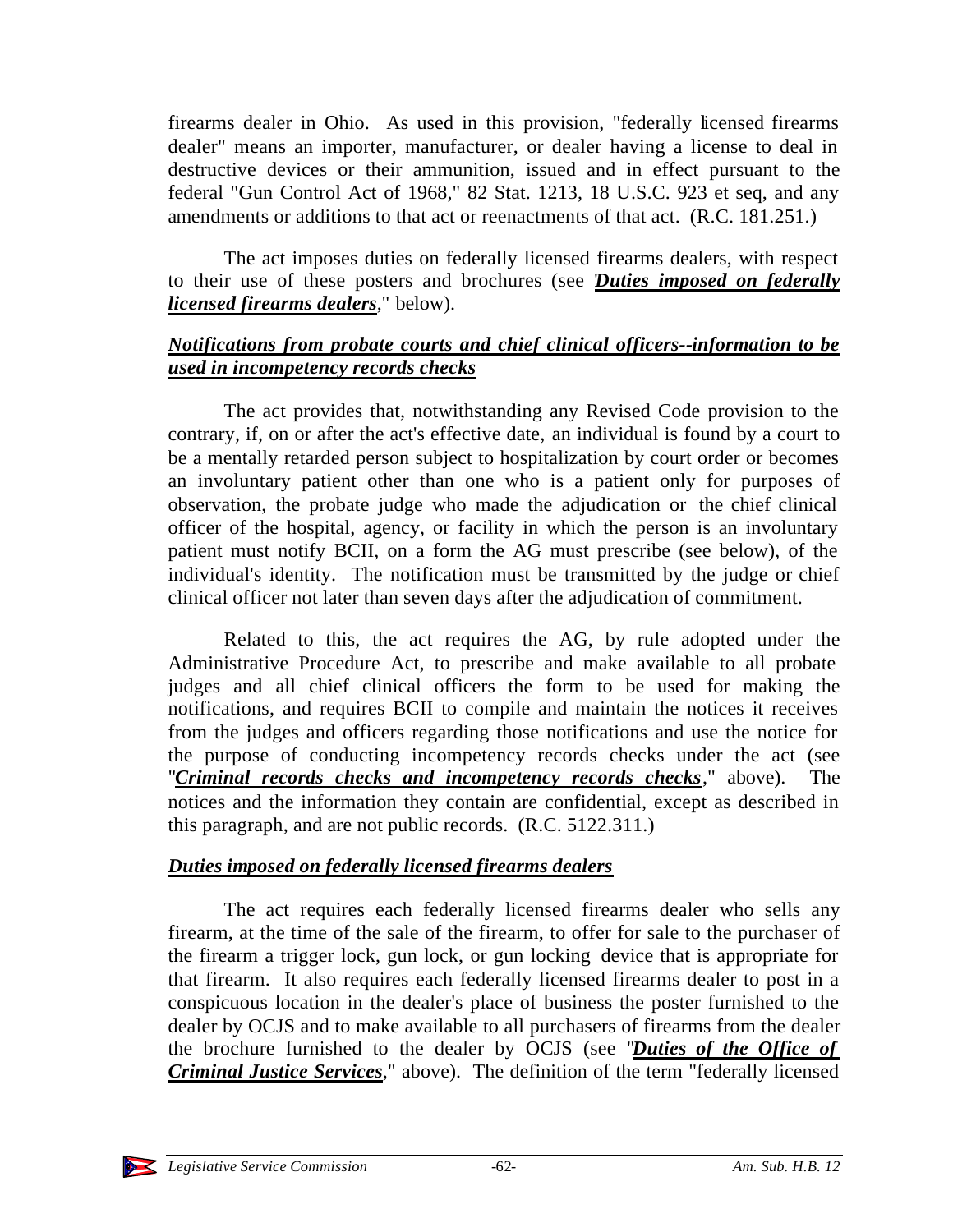firearms dealer in Ohio. As used in this provision, "federally licensed firearms dealer" means an importer, manufacturer, or dealer having a license to deal in destructive devices or their ammunition, issued and in effect pursuant to the federal "Gun Control Act of 1968," 82 Stat. 1213, 18 U.S.C. 923 et seq, and any amendments or additions to that act or reenactments of that act. (R.C. 181.251.)

The act imposes duties on federally licensed firearms dealers, with respect to their use of these posters and brochures (see "***Duties imposed on federally licensed firearms dealers***," below).

***Notifications from probate courts and chief clinical officers--information to be used in incompetency records checks***

The act provides that, notwithstanding any Revised Code provision to the contrary, if, on or after the act's effective date, an individual is found by a court to be a mentally retarded person subject to hospitalization by court order or becomes an involuntary patient other than one who is a patient only for purposes of observation, the probate judge who made the adjudication or the chief clinical officer of the hospital, agency, or facility in which the person is an involuntary patient must notify BCII, on a form the AG must prescribe (see below), of the individual's identity. The notification must be transmitted by the judge or chief clinical officer not later than seven days after the adjudication of commitment.

Related to this, the act requires the AG, by rule adopted under the Administrative Procedure Act, to prescribe and make available to all probate judges and all chief clinical officers the form to be used for making the notifications, and requires BCII to compile and maintain the notices it receives from the judges and officers regarding those notifications and use the notice for the purpose of conducting incompetency records checks under the act (see "***Criminal records checks and incompetency records checks***," above). The notices and the information they contain are confidential, except as described in this paragraph, and are not public records. (R.C. 5122.311.)

***Duties imposed on federally licensed firearms dealers***

The act requires each federally licensed firearms dealer who sells any firearm, at the time of the sale of the firearm, to offer for sale to the purchaser of the firearm a trigger lock, gun lock, or gun locking device that is appropriate for that firearm. It also requires each federally licensed firearms dealer to post in a conspicuous location in the dealer's place of business the poster furnished to the dealer by OCJS and to make available to all purchasers of firearms from the dealer the brochure furnished to the dealer by OCJS (see "***Duties of the Office of Criminal Justice Services***," above). The definition of the term "federally licensed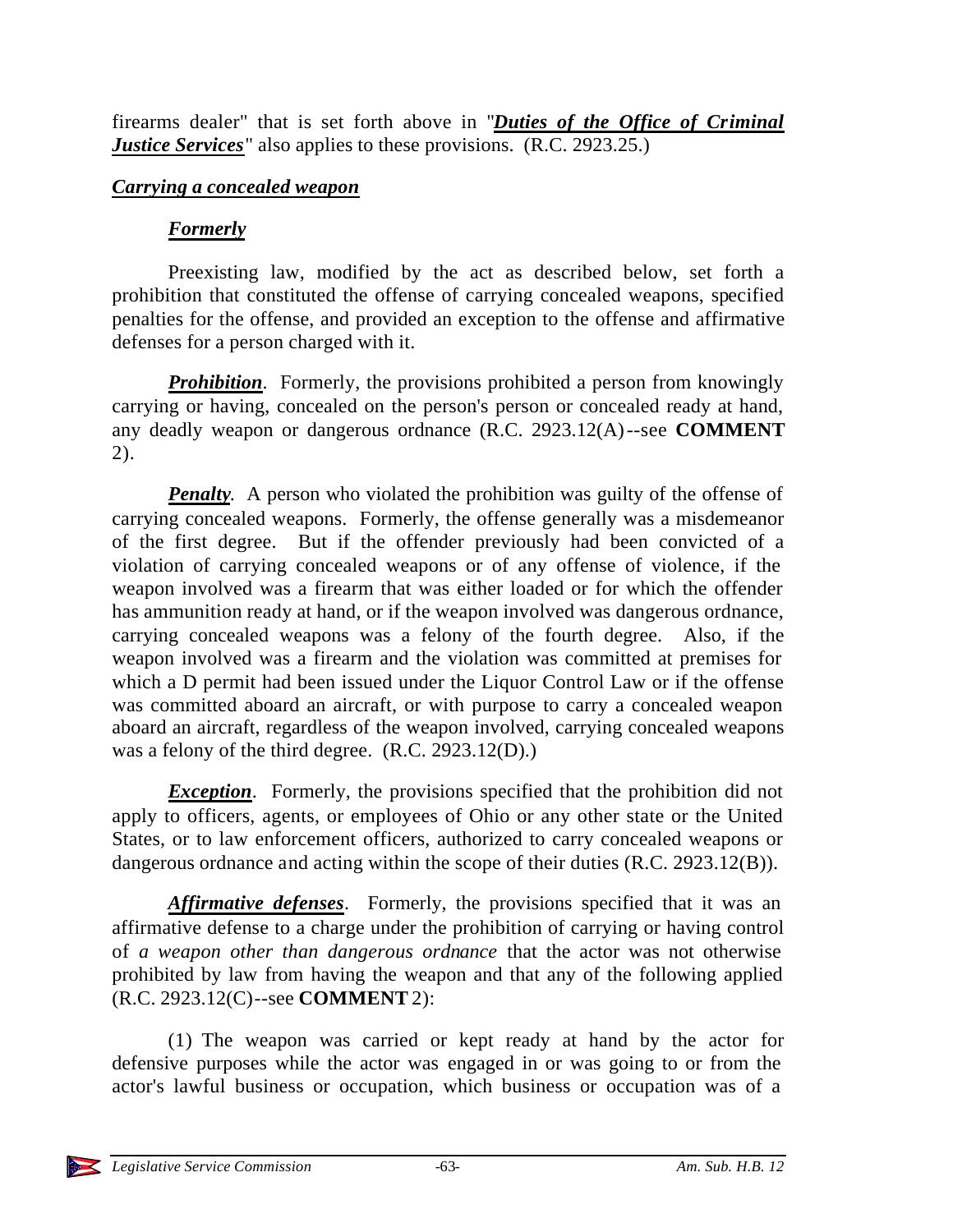firearms dealer" that is set forth above in "***Duties of the Office of Criminal Justice Services***" also applies to these provisions. (R.C. 2923.25.)

## ***Carrying a concealed weapon***

### ***Formerly***

Preexisting law, modified by the act as described below, set forth a prohibition that constituted the offense of carrying concealed weapons, specified penalties for the offense, and provided an exception to the offense and affirmative defenses for a person charged with it.

***Prohibition***. Formerly, the provisions prohibited a person from knowingly carrying or having, concealed on the person's person or concealed ready at hand, any deadly weapon or dangerous ordnance (R.C. 2923.12(A)--see **COMMENT** 2).

***Penalty***. A person who violated the prohibition was guilty of the offense of carrying concealed weapons. Formerly, the offense generally was a misdemeanor of the first degree. But if the offender previously had been convicted of a violation of carrying concealed weapons or of any offense of violence, if the weapon involved was a firearm that was either loaded or for which the offender has ammunition ready at hand, or if the weapon involved was dangerous ordnance, carrying concealed weapons was a felony of the fourth degree. Also, if the weapon involved was a firearm and the violation was committed at premises for which a D permit had been issued under the Liquor Control Law or if the offense was committed aboard an aircraft, or with purpose to carry a concealed weapon aboard an aircraft, regardless of the weapon involved, carrying concealed weapons was a felony of the third degree. (R.C. 2923.12(D).)

***Exception***. Formerly, the provisions specified that the prohibition did not apply to officers, agents, or employees of Ohio or any other state or the United States, or to law enforcement officers, authorized to carry concealed weapons or dangerous ordnance and acting within the scope of their duties (R.C. 2923.12(B)).

***Affirmative defenses***. Formerly, the provisions specified that it was an affirmative defense to a charge under the prohibition of carrying or having control of *a weapon other than dangerous ordnance* that the actor was not otherwise prohibited by law from having the weapon and that any of the following applied (R.C. 2923.12(C)--see **COMMENT** 2):

(1) The weapon was carried or kept ready at hand by the actor for defensive purposes while the actor was engaged in or was going to or from the actor's lawful business or occupation, which business or occupation was of a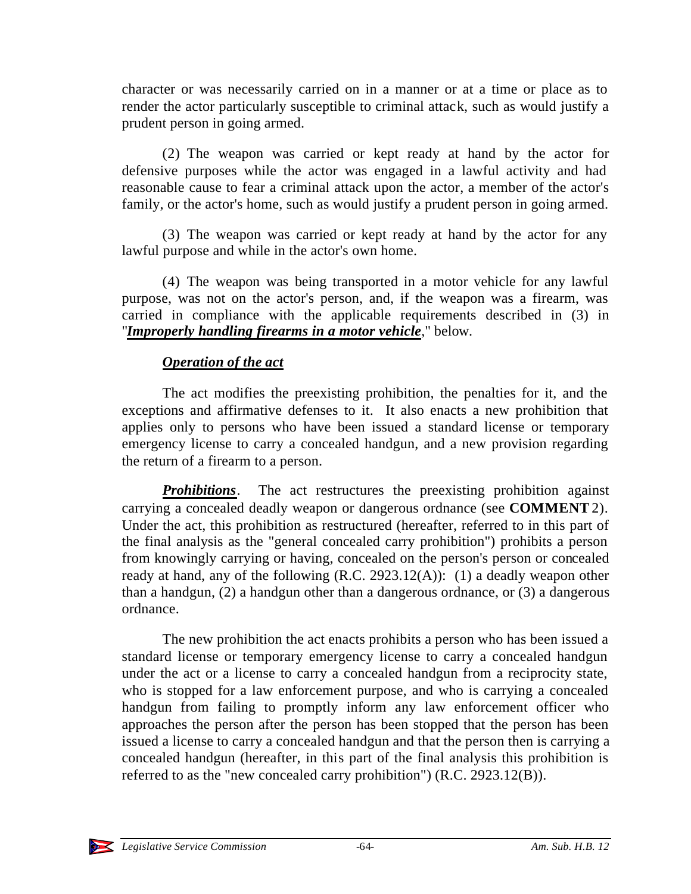character or was necessarily carried on in a manner or at a time or place as to render the actor particularly susceptible to criminal attack, such as would justify a prudent person in going armed.

(2) The weapon was carried or kept ready at hand by the actor for defensive purposes while the actor was engaged in a lawful activity and had reasonable cause to fear a criminal attack upon the actor, a member of the actor's family, or the actor's home, such as would justify a prudent person in going armed.

(3) The weapon was carried or kept ready at hand by the actor for any lawful purpose and while in the actor's own home.

(4) The weapon was being transported in a motor vehicle for any lawful purpose, was not on the actor's person, and, if the weapon was a firearm, was carried in compliance with the applicable requirements described in (3) in "***Improperly handling firearms in a motor vehicle***," below.

***Operation of the act***

The act modifies the preexisting prohibition, the penalties for it, and the exceptions and affirmative defenses to it. It also enacts a new prohibition that applies only to persons who have been issued a standard license or temporary emergency license to carry a concealed handgun, and a new provision regarding the return of a firearm to a person.

***Prohibitions***. The act restructures the preexisting prohibition against carrying a concealed deadly weapon or dangerous ordnance (see **COMMENT** 2). Under the act, this prohibition as restructured (hereafter, referred to in this part of the final analysis as the "general concealed carry prohibition") prohibits a person from knowingly carrying or having, concealed on the person's person or concealed ready at hand, any of the following (R.C. 2923.12(A)): (1) a deadly weapon other than a handgun, (2) a handgun other than a dangerous ordnance, or (3) a dangerous ordnance.

The new prohibition the act enacts prohibits a person who has been issued a standard license or temporary emergency license to carry a concealed handgun under the act or a license to carry a concealed handgun from a reciprocity state, who is stopped for a law enforcement purpose, and who is carrying a concealed handgun from failing to promptly inform any law enforcement officer who approaches the person after the person has been stopped that the person has been issued a license to carry a concealed handgun and that the person then is carrying a concealed handgun (hereafter, in this part of the final analysis this prohibition is referred to as the "new concealed carry prohibition") (R.C. 2923.12(B)).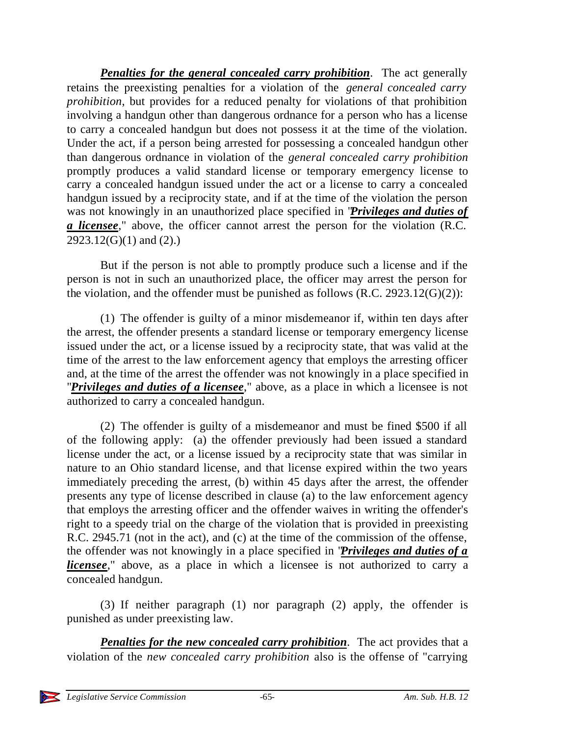***Penalties for the general concealed carry prohibition***. The act generally retains the preexisting penalties for a violation of the *general concealed carry prohibition*, but provides for a reduced penalty for violations of that prohibition involving a handgun other than dangerous ordnance for a person who has a license to carry a concealed handgun but does not possess it at the time of the violation. Under the act, if a person being arrested for possessing a concealed handgun other than dangerous ordnance in violation of the *general concealed carry prohibition* promptly produces a valid standard license or temporary emergency license to carry a concealed handgun issued under the act or a license to carry a concealed handgun issued by a reciprocity state, and if at the time of the violation the person was not knowingly in an unauthorized place specified in "***Privileges and duties of a licensee***," above, the officer cannot arrest the person for the violation (R.C. 2923.12(G)(1) and (2).)

But if the person is not able to promptly produce such a license and if the person is not in such an unauthorized place, the officer may arrest the person for the violation, and the offender must be punished as follows (R.C. 2923.12(G)(2)):

(1) The offender is guilty of a minor misdemeanor if, within ten days after the arrest, the offender presents a standard license or temporary emergency license issued under the act, or a license issued by a reciprocity state, that was valid at the time of the arrest to the law enforcement agency that employs the arresting officer and, at the time of the arrest the offender was not knowingly in a place specified in "***Privileges and duties of a licensee***," above, as a place in which a licensee is not authorized to carry a concealed handgun.

(2) The offender is guilty of a misdemeanor and must be fined $500 if all of the following apply: (a) the offender previously had been issued a standard license under the act, or a license issued by a reciprocity state that was similar in nature to an Ohio standard license, and that license expired within the two years immediately preceding the arrest, (b) within 45 days after the arrest, the offender presents any type of license described in clause (a) to the law enforcement agency that employs the arresting officer and the offender waives in writing the offender's right to a speedy trial on the charge of the violation that is provided in preexisting R.C. 2945.71 (not in the act), and (c) at the time of the commission of the offense, the offender was not knowingly in a place specified in "***Privileges and duties of a licensee***," above, as a place in which a licensee is not authorized to carry a concealed handgun.

(3) If neither paragraph (1) nor paragraph (2) apply, the offender is punished as under preexisting law.

***Penalties for the new concealed carry prohibition***. The act provides that a violation of the *new concealed carry prohibition* also is the offense of "carrying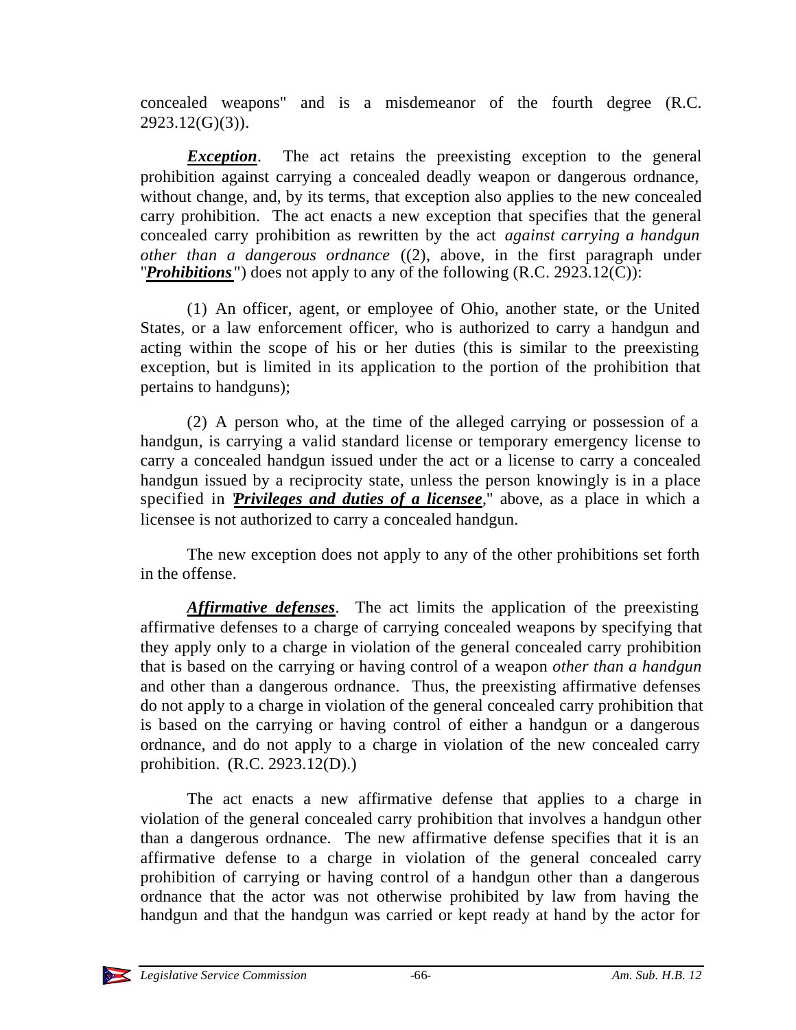concealed weapons" and is a misdemeanor of the fourth degree (R.C. 2923.12(G)(3)).

***Exception***. The act retains the preexisting exception to the general prohibition against carrying a concealed deadly weapon or dangerous ordnance, without change, and, by its terms, that exception also applies to the new concealed carry prohibition. The act enacts a new exception that specifies that the general concealed carry prohibition as rewritten by the act *against carrying a handgun other than a dangerous ordnance* ((2), above, in the first paragraph under "***Prohibitions***") does not apply to any of the following (R.C. 2923.12(C)):

(1) An officer, agent, or employee of Ohio, another state, or the United States, or a law enforcement officer, who is authorized to carry a handgun and acting within the scope of his or her duties (this is similar to the preexisting exception, but is limited in its application to the portion of the prohibition that pertains to handguns);

(2) A person who, at the time of the alleged carrying or possession of a handgun, is carrying a valid standard license or temporary emergency license to carry a concealed handgun issued under the act or a license to carry a concealed handgun issued by a reciprocity state, unless the person knowingly is in a place specified in "***Privileges and duties of a licensee***," above, as a place in which a licensee is not authorized to carry a concealed handgun.

The new exception does not apply to any of the other prohibitions set forth in the offense.

***Affirmative defenses***. The act limits the application of the preexisting affirmative defenses to a charge of carrying concealed weapons by specifying that they apply only to a charge in violation of the general concealed carry prohibition that is based on the carrying or having control of a weapon *other than a handgun* and other than a dangerous ordnance. Thus, the preexisting affirmative defenses do not apply to a charge in violation of the general concealed carry prohibition that is based on the carrying or having control of either a handgun or a dangerous ordnance, and do not apply to a charge in violation of the new concealed carry prohibition. (R.C. 2923.12(D).)

The act enacts a new affirmative defense that applies to a charge in violation of the general concealed carry prohibition that involves a handgun other than a dangerous ordnance. The new affirmative defense specifies that it is an affirmative defense to a charge in violation of the general concealed carry prohibition of carrying or having control of a handgun other than a dangerous ordnance that the actor was not otherwise prohibited by law from having the handgun and that the handgun was carried or kept ready at hand by the actor for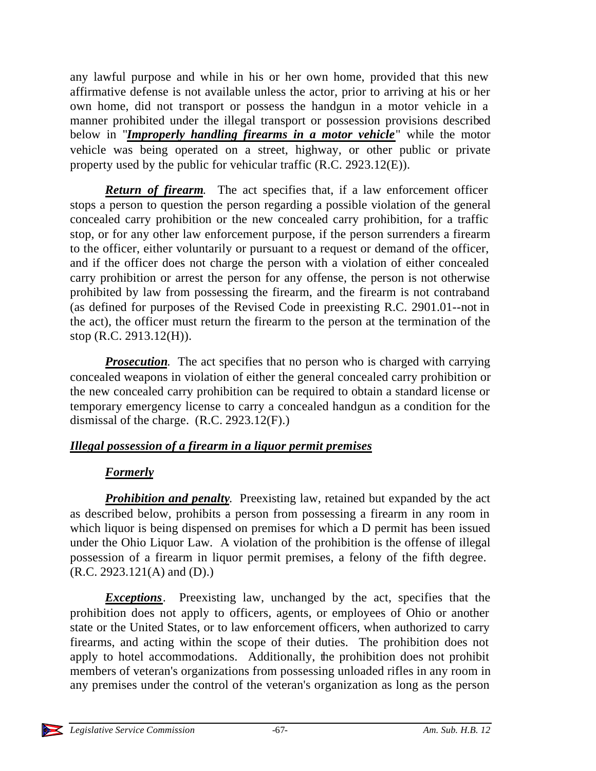any lawful purpose and while in his or her own home, provided that this new affirmative defense is not available unless the actor, prior to arriving at his or her own home, did not transport or possess the handgun in a motor vehicle in a manner prohibited under the illegal transport or possession provisions described below in "***Improperly handling firearms in a motor vehicle***" while the motor vehicle was being operated on a street, highway, or other public or private property used by the public for vehicular traffic (R.C. 2923.12(E)).

***Return of firearm***. The act specifies that, if a law enforcement officer stops a person to question the person regarding a possible violation of the general concealed carry prohibition or the new concealed carry prohibition, for a traffic stop, or for any other law enforcement purpose, if the person surrenders a firearm to the officer, either voluntarily or pursuant to a request or demand of the officer, and if the officer does not charge the person with a violation of either concealed carry prohibition or arrest the person for any offense, the person is not otherwise prohibited by law from possessing the firearm, and the firearm is not contraband (as defined for purposes of the Revised Code in preexisting R.C. 2901.01--not in the act), the officer must return the firearm to the person at the termination of the stop (R.C. 2913.12(H)).

***Prosecution***. The act specifies that no person who is charged with carrying concealed weapons in violation of either the general concealed carry prohibition or the new concealed carry prohibition can be required to obtain a standard license or temporary emergency license to carry a concealed handgun as a condition for the dismissal of the charge. (R.C. 2923.12(F).)

***Illegal possession of a firearm in a liquor permit premises***

***Formerly***

***Prohibition and penalty***. Preexisting law, retained but expanded by the act as described below, prohibits a person from possessing a firearm in any room in which liquor is being dispensed on premises for which a D permit has been issued under the Ohio Liquor Law. A violation of the prohibition is the offense of illegal possession of a firearm in liquor permit premises, a felony of the fifth degree. (R.C. 2923.121(A) and (D).)

***Exceptions***. Preexisting law, unchanged by the act, specifies that the prohibition does not apply to officers, agents, or employees of Ohio or another state or the United States, or to law enforcement officers, when authorized to carry firearms, and acting within the scope of their duties. The prohibition does not apply to hotel accommodations. Additionally, the prohibition does not prohibit members of veteran's organizations from possessing unloaded rifles in any room in any premises under the control of the veteran's organization as long as the person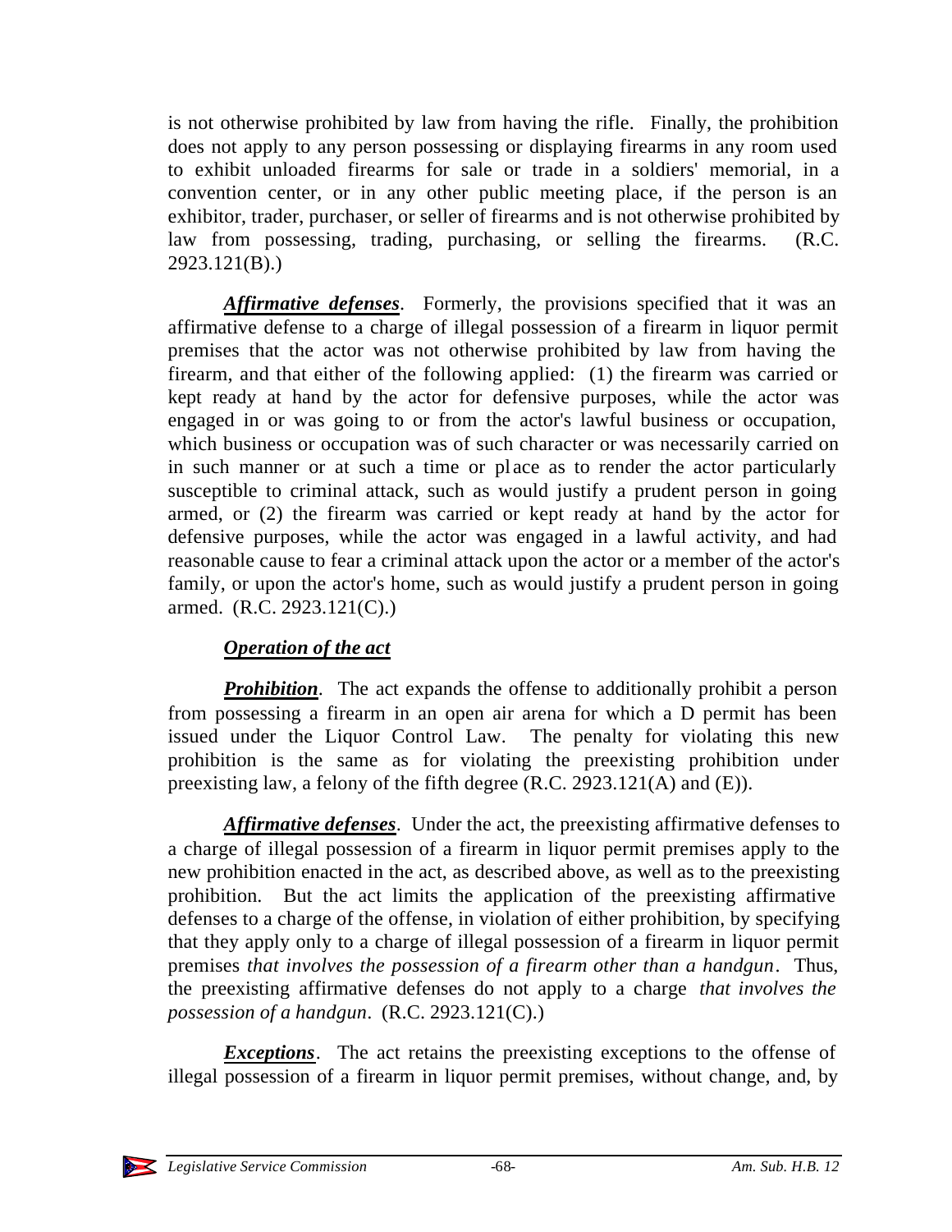is not otherwise prohibited by law from having the rifle. Finally, the prohibition does not apply to any person possessing or displaying firearms in any room used to exhibit unloaded firearms for sale or trade in a soldiers' memorial, in a convention center, or in any other public meeting place, if the person is an exhibitor, trader, purchaser, or seller of firearms and is not otherwise prohibited by law from possessing, trading, purchasing, or selling the firearms. (R.C. 2923.121(B).)

***Affirmative defenses***. Formerly, the provisions specified that it was an affirmative defense to a charge of illegal possession of a firearm in liquor permit premises that the actor was not otherwise prohibited by law from having the firearm, and that either of the following applied: (1) the firearm was carried or kept ready at hand by the actor for defensive purposes, while the actor was engaged in or was going to or from the actor's lawful business or occupation, which business or occupation was of such character or was necessarily carried on in such manner or at such a time or place as to render the actor particularly susceptible to criminal attack, such as would justify a prudent person in going armed, or (2) the firearm was carried or kept ready at hand by the actor for defensive purposes, while the actor was engaged in a lawful activity, and had reasonable cause to fear a criminal attack upon the actor or a member of the actor's family, or upon the actor's home, such as would justify a prudent person in going armed. (R.C. 2923.121(C).)

***Operation of the act***

***Prohibition***. The act expands the offense to additionally prohibit a person from possessing a firearm in an open air arena for which a D permit has been issued under the Liquor Control Law. The penalty for violating this new prohibition is the same as for violating the preexisting prohibition under preexisting law, a felony of the fifth degree (R.C. 2923.121(A) and (E)).

***Affirmative defenses***. Under the act, the preexisting affirmative defenses to a charge of illegal possession of a firearm in liquor permit premises apply to the new prohibition enacted in the act, as described above, as well as to the preexisting prohibition. But the act limits the application of the preexisting affirmative defenses to a charge of the offense, in violation of either prohibition, by specifying that they apply only to a charge of illegal possession of a firearm in liquor permit premises *that involves the possession of a firearm other than a handgun*. Thus, the preexisting affirmative defenses do not apply to a charge *that involves the possession of a handgun*. (R.C. 2923.121(C).)

***Exceptions***. The act retains the preexisting exceptions to the offense of illegal possession of a firearm in liquor permit premises, without change, and, by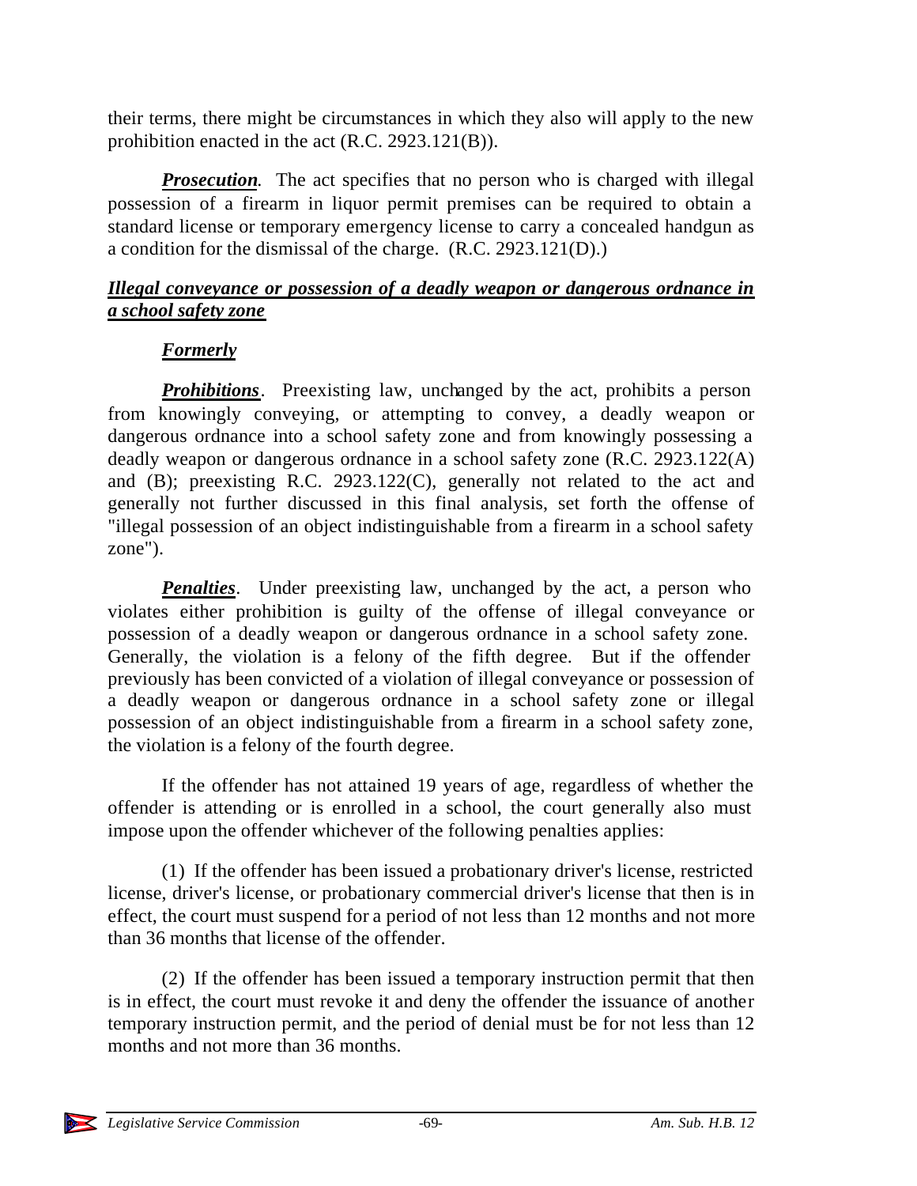their terms, there might be circumstances in which they also will apply to the new prohibition enacted in the act (R.C. 2923.121(B)).

***Prosecution***. The act specifies that no person who is charged with illegal possession of a firearm in liquor permit premises can be required to obtain a standard license or temporary emergency license to carry a concealed handgun as a condition for the dismissal of the charge. (R.C. 2923.121(D).)

***Illegal conveyance or possession of a deadly weapon or dangerous ordnance in a school safety zone***

***Formerly***

***Prohibitions***. Preexisting law, unchanged by the act, prohibits a person from knowingly conveying, or attempting to convey, a deadly weapon or dangerous ordnance into a school safety zone and from knowingly possessing a deadly weapon or dangerous ordnance in a school safety zone (R.C. 2923.122(A) and (B); preexisting R.C. 2923.122(C), generally not related to the act and generally not further discussed in this final analysis, set forth the offense of "illegal possession of an object indistinguishable from a firearm in a school safety zone").

***Penalties***. Under preexisting law, unchanged by the act, a person who violates either prohibition is guilty of the offense of illegal conveyance or possession of a deadly weapon or dangerous ordnance in a school safety zone. Generally, the violation is a felony of the fifth degree. But if the offender previously has been convicted of a violation of illegal conveyance or possession of a deadly weapon or dangerous ordnance in a school safety zone or illegal possession of an object indistinguishable from a firearm in a school safety zone, the violation is a felony of the fourth degree.

If the offender has not attained 19 years of age, regardless of whether the offender is attending or is enrolled in a school, the court generally also must impose upon the offender whichever of the following penalties applies:

(1) If the offender has been issued a probationary driver's license, restricted license, driver's license, or probationary commercial driver's license that then is in effect, the court must suspend for a period of not less than 12 months and not more than 36 months that license of the offender.

(2) If the offender has been issued a temporary instruction permit that then is in effect, the court must revoke it and deny the offender the issuance of another temporary instruction permit, and the period of denial must be for not less than 12 months and not more than 36 months.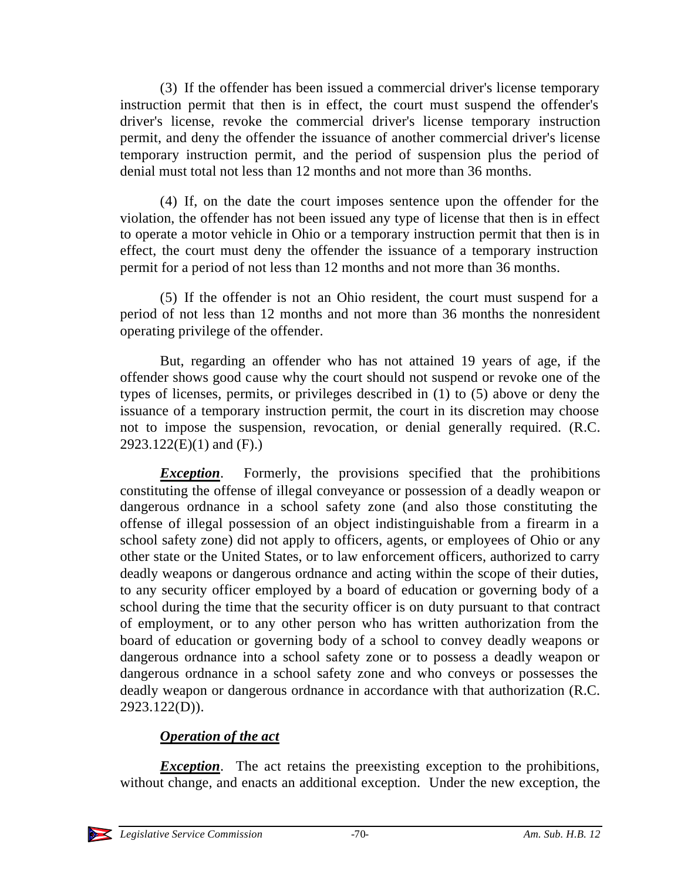(3) If the offender has been issued a commercial driver's license temporary instruction permit that then is in effect, the court must suspend the offender's driver's license, revoke the commercial driver's license temporary instruction permit, and deny the offender the issuance of another commercial driver's license temporary instruction permit, and the period of suspension plus the period of denial must total not less than 12 months and not more than 36 months.

(4) If, on the date the court imposes sentence upon the offender for the violation, the offender has not been issued any type of license that then is in effect to operate a motor vehicle in Ohio or a temporary instruction permit that then is in effect, the court must deny the offender the issuance of a temporary instruction permit for a period of not less than 12 months and not more than 36 months.

(5) If the offender is not an Ohio resident, the court must suspend for a period of not less than 12 months and not more than 36 months the nonresident operating privilege of the offender.

But, regarding an offender who has not attained 19 years of age, if the offender shows good cause why the court should not suspend or revoke one of the types of licenses, permits, or privileges described in (1) to (5) above or deny the issuance of a temporary instruction permit, the court in its discretion may choose not to impose the suspension, revocation, or denial generally required. (R.C. 2923.122(E)(1) and (F).)

***Exception***. Formerly, the provisions specified that the prohibitions constituting the offense of illegal conveyance or possession of a deadly weapon or dangerous ordnance in a school safety zone (and also those constituting the offense of illegal possession of an object indistinguishable from a firearm in a school safety zone) did not apply to officers, agents, or employees of Ohio or any other state or the United States, or to law enforcement officers, authorized to carry deadly weapons or dangerous ordnance and acting within the scope of their duties, to any security officer employed by a board of education or governing body of a school during the time that the security officer is on duty pursuant to that contract of employment, or to any other person who has written authorization from the board of education or governing body of a school to convey deadly weapons or dangerous ordnance into a school safety zone or to possess a deadly weapon or dangerous ordnance in a school safety zone and who conveys or possesses the deadly weapon or dangerous ordnance in accordance with that authorization (R.C. 2923.122(D)).

*Operation of the act*

***Exception***. The act retains the preexisting exception to the prohibitions, without change, and enacts an additional exception. Under the new exception, the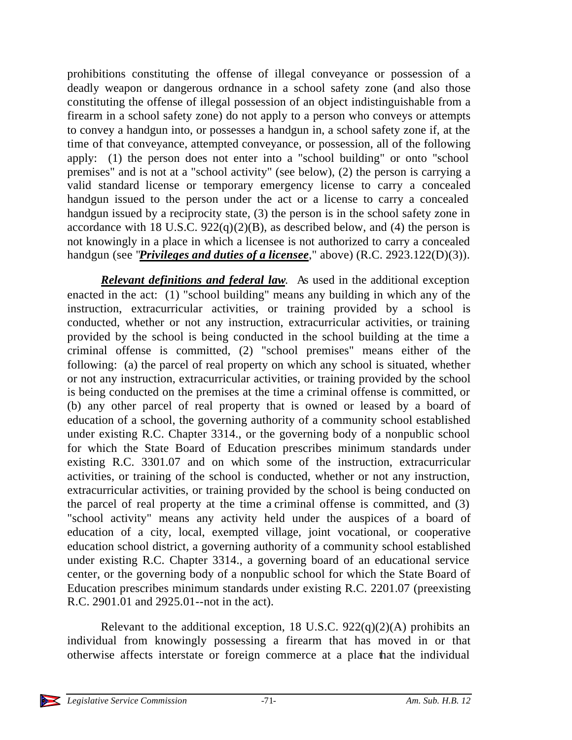prohibitions constituting the offense of illegal conveyance or possession of a deadly weapon or dangerous ordnance in a school safety zone (and also those constituting the offense of illegal possession of an object indistinguishable from a firearm in a school safety zone) do not apply to a person who conveys or attempts to convey a handgun into, or possesses a handgun in, a school safety zone if, at the time of that conveyance, attempted conveyance, or possession, all of the following apply: (1) the person does not enter into a "school building" or onto "school premises" and is not at a "school activity" (see below), (2) the person is carrying a valid standard license or temporary emergency license to carry a concealed handgun issued to the person under the act or a license to carry a concealed handgun issued by a reciprocity state, (3) the person is in the school safety zone in accordance with 18 U.S.C. 922(q)(2)(B), as described below, and (4) the person is not knowingly in a place in which a licensee is not authorized to carry a concealed handgun (see "***Privileges and duties of a licensee***," above) (R.C. 2923.122(D)(3)).

***Relevant definitions and federal law***. As used in the additional exception enacted in the act: (1) "school building" means any building in which any of the instruction, extracurricular activities, or training provided by a school is conducted, whether or not any instruction, extracurricular activities, or training provided by the school is being conducted in the school building at the time a criminal offense is committed, (2) "school premises" means either of the following: (a) the parcel of real property on which any school is situated, whether or not any instruction, extracurricular activities, or training provided by the school is being conducted on the premises at the time a criminal offense is committed, or (b) any other parcel of real property that is owned or leased by a board of education of a school, the governing authority of a community school established under existing R.C. Chapter 3314., or the governing body of a nonpublic school for which the State Board of Education prescribes minimum standards under existing R.C. 3301.07 and on which some of the instruction, extracurricular activities, or training of the school is conducted, whether or not any instruction, extracurricular activities, or training provided by the school is being conducted on the parcel of real property at the time a criminal offense is committed, and (3) "school activity" means any activity held under the auspices of a board of education of a city, local, exempted village, joint vocational, or cooperative education school district, a governing authority of a community school established under existing R.C. Chapter 3314., a governing board of an educational service center, or the governing body of a nonpublic school for which the State Board of Education prescribes minimum standards under existing R.C. 2201.07 (preexisting R.C. 2901.01 and 2925.01--not in the act).

Relevant to the additional exception, 18 U.S.C. 922(q)(2)(A) prohibits an individual from knowingly possessing a firearm that has moved in or that otherwise affects interstate or foreign commerce at a place that the individual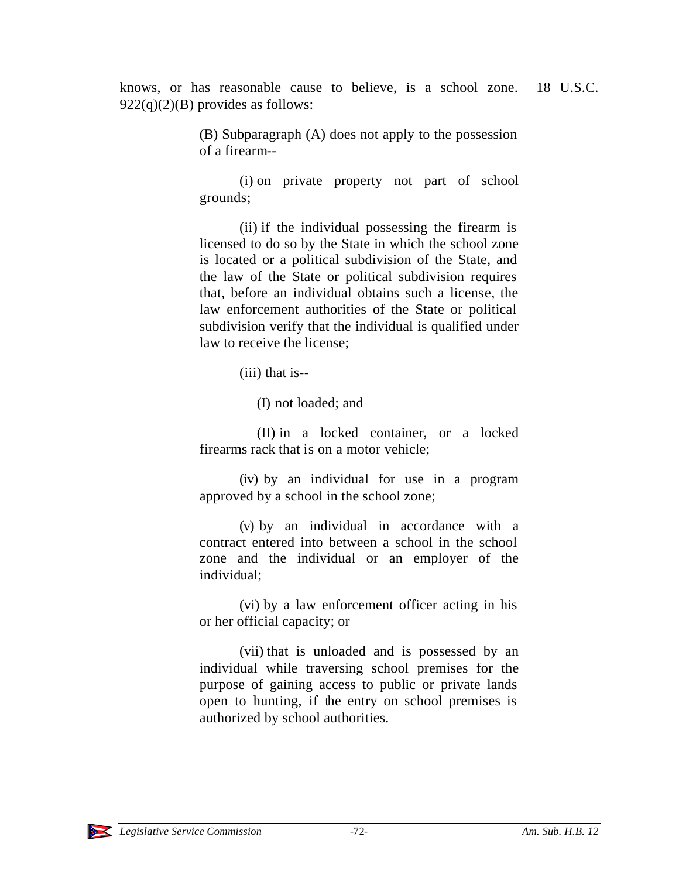knows, or has reasonable cause to believe, is a school zone. 18 U.S.C. 922(q)(2)(B) provides as follows:

> (B) Subparagraph (A) does not apply to the possession of a firearm--
>
> (i) on private property not part of school grounds;
>
> (ii) if the individual possessing the firearm is licensed to do so by the State in which the school zone is located or a political subdivision of the State, and the law of the State or political subdivision requires that, before an individual obtains such a license, the law enforcement authorities of the State or political subdivision verify that the individual is qualified under law to receive the license;
>
> (iii) that is--
>
> (I) not loaded; and
>
> (II) in a locked container, or a locked firearms rack that is on a motor vehicle;
>
> (iv) by an individual for use in a program approved by a school in the school zone;
>
> (v) by an individual in accordance with a contract entered into between a school in the school zone and the individual or an employer of the individual;
>
> (vi) by a law enforcement officer acting in his or her official capacity; or
>
> (vii) that is unloaded and is possessed by an individual while traversing school premises for the purpose of gaining access to public or private lands open to hunting, if the entry on school premises is authorized by school authorities.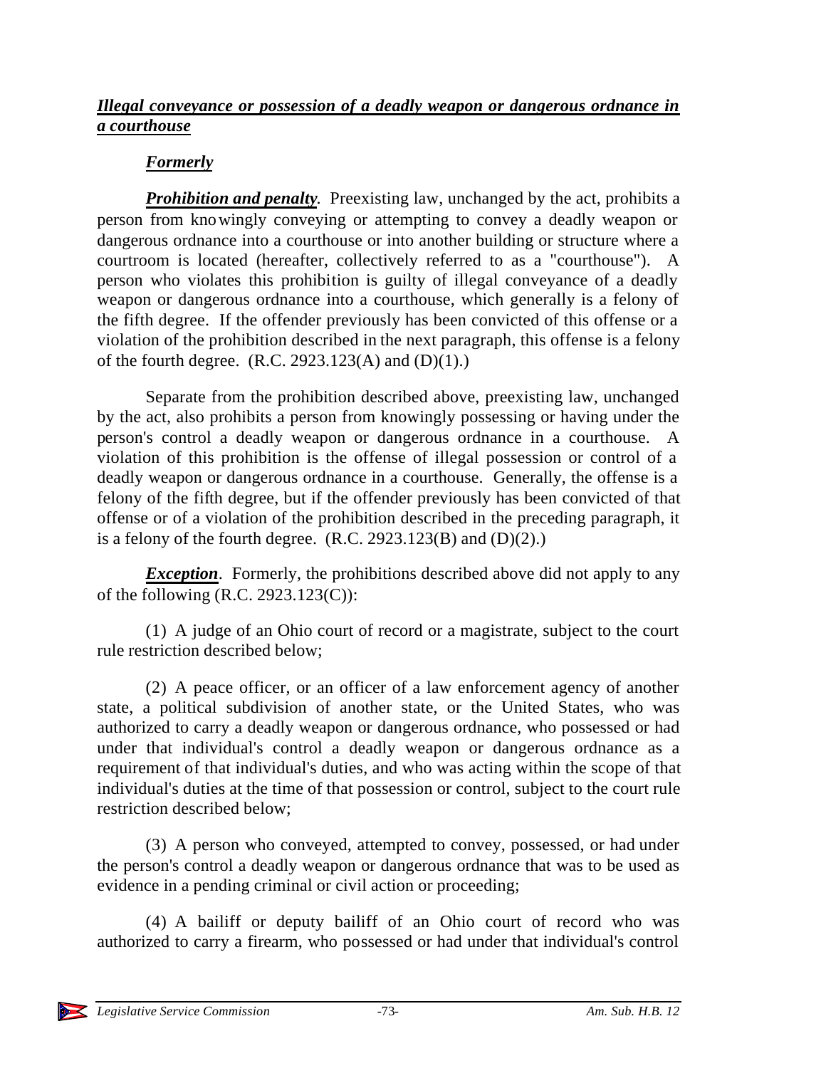***Illegal conveyance or possession of a deadly weapon or dangerous ordnance in a courthouse***

***Formerly***

***Prohibition and penalty***. Preexisting law, unchanged by the act, prohibits a person from knowingly conveying or attempting to convey a deadly weapon or dangerous ordnance into a courthouse or into another building or structure where a courtroom is located (hereafter, collectively referred to as a "courthouse"). A person who violates this prohibition is guilty of illegal conveyance of a deadly weapon or dangerous ordnance into a courthouse, which generally is a felony of the fifth degree. If the offender previously has been convicted of this offense or a violation of the prohibition described in the next paragraph, this offense is a felony of the fourth degree. (R.C. 2923.123(A) and (D)(1).)

Separate from the prohibition described above, preexisting law, unchanged by the act, also prohibits a person from knowingly possessing or having under the person's control a deadly weapon or dangerous ordnance in a courthouse. A violation of this prohibition is the offense of illegal possession or control of a deadly weapon or dangerous ordnance in a courthouse. Generally, the offense is a felony of the fifth degree, but if the offender previously has been convicted of that offense or of a violation of the prohibition described in the preceding paragraph, it is a felony of the fourth degree. (R.C. 2923.123(B) and (D)(2).)

***Exception***. Formerly, the prohibitions described above did not apply to any of the following (R.C. 2923.123(C)):

(1) A judge of an Ohio court of record or a magistrate, subject to the court rule restriction described below;

(2) A peace officer, or an officer of a law enforcement agency of another state, a political subdivision of another state, or the United States, who was authorized to carry a deadly weapon or dangerous ordnance, who possessed or had under that individual's control a deadly weapon or dangerous ordnance as a requirement of that individual's duties, and who was acting within the scope of that individual's duties at the time of that possession or control, subject to the court rule restriction described below;

(3) A person who conveyed, attempted to convey, possessed, or had under the person's control a deadly weapon or dangerous ordnance that was to be used as evidence in a pending criminal or civil action or proceeding;

(4) A bailiff or deputy bailiff of an Ohio court of record who was authorized to carry a firearm, who possessed or had under that individual's control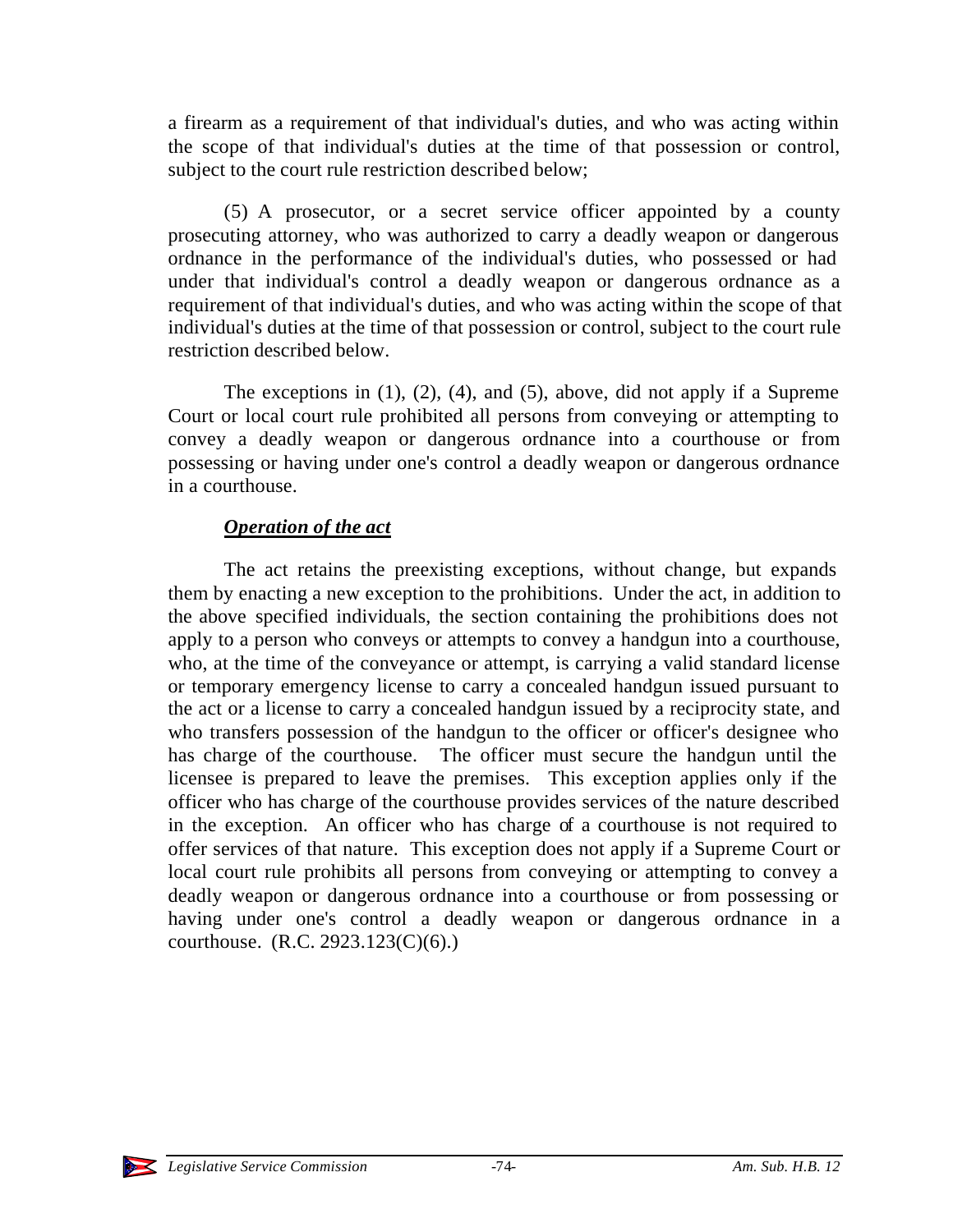a firearm as a requirement of that individual's duties, and who was acting within the scope of that individual's duties at the time of that possession or control, subject to the court rule restriction described below;

(5) A prosecutor, or a secret service officer appointed by a county prosecuting attorney, who was authorized to carry a deadly weapon or dangerous ordnance in the performance of the individual's duties, who possessed or had under that individual's control a deadly weapon or dangerous ordnance as a requirement of that individual's duties, and who was acting within the scope of that individual's duties at the time of that possession or control, subject to the court rule restriction described below.

The exceptions in (1), (2), (4), and (5), above, did not apply if a Supreme Court or local court rule prohibited all persons from conveying or attempting to convey a deadly weapon or dangerous ordnance into a courthouse or from possessing or having under one's control a deadly weapon or dangerous ordnance in a courthouse.

***Operation of the act***

The act retains the preexisting exceptions, without change, but expands them by enacting a new exception to the prohibitions. Under the act, in addition to the above specified individuals, the section containing the prohibitions does not apply to a person who conveys or attempts to convey a handgun into a courthouse, who, at the time of the conveyance or attempt, is carrying a valid standard license or temporary emergency license to carry a concealed handgun issued pursuant to the act or a license to carry a concealed handgun issued by a reciprocity state, and who transfers possession of the handgun to the officer or officer's designee who has charge of the courthouse. The officer must secure the handgun until the licensee is prepared to leave the premises. This exception applies only if the officer who has charge of the courthouse provides services of the nature described in the exception. An officer who has charge of a courthouse is not required to offer services of that nature. This exception does not apply if a Supreme Court or local court rule prohibits all persons from conveying or attempting to convey a deadly weapon or dangerous ordnance into a courthouse or from possessing or having under one's control a deadly weapon or dangerous ordnance in a courthouse. (R.C. 2923.123(C)(6).)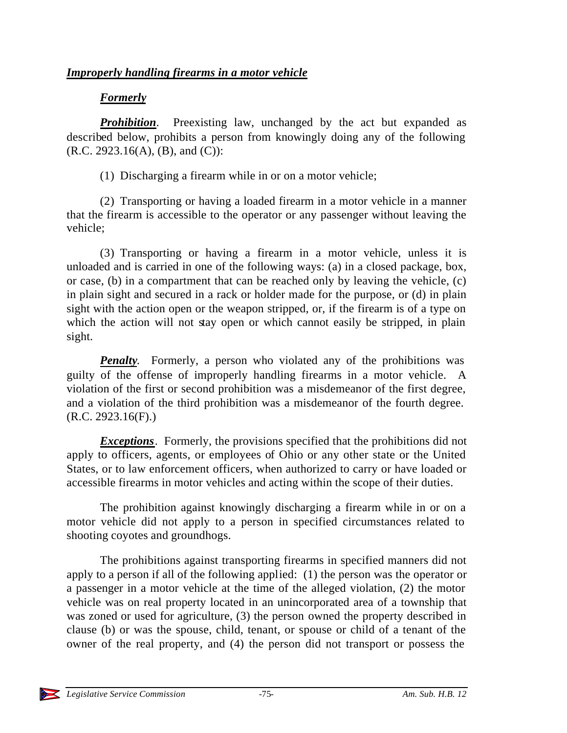***Improperly handling firearms in a motor vehicle***

***Formerly***

***Prohibition***. Preexisting law, unchanged by the act but expanded as described below, prohibits a person from knowingly doing any of the following (R.C. 2923.16(A), (B), and (C)):

(1) Discharging a firearm while in or on a motor vehicle;

(2) Transporting or having a loaded firearm in a motor vehicle in a manner that the firearm is accessible to the operator or any passenger without leaving the vehicle;

(3) Transporting or having a firearm in a motor vehicle, unless it is unloaded and is carried in one of the following ways: (a) in a closed package, box, or case, (b) in a compartment that can be reached only by leaving the vehicle, (c) in plain sight and secured in a rack or holder made for the purpose, or (d) in plain sight with the action open or the weapon stripped, or, if the firearm is of a type on which the action will not stay open or which cannot easily be stripped, in plain sight.

***Penalty***. Formerly, a person who violated any of the prohibitions was guilty of the offense of improperly handling firearms in a motor vehicle. A violation of the first or second prohibition was a misdemeanor of the first degree, and a violation of the third prohibition was a misdemeanor of the fourth degree. (R.C. 2923.16(F).)

***Exceptions***. Formerly, the provisions specified that the prohibitions did not apply to officers, agents, or employees of Ohio or any other state or the United States, or to law enforcement officers, when authorized to carry or have loaded or accessible firearms in motor vehicles and acting within the scope of their duties.

The prohibition against knowingly discharging a firearm while in or on a motor vehicle did not apply to a person in specified circumstances related to shooting coyotes and groundhogs.

The prohibitions against transporting firearms in specified manners did not apply to a person if all of the following applied: (1) the person was the operator or a passenger in a motor vehicle at the time of the alleged violation, (2) the motor vehicle was on real property located in an unincorporated area of a township that was zoned or used for agriculture, (3) the person owned the property described in clause (b) or was the spouse, child, tenant, or spouse or child of a tenant of the owner of the real property, and (4) the person did not transport or possess the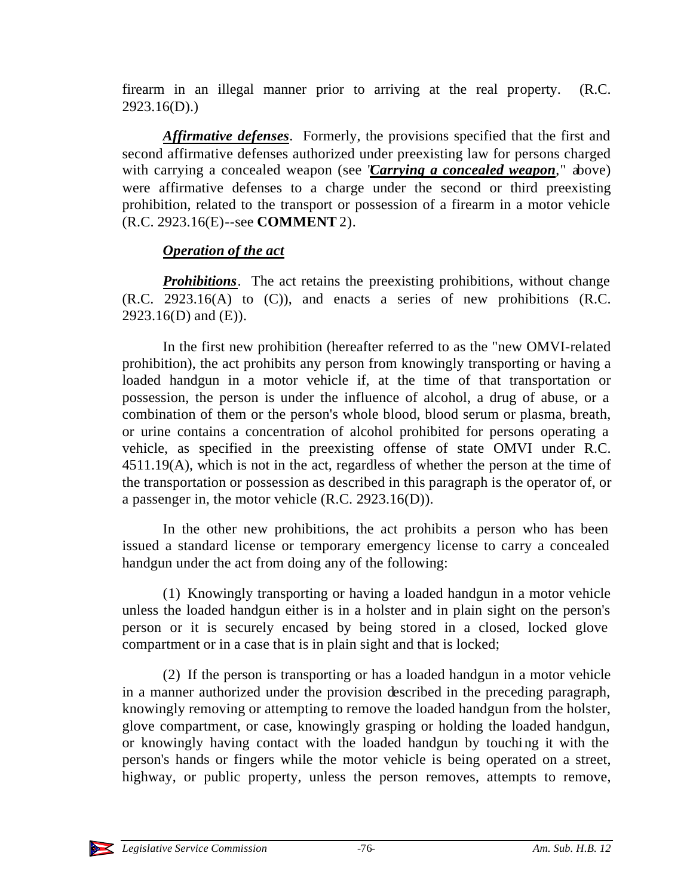firearm in an illegal manner prior to arriving at the real property. (R.C. 2923.16(D).)

***Affirmative defenses***. Formerly, the provisions specified that the first and second affirmative defenses authorized under preexisting law for persons charged with carrying a concealed weapon (see "***Carrying a concealed weapon***," above) were affirmative defenses to a charge under the second or third preexisting prohibition, related to the transport or possession of a firearm in a motor vehicle (R.C. 2923.16(E)--see **COMMENT** 2).

***Operation of the act***

***Prohibitions***. The act retains the preexisting prohibitions, without change (R.C. 2923.16(A) to (C)), and enacts a series of new prohibitions (R.C. 2923.16(D) and (E)).

In the first new prohibition (hereafter referred to as the "new OMVI-related prohibition), the act prohibits any person from knowingly transporting or having a loaded handgun in a motor vehicle if, at the time of that transportation or possession, the person is under the influence of alcohol, a drug of abuse, or a combination of them or the person's whole blood, blood serum or plasma, breath, or urine contains a concentration of alcohol prohibited for persons operating a vehicle, as specified in the preexisting offense of state OMVI under R.C. 4511.19(A), which is not in the act, regardless of whether the person at the time of the transportation or possession as described in this paragraph is the operator of, or a passenger in, the motor vehicle (R.C. 2923.16(D)).

In the other new prohibitions, the act prohibits a person who has been issued a standard license or temporary emergency license to carry a concealed handgun under the act from doing any of the following:

(1) Knowingly transporting or having a loaded handgun in a motor vehicle unless the loaded handgun either is in a holster and in plain sight on the person's person or it is securely encased by being stored in a closed, locked glove compartment or in a case that is in plain sight and that is locked;

(2) If the person is transporting or has a loaded handgun in a motor vehicle in a manner authorized under the provision described in the preceding paragraph, knowingly removing or attempting to remove the loaded handgun from the holster, glove compartment, or case, knowingly grasping or holding the loaded handgun, or knowingly having contact with the loaded handgun by touching it with the person's hands or fingers while the motor vehicle is being operated on a street, highway, or public property, unless the person removes, attempts to remove,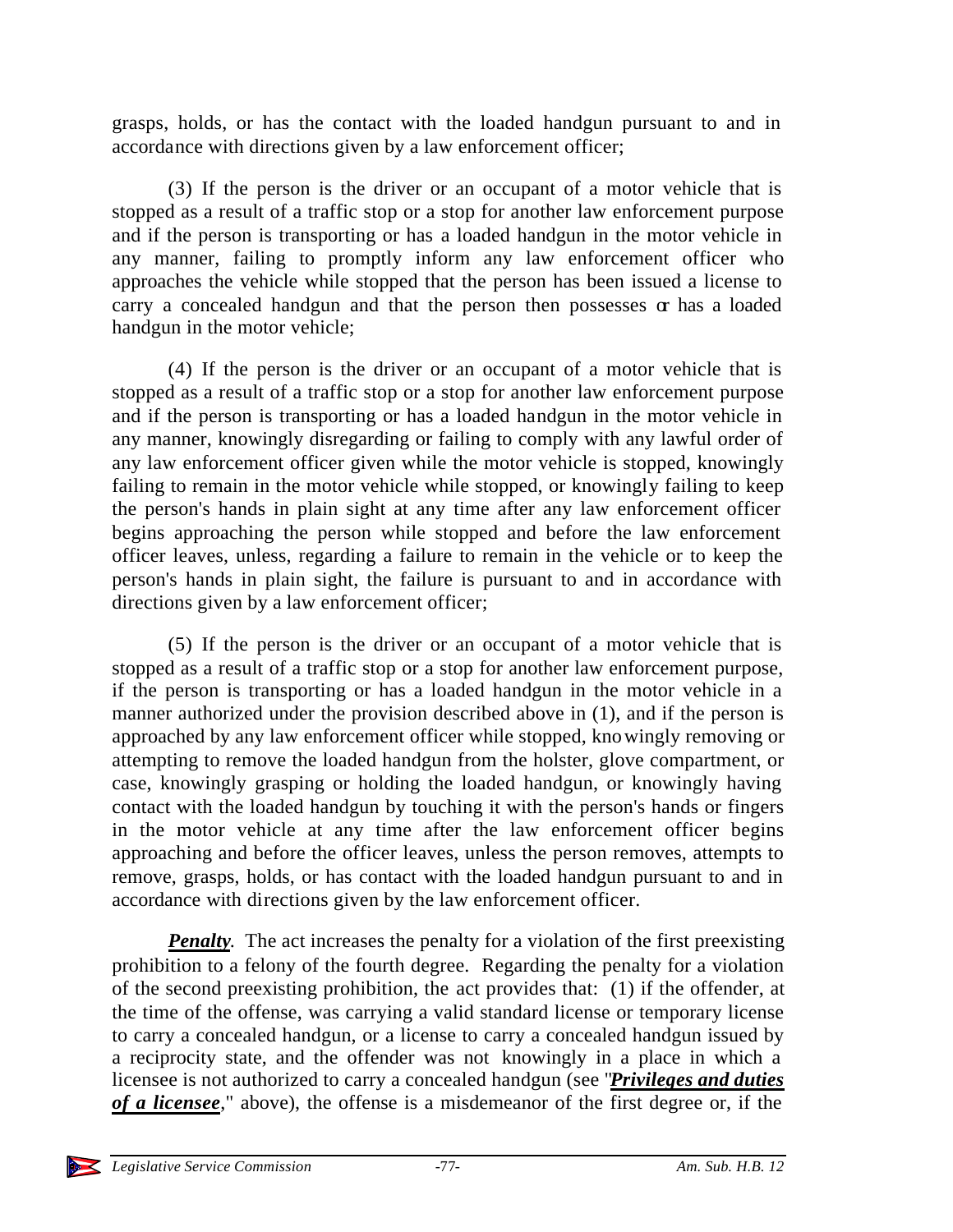grasps, holds, or has the contact with the loaded handgun pursuant to and in accordance with directions given by a law enforcement officer;

(3) If the person is the driver or an occupant of a motor vehicle that is stopped as a result of a traffic stop or a stop for another law enforcement purpose and if the person is transporting or has a loaded handgun in the motor vehicle in any manner, failing to promptly inform any law enforcement officer who approaches the vehicle while stopped that the person has been issued a license to carry a concealed handgun and that the person then possesses or has a loaded handgun in the motor vehicle;

(4) If the person is the driver or an occupant of a motor vehicle that is stopped as a result of a traffic stop or a stop for another law enforcement purpose and if the person is transporting or has a loaded handgun in the motor vehicle in any manner, knowingly disregarding or failing to comply with any lawful order of any law enforcement officer given while the motor vehicle is stopped, knowingly failing to remain in the motor vehicle while stopped, or knowingly failing to keep the person's hands in plain sight at any time after any law enforcement officer begins approaching the person while stopped and before the law enforcement officer leaves, unless, regarding a failure to remain in the vehicle or to keep the person's hands in plain sight, the failure is pursuant to and in accordance with directions given by a law enforcement officer;

(5) If the person is the driver or an occupant of a motor vehicle that is stopped as a result of a traffic stop or a stop for another law enforcement purpose, if the person is transporting or has a loaded handgun in the motor vehicle in a manner authorized under the provision described above in (1), and if the person is approached by any law enforcement officer while stopped, knowingly removing or attempting to remove the loaded handgun from the holster, glove compartment, or case, knowingly grasping or holding the loaded handgun, or knowingly having contact with the loaded handgun by touching it with the person's hands or fingers in the motor vehicle at any time after the law enforcement officer begins approaching and before the officer leaves, unless the person removes, attempts to remove, grasps, holds, or has contact with the loaded handgun pursuant to and in accordance with directions given by the law enforcement officer.

***Penalty.*** The act increases the penalty for a violation of the first preexisting prohibition to a felony of the fourth degree. Regarding the penalty for a violation of the second preexisting prohibition, the act provides that: (1) if the offender, at the time of the offense, was carrying a valid standard license or temporary license to carry a concealed handgun, or a license to carry a concealed handgun issued by a reciprocity state, and the offender was not knowingly in a place in which a licensee is not authorized to carry a concealed handgun (see "***Privileges and duties of a licensee***," above), the offense is a misdemeanor of the first degree or, if the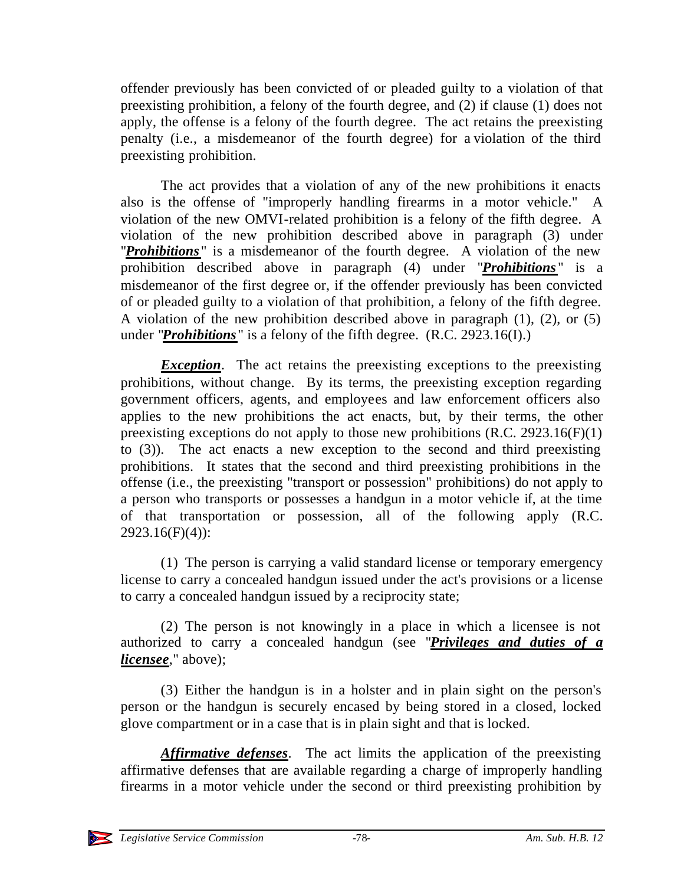offender previously has been convicted of or pleaded guilty to a violation of that preexisting prohibition, a felony of the fourth degree, and (2) if clause (1) does not apply, the offense is a felony of the fourth degree. The act retains the preexisting penalty (i.e., a misdemeanor of the fourth degree) for a violation of the third preexisting prohibition.

The act provides that a violation of any of the new prohibitions it enacts also is the offense of "improperly handling firearms in a motor vehicle." A violation of the new OMVI-related prohibition is a felony of the fifth degree. A violation of the new prohibition described above in paragraph (3) under "***Prohibitions***" is a misdemeanor of the fourth degree. A violation of the new prohibition described above in paragraph (4) under "***Prohibitions***" is a misdemeanor of the first degree or, if the offender previously has been convicted of or pleaded guilty to a violation of that prohibition, a felony of the fifth degree. A violation of the new prohibition described above in paragraph (1), (2), or (5) under "***Prohibitions***" is a felony of the fifth degree. (R.C. 2923.16(I).)

***Exception***. The act retains the preexisting exceptions to the preexisting prohibitions, without change. By its terms, the preexisting exception regarding government officers, agents, and employees and law enforcement officers also applies to the new prohibitions the act enacts, but, by their terms, the other preexisting exceptions do not apply to those new prohibitions (R.C. 2923.16(F)(1) to (3)). The act enacts a new exception to the second and third preexisting prohibitions. It states that the second and third preexisting prohibitions in the offense (i.e., the preexisting "transport or possession" prohibitions) do not apply to a person who transports or possesses a handgun in a motor vehicle if, at the time of that transportation or possession, all of the following apply (R.C. 2923.16(F)(4)):

(1) The person is carrying a valid standard license or temporary emergency license to carry a concealed handgun issued under the act's provisions or a license to carry a concealed handgun issued by a reciprocity state;

(2) The person is not knowingly in a place in which a licensee is not authorized to carry a concealed handgun (see "***Privileges and duties of a licensee***," above);

(3) Either the handgun is in a holster and in plain sight on the person's person or the handgun is securely encased by being stored in a closed, locked glove compartment or in a case that is in plain sight and that is locked.

***Affirmative defenses***. The act limits the application of the preexisting affirmative defenses that are available regarding a charge of improperly handling firearms in a motor vehicle under the second or third preexisting prohibition by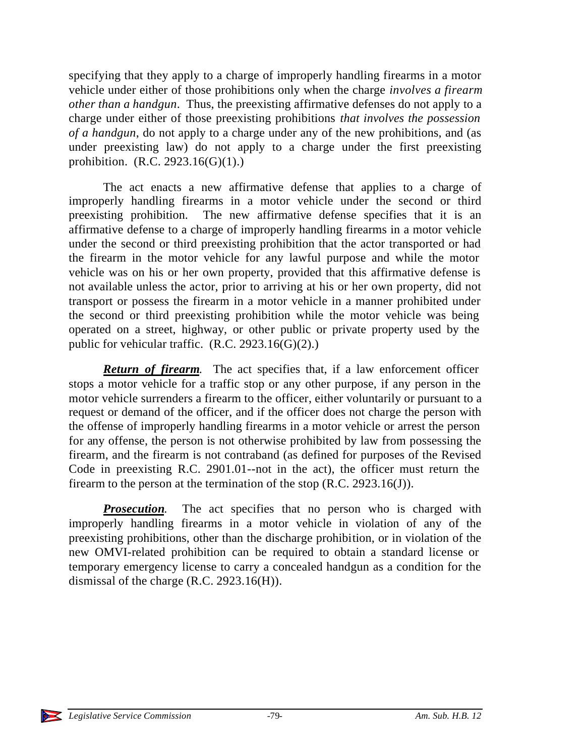specifying that they apply to a charge of improperly handling firearms in a motor vehicle under either of those prohibitions only when the charge *involves a firearm other than a handgun*. Thus, the preexisting affirmative defenses do not apply to a charge under either of those preexisting prohibitions *that involves the possession of a handgun*, do not apply to a charge under any of the new prohibitions, and (as under preexisting law) do not apply to a charge under the first preexisting prohibition. (R.C. 2923.16(G)(1).)

The act enacts a new affirmative defense that applies to a charge of improperly handling firearms in a motor vehicle under the second or third preexisting prohibition. The new affirmative defense specifies that it is an affirmative defense to a charge of improperly handling firearms in a motor vehicle under the second or third preexisting prohibition that the actor transported or had the firearm in the motor vehicle for any lawful purpose and while the motor vehicle was on his or her own property, provided that this affirmative defense is not available unless the actor, prior to arriving at his or her own property, did not transport or possess the firearm in a motor vehicle in a manner prohibited under the second or third preexisting prohibition while the motor vehicle was being operated on a street, highway, or other public or private property used by the public for vehicular traffic. (R.C. 2923.16(G)(2).)

***Return of firearm.*** The act specifies that, if a law enforcement officer stops a motor vehicle for a traffic stop or any other purpose, if any person in the motor vehicle surrenders a firearm to the officer, either voluntarily or pursuant to a request or demand of the officer, and if the officer does not charge the person with the offense of improperly handling firearms in a motor vehicle or arrest the person for any offense, the person is not otherwise prohibited by law from possessing the firearm, and the firearm is not contraband (as defined for purposes of the Revised Code in preexisting R.C. 2901.01--not in the act), the officer must return the firearm to the person at the termination of the stop (R.C. 2923.16(J)).

***Prosecution.*** The act specifies that no person who is charged with improperly handling firearms in a motor vehicle in violation of any of the preexisting prohibitions, other than the discharge prohibition, or in violation of the new OMVI-related prohibition can be required to obtain a standard license or temporary emergency license to carry a concealed handgun as a condition for the dismissal of the charge (R.C. 2923.16(H)).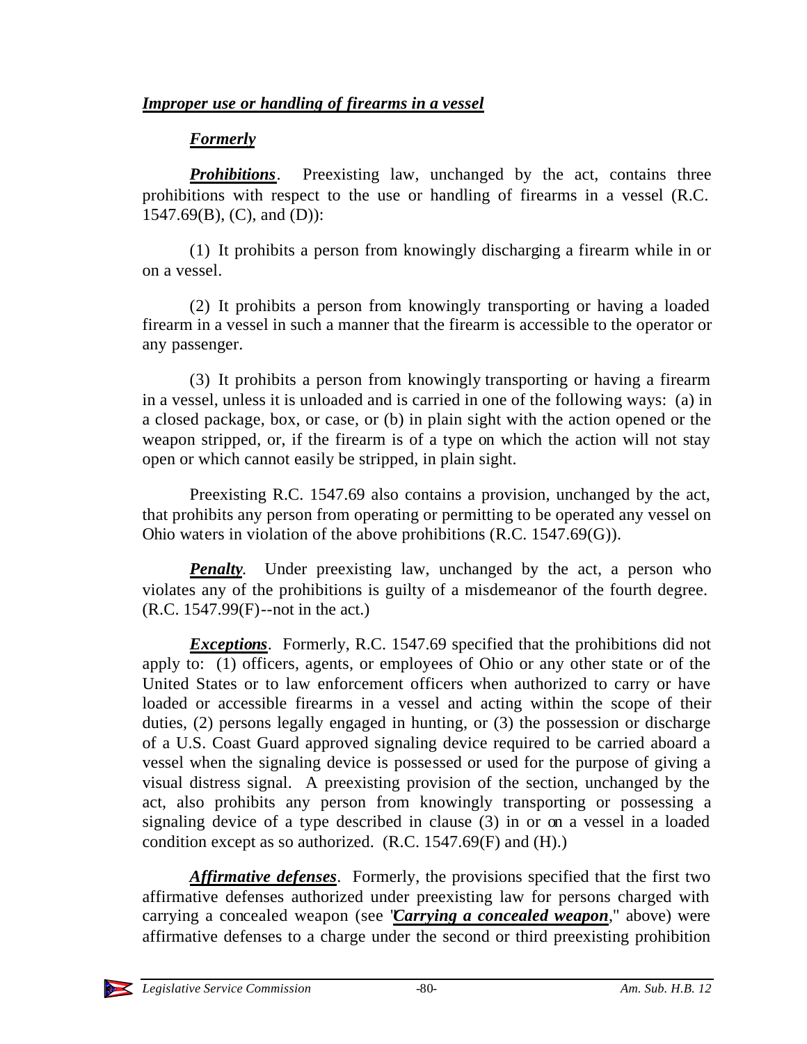***Improper use or handling of firearms in a vessel***

***Formerly***

***Prohibitions***. Preexisting law, unchanged by the act, contains three prohibitions with respect to the use or handling of firearms in a vessel (R.C. 1547.69(B), (C), and (D)):

(1) It prohibits a person from knowingly discharging a firearm while in or on a vessel.

(2) It prohibits a person from knowingly transporting or having a loaded firearm in a vessel in such a manner that the firearm is accessible to the operator or any passenger.

(3) It prohibits a person from knowingly transporting or having a firearm in a vessel, unless it is unloaded and is carried in one of the following ways: (a) in a closed package, box, or case, or (b) in plain sight with the action opened or the weapon stripped, or, if the firearm is of a type on which the action will not stay open or which cannot easily be stripped, in plain sight.

Preexisting R.C. 1547.69 also contains a provision, unchanged by the act, that prohibits any person from operating or permitting to be operated any vessel on Ohio waters in violation of the above prohibitions (R.C. 1547.69(G)).

***Penalty***. Under preexisting law, unchanged by the act, a person who violates any of the prohibitions is guilty of a misdemeanor of the fourth degree. (R.C. 1547.99(F)--not in the act.)

***Exceptions***. Formerly, R.C. 1547.69 specified that the prohibitions did not apply to: (1) officers, agents, or employees of Ohio or any other state or of the United States or to law enforcement officers when authorized to carry or have loaded or accessible firearms in a vessel and acting within the scope of their duties, (2) persons legally engaged in hunting, or (3) the possession or discharge of a U.S. Coast Guard approved signaling device required to be carried aboard a vessel when the signaling device is possessed or used for the purpose of giving a visual distress signal. A preexisting provision of the section, unchanged by the act, also prohibits any person from knowingly transporting or possessing a signaling device of a type described in clause (3) in or on a vessel in a loaded condition except as so authorized. (R.C. 1547.69(F) and (H).)

***Affirmative defenses***. Formerly, the provisions specified that the first two affirmative defenses authorized under preexisting law for persons charged with carrying a concealed weapon (see "***Carrying a concealed weapon***," above) were affirmative defenses to a charge under the second or third preexisting prohibition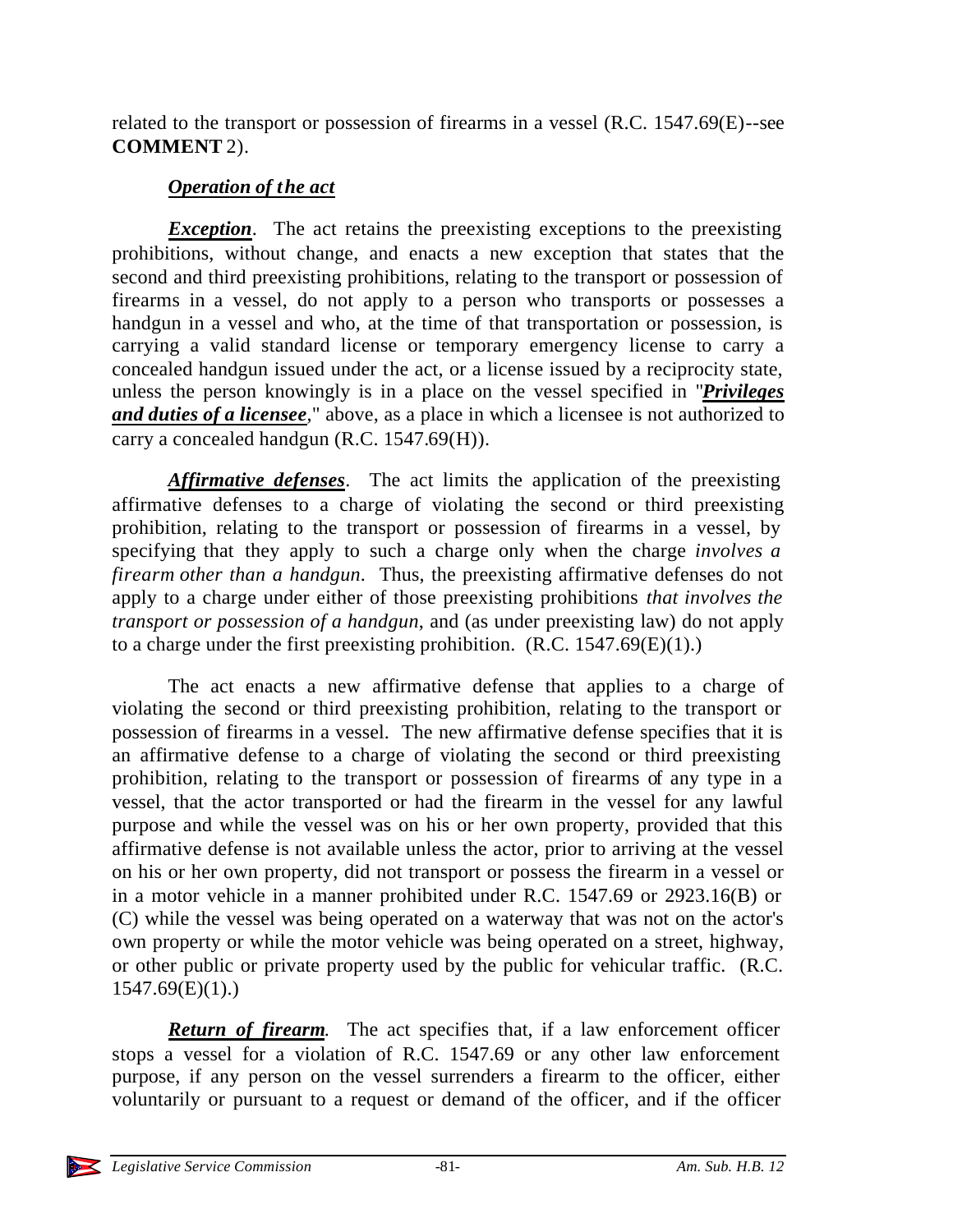related to the transport or possession of firearms in a vessel (R.C. 1547.69(E)--see **COMMENT** 2).

***Operation of the act***

***Exception***. The act retains the preexisting exceptions to the preexisting prohibitions, without change, and enacts a new exception that states that the second and third preexisting prohibitions, relating to the transport or possession of firearms in a vessel, do not apply to a person who transports or possesses a handgun in a vessel and who, at the time of that transportation or possession, is carrying a valid standard license or temporary emergency license to carry a concealed handgun issued under the act, or a license issued by a reciprocity state, unless the person knowingly is in a place on the vessel specified in "***Privileges and duties of a licensee***," above, as a place in which a licensee is not authorized to carry a concealed handgun (R.C. 1547.69(H)).

***Affirmative defenses***. The act limits the application of the preexisting affirmative defenses to a charge of violating the second or third preexisting prohibition, relating to the transport or possession of firearms in a vessel, by specifying that they apply to such a charge only when the charge *involves a firearm other than a handgun*. Thus, the preexisting affirmative defenses do not apply to a charge under either of those preexisting prohibitions *that involves the transport or possession of a handgun*, and (as under preexisting law) do not apply to a charge under the first preexisting prohibition. (R.C. 1547.69(E)(1).)

The act enacts a new affirmative defense that applies to a charge of violating the second or third preexisting prohibition, relating to the transport or possession of firearms in a vessel. The new affirmative defense specifies that it is an affirmative defense to a charge of violating the second or third preexisting prohibition, relating to the transport or possession of firearms of any type in a vessel, that the actor transported or had the firearm in the vessel for any lawful purpose and while the vessel was on his or her own property, provided that this affirmative defense is not available unless the actor, prior to arriving at the vessel on his or her own property, did not transport or possess the firearm in a vessel or in a motor vehicle in a manner prohibited under R.C. 1547.69 or 2923.16(B) or (C) while the vessel was being operated on a waterway that was not on the actor's own property or while the motor vehicle was being operated on a street, highway, or other public or private property used by the public for vehicular traffic. (R.C. 1547.69(E)(1).)

***Return of firearm***. The act specifies that, if a law enforcement officer stops a vessel for a violation of R.C. 1547.69 or any other law enforcement purpose, if any person on the vessel surrenders a firearm to the officer, either voluntarily or pursuant to a request or demand of the officer, and if the officer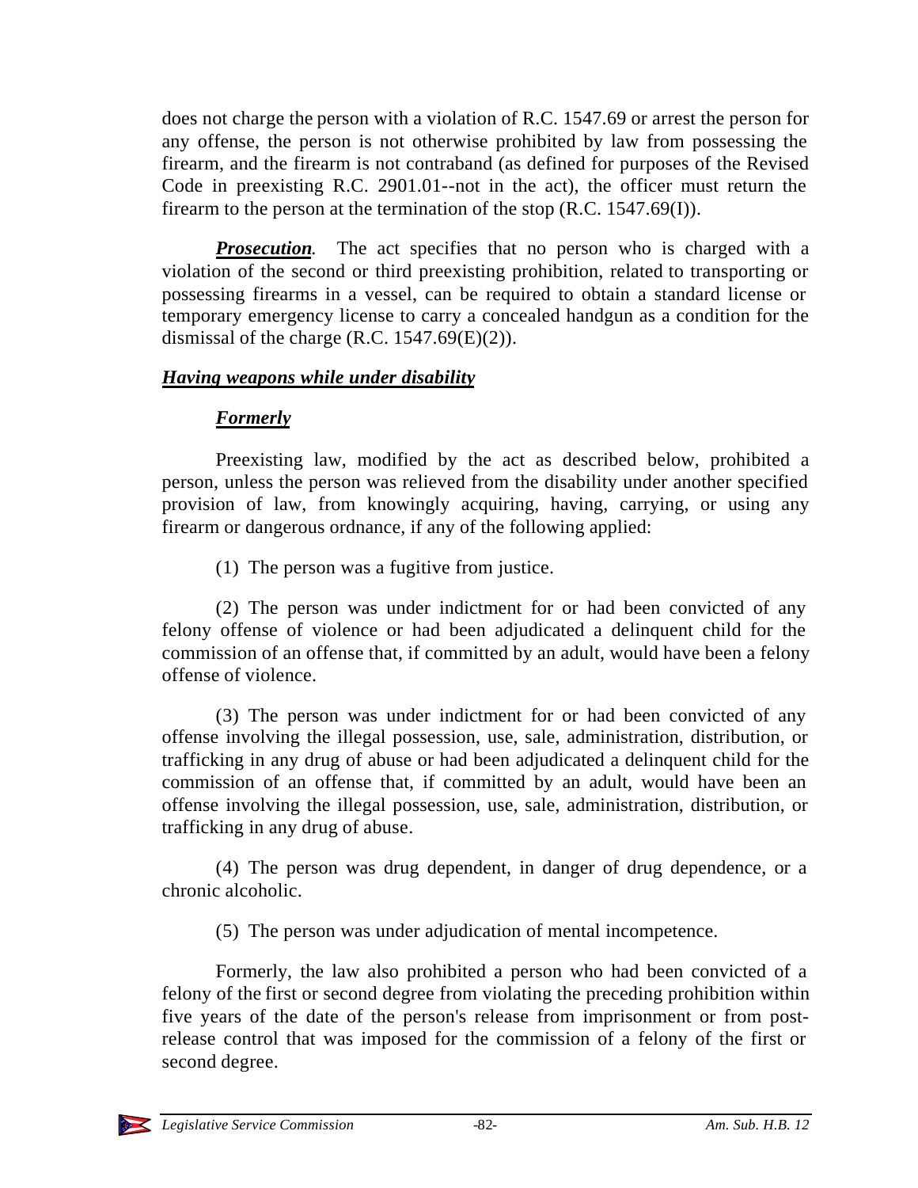does not charge the person with a violation of R.C. 1547.69 or arrest the person for any offense, the person is not otherwise prohibited by law from possessing the firearm, and the firearm is not contraband (as defined for purposes of the Revised Code in preexisting R.C. 2901.01--not in the act), the officer must return the firearm to the person at the termination of the stop (R.C. 1547.69(I)).

***Prosecution****.* The act specifies that no person who is charged with a violation of the second or third preexisting prohibition, related to transporting or possessing firearms in a vessel, can be required to obtain a standard license or temporary emergency license to carry a concealed handgun as a condition for the dismissal of the charge (R.C. 1547.69(E)(2)).

***Having weapons while under disability***

***Formerly***

Preexisting law, modified by the act as described below, prohibited a person, unless the person was relieved from the disability under another specified provision of law, from knowingly acquiring, having, carrying, or using any firearm or dangerous ordnance, if any of the following applied:

(1) The person was a fugitive from justice.

(2) The person was under indictment for or had been convicted of any felony offense of violence or had been adjudicated a delinquent child for the commission of an offense that, if committed by an adult, would have been a felony offense of violence.

(3) The person was under indictment for or had been convicted of any offense involving the illegal possession, use, sale, administration, distribution, or trafficking in any drug of abuse or had been adjudicated a delinquent child for the commission of an offense that, if committed by an adult, would have been an offense involving the illegal possession, use, sale, administration, distribution, or trafficking in any drug of abuse.

(4) The person was drug dependent, in danger of drug dependence, or a chronic alcoholic.

(5) The person was under adjudication of mental incompetence.

Formerly, the law also prohibited a person who had been convicted of a felony of the first or second degree from violating the preceding prohibition within five years of the date of the person's release from imprisonment or from post-release control that was imposed for the commission of a felony of the first or second degree.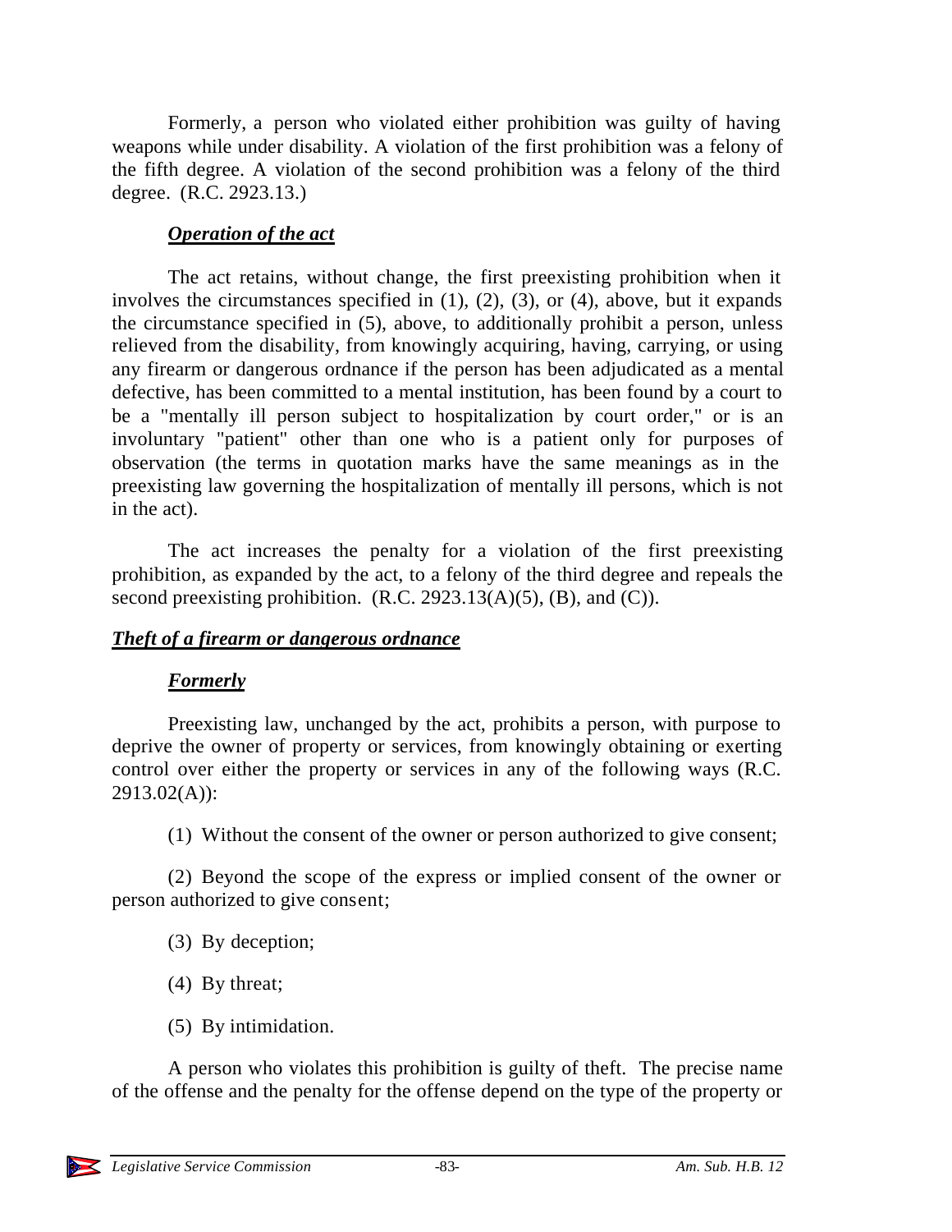Formerly, a person who violated either prohibition was guilty of having weapons while under disability. A violation of the first prohibition was a felony of the fifth degree. A violation of the second prohibition was a felony of the third degree. (R.C. 2923.13.)

### *Operation of the act*

The act retains, without change, the first preexisting prohibition when it involves the circumstances specified in (1), (2), (3), or (4), above, but it expands the circumstance specified in (5), above, to additionally prohibit a person, unless relieved from the disability, from knowingly acquiring, having, carrying, or using any firearm or dangerous ordnance if the person has been adjudicated as a mental defective, has been committed to a mental institution, has been found by a court to be a "mentally ill person subject to hospitalization by court order," or is an involuntary "patient" other than one who is a patient only for purposes of observation (the terms in quotation marks have the same meanings as in the preexisting law governing the hospitalization of mentally ill persons, which is not in the act).

The act increases the penalty for a violation of the first preexisting prohibition, as expanded by the act, to a felony of the third degree and repeals the second preexisting prohibition. (R.C. 2923.13(A)(5), (B), and (C)).

## *Theft of a firearm or dangerous ordnance*

### *Formerly*

Preexisting law, unchanged by the act, prohibits a person, with purpose to deprive the owner of property or services, from knowingly obtaining or exerting control over either the property or services in any of the following ways (R.C. 2913.02(A)):

(1) Without the consent of the owner or person authorized to give consent;

(2) Beyond the scope of the express or implied consent of the owner or person authorized to give consent;

(3) By deception;

(4) By threat;

(5) By intimidation.

A person who violates this prohibition is guilty of theft. The precise name of the offense and the penalty for the offense depend on the type of the property or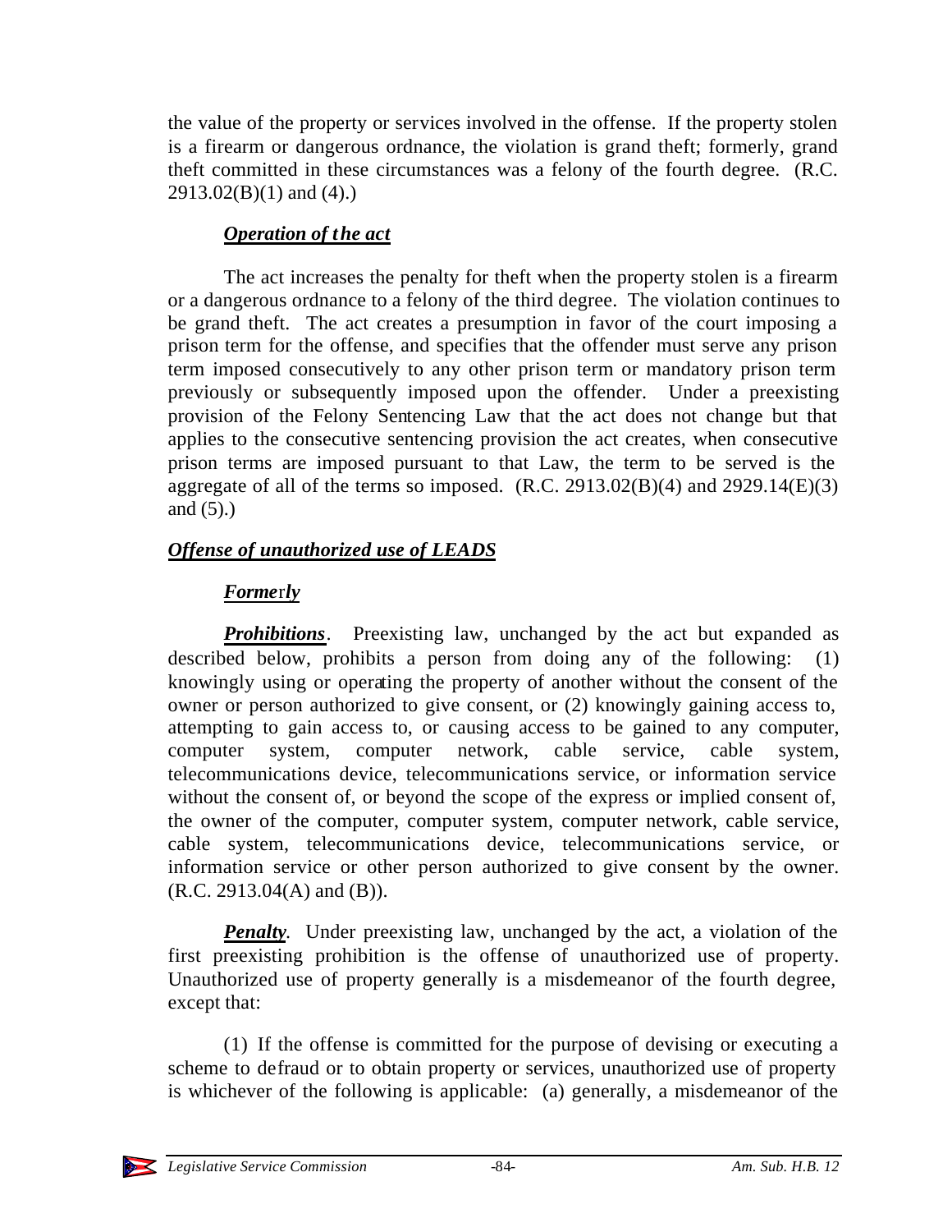the value of the property or services involved in the offense. If the property stolen is a firearm or dangerous ordnance, the violation is grand theft; formerly, grand theft committed in these circumstances was a felony of the fourth degree. (R.C. 2913.02(B)(1) and (4).)

#### *Operation of the act*

The act increases the penalty for theft when the property stolen is a firearm or a dangerous ordnance to a felony of the third degree. The violation continues to be grand theft. The act creates a presumption in favor of the court imposing a prison term for the offense, and specifies that the offender must serve any prison term imposed consecutively to any other prison term or mandatory prison term previously or subsequently imposed upon the offender. Under a preexisting provision of the Felony Sentencing Law that the act does not change but that applies to the consecutive sentencing provision the act creates, when consecutive prison terms are imposed pursuant to that Law, the term to be served is the aggregate of all of the terms so imposed. (R.C. 2913.02(B)(4) and 2929.14(E)(3) and (5).)

### *Offense of unauthorized use of LEADS*

#### *Formerly*

***Prohibitions***. Preexisting law, unchanged by the act but expanded as described below, prohibits a person from doing any of the following: (1) knowingly using or operating the property of another without the consent of the owner or person authorized to give consent, or (2) knowingly gaining access to, attempting to gain access to, or causing access to be gained to any computer, computer system, computer network, cable service, cable system, telecommunications device, telecommunications service, or information service without the consent of, or beyond the scope of the express or implied consent of, the owner of the computer, computer system, computer network, cable service, cable system, telecommunications device, telecommunications service, or information service or other person authorized to give consent by the owner. (R.C. 2913.04(A) and (B)).

***Penalty***. Under preexisting law, unchanged by the act, a violation of the first preexisting prohibition is the offense of unauthorized use of property. Unauthorized use of property generally is a misdemeanor of the fourth degree, except that:

(1) If the offense is committed for the purpose of devising or executing a scheme to defraud or to obtain property or services, unauthorized use of property is whichever of the following is applicable: (a) generally, a misdemeanor of the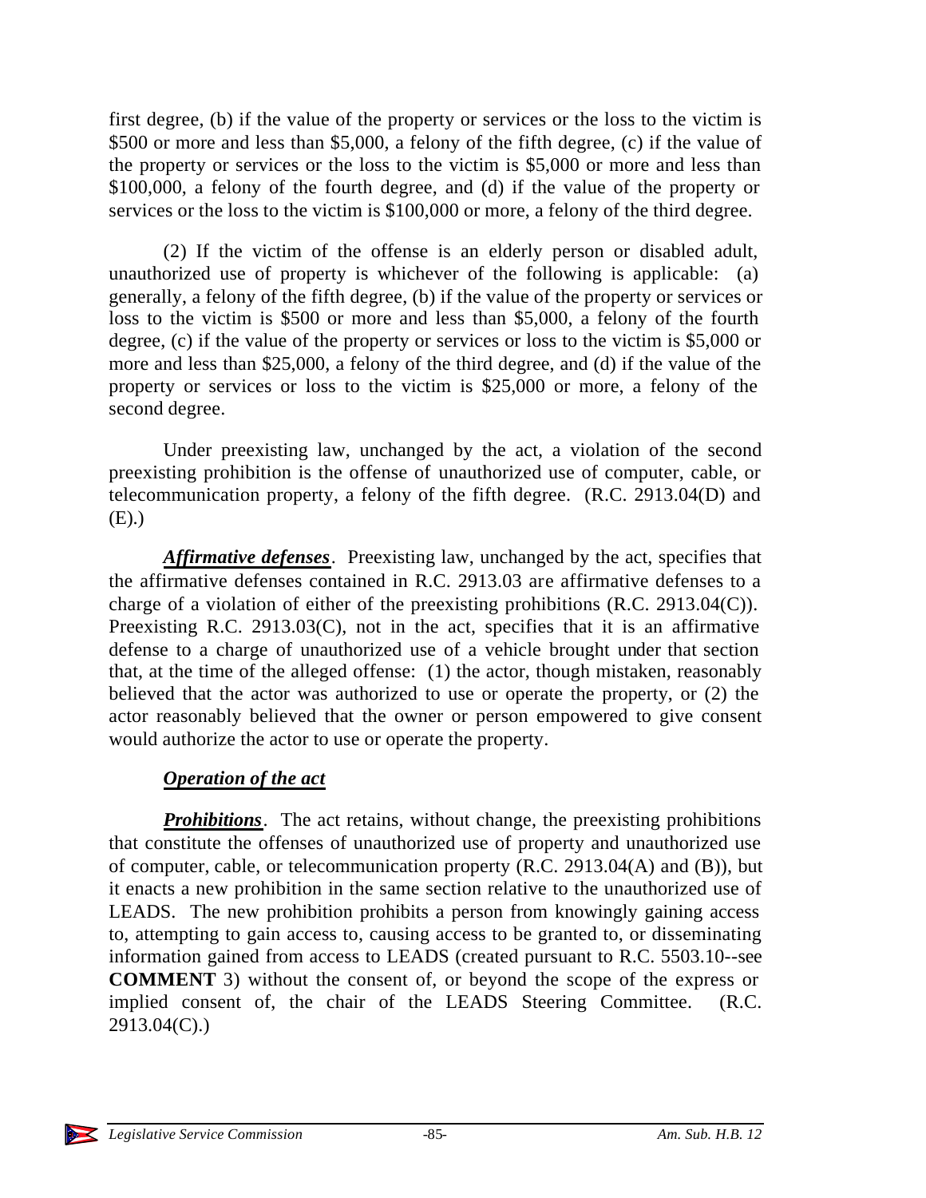first degree, (b) if the value of the property or services or the loss to the victim is $500 or more and less than $5,000, a felony of the fifth degree, (c) if the value of the property or services or the loss to the victim is $5,000 or more and less than $100,000, a felony of the fourth degree, and (d) if the value of the property or services or the loss to the victim is $100,000 or more, a felony of the third degree.

(2) If the victim of the offense is an elderly person or disabled adult, unauthorized use of property is whichever of the following is applicable: (a) generally, a felony of the fifth degree, (b) if the value of the property or services or loss to the victim is $500 or more and less than $5,000, a felony of the fourth degree, (c) if the value of the property or services or loss to the victim is $5,000 or more and less than $25,000, a felony of the third degree, and (d) if the value of the property or services or loss to the victim is $25,000 or more, a felony of the second degree.

Under preexisting law, unchanged by the act, a violation of the second preexisting prohibition is the offense of unauthorized use of computer, cable, or telecommunication property, a felony of the fifth degree. (R.C. 2913.04(D) and (E).)

***Affirmative defenses***. Preexisting law, unchanged by the act, specifies that the affirmative defenses contained in R.C. 2913.03 are affirmative defenses to a charge of a violation of either of the preexisting prohibitions (R.C. 2913.04(C)). Preexisting R.C. 2913.03(C), not in the act, specifies that it is an affirmative defense to a charge of unauthorized use of a vehicle brought under that section that, at the time of the alleged offense: (1) the actor, though mistaken, reasonably believed that the actor was authorized to use or operate the property, or (2) the actor reasonably believed that the owner or person empowered to give consent would authorize the actor to use or operate the property.

***Operation of the act***

***Prohibitions***. The act retains, without change, the preexisting prohibitions that constitute the offenses of unauthorized use of property and unauthorized use of computer, cable, or telecommunication property (R.C. 2913.04(A) and (B)), but it enacts a new prohibition in the same section relative to the unauthorized use of LEADS. The new prohibition prohibits a person from knowingly gaining access to, attempting to gain access to, causing access to be granted to, or disseminating information gained from access to LEADS (created pursuant to R.C. 5503.10--see **COMMENT** 3) without the consent of, or beyond the scope of the express or implied consent of, the chair of the LEADS Steering Committee. (R.C. 2913.04(C).)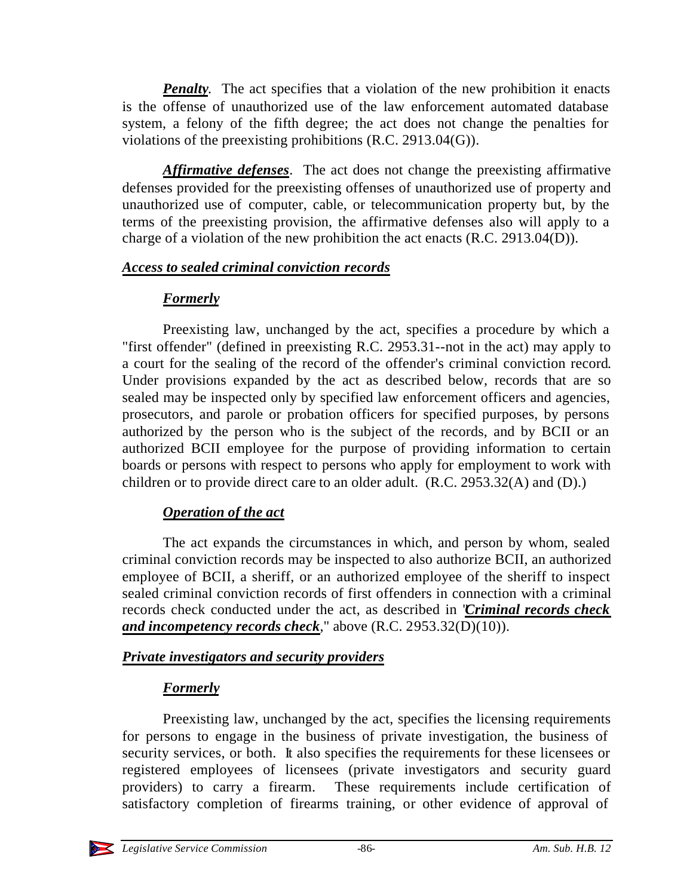***Penalty***. The act specifies that a violation of the new prohibition it enacts is the offense of unauthorized use of the law enforcement automated database system, a felony of the fifth degree; the act does not change the penalties for violations of the preexisting prohibitions (R.C. 2913.04(G)).

***Affirmative defenses***. The act does not change the preexisting affirmative defenses provided for the preexisting offenses of unauthorized use of property and unauthorized use of computer, cable, or telecommunication property but, by the terms of the preexisting provision, the affirmative defenses also will apply to a charge of a violation of the new prohibition the act enacts (R.C. 2913.04(D)).

### ***Access to sealed criminal conviction records***

#### ***Formerly***

Preexisting law, unchanged by the act, specifies a procedure by which a "first offender" (defined in preexisting R.C. 2953.31--not in the act) may apply to a court for the sealing of the record of the offender's criminal conviction record. Under provisions expanded by the act as described below, records that are so sealed may be inspected only by specified law enforcement officers and agencies, prosecutors, and parole or probation officers for specified purposes, by persons authorized by the person who is the subject of the records, and by BCII or an authorized BCII employee for the purpose of providing information to certain boards or persons with respect to persons who apply for employment to work with children or to provide direct care to an older adult. (R.C. 2953.32(A) and (D).)

#### ***Operation of the act***

The act expands the circumstances in which, and person by whom, sealed criminal conviction records may be inspected to also authorize BCII, an authorized employee of BCII, a sheriff, or an authorized employee of the sheriff to inspect sealed criminal conviction records of first offenders in connection with a criminal records check conducted under the act, as described in "***Criminal records check and incompetency records check***," above (R.C. 2953.32(D)(10)).

### ***Private investigators and security providers***

#### ***Formerly***

Preexisting law, unchanged by the act, specifies the licensing requirements for persons to engage in the business of private investigation, the business of security services, or both. It also specifies the requirements for these licensees or registered employees of licensees (private investigators and security guard providers) to carry a firearm. These requirements include certification of satisfactory completion of firearms training, or other evidence of approval of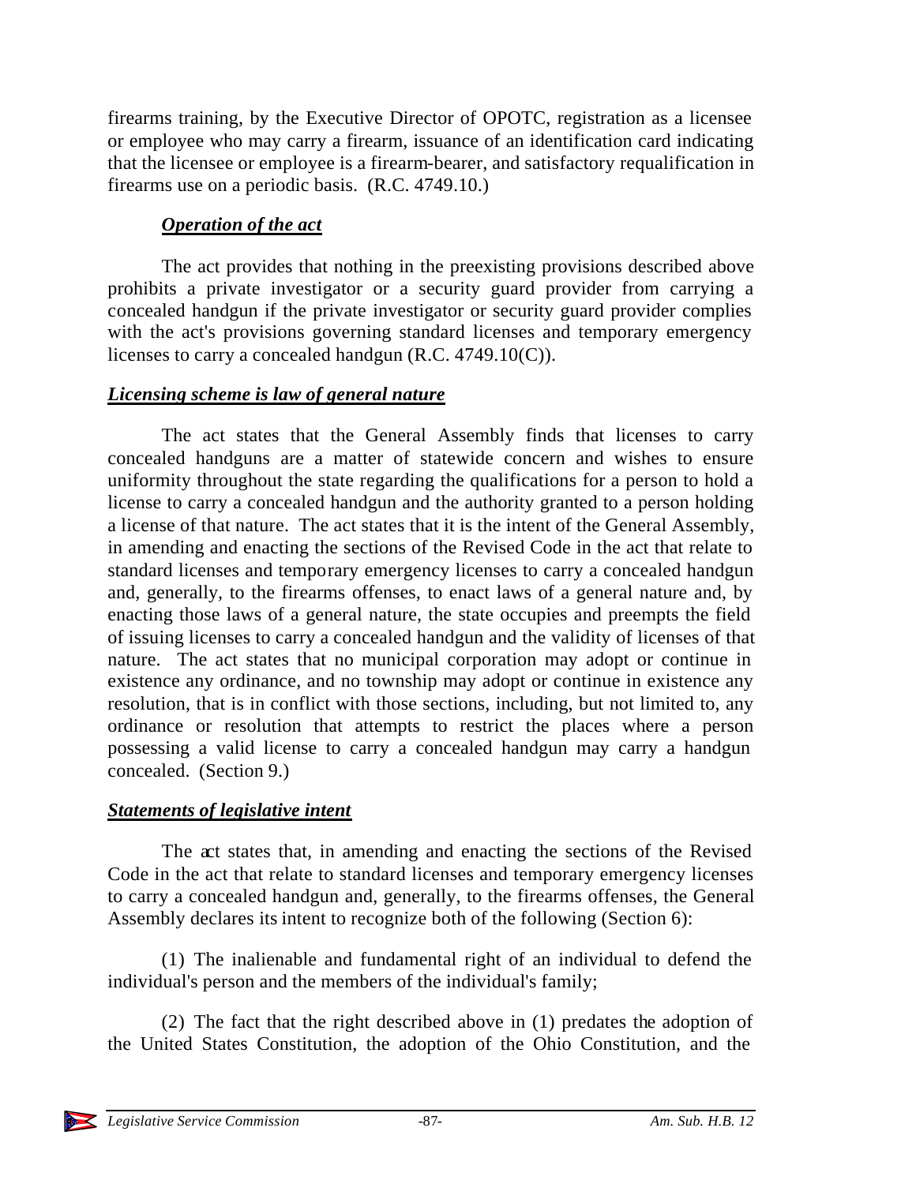firearms training, by the Executive Director of OPOTC, registration as a licensee or employee who may carry a firearm, issuance of an identification card indicating that the licensee or employee is a firearm-bearer, and satisfactory requalification in firearms use on a periodic basis. (R.C. 4749.10.)

***Operation of the act***

The act provides that nothing in the preexisting provisions described above prohibits a private investigator or a security guard provider from carrying a concealed handgun if the private investigator or security guard provider complies with the act's provisions governing standard licenses and temporary emergency licenses to carry a concealed handgun (R.C. 4749.10(C)).

***Licensing scheme is law of general nature***

The act states that the General Assembly finds that licenses to carry concealed handguns are a matter of statewide concern and wishes to ensure uniformity throughout the state regarding the qualifications for a person to hold a license to carry a concealed handgun and the authority granted to a person holding a license of that nature. The act states that it is the intent of the General Assembly, in amending and enacting the sections of the Revised Code in the act that relate to standard licenses and temporary emergency licenses to carry a concealed handgun and, generally, to the firearms offenses, to enact laws of a general nature and, by enacting those laws of a general nature, the state occupies and preempts the field of issuing licenses to carry a concealed handgun and the validity of licenses of that nature. The act states that no municipal corporation may adopt or continue in existence any ordinance, and no township may adopt or continue in existence any resolution, that is in conflict with those sections, including, but not limited to, any ordinance or resolution that attempts to restrict the places where a person possessing a valid license to carry a concealed handgun may carry a handgun concealed. (Section 9.)

***Statements of legislative intent***

The act states that, in amending and enacting the sections of the Revised Code in the act that relate to standard licenses and temporary emergency licenses to carry a concealed handgun and, generally, to the firearms offenses, the General Assembly declares its intent to recognize both of the following (Section 6):

(1) The inalienable and fundamental right of an individual to defend the individual's person and the members of the individual's family;

(2) The fact that the right described above in (1) predates the adoption of the United States Constitution, the adoption of the Ohio Constitution, and the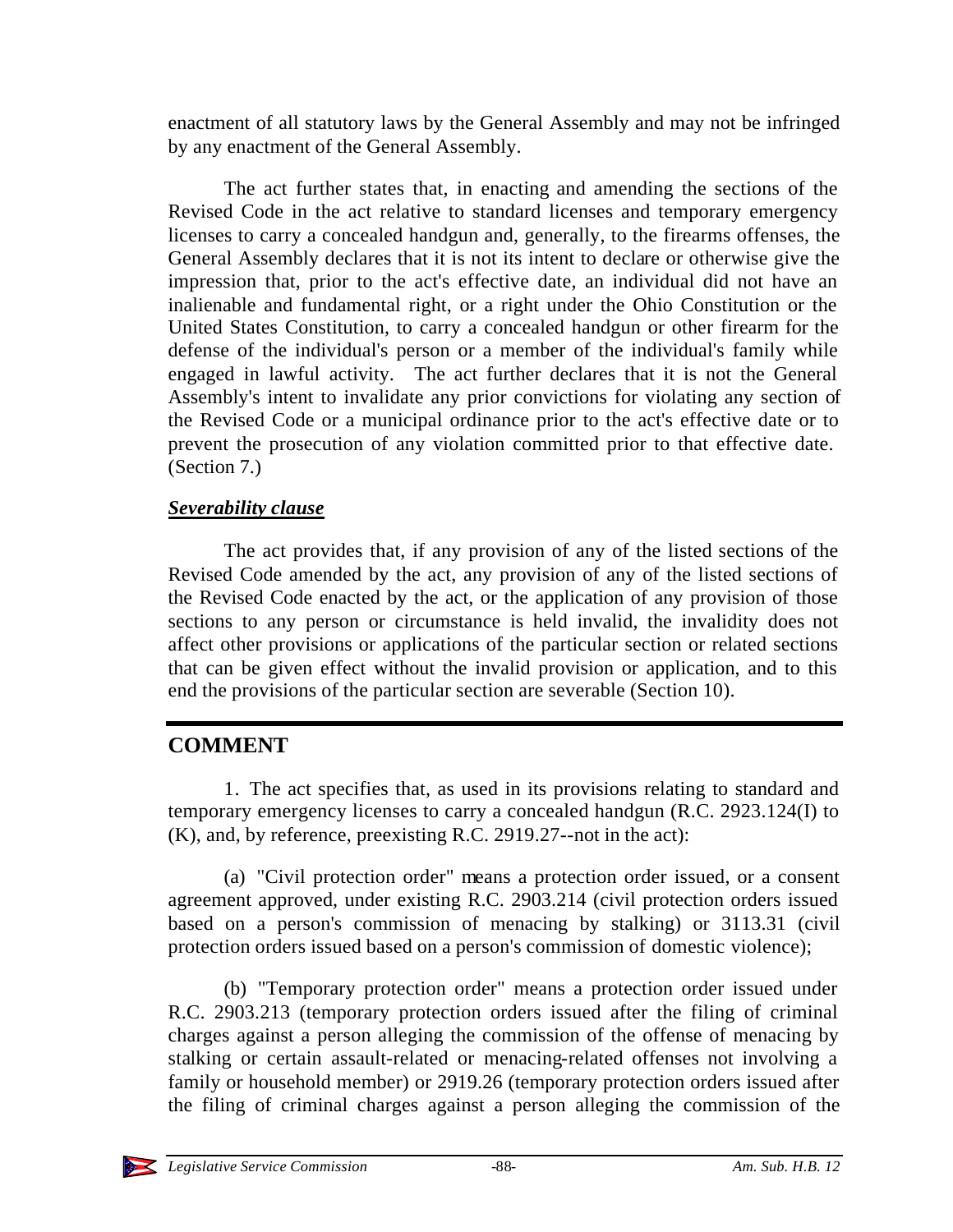enactment of all statutory laws by the General Assembly and may not be infringed by any enactment of the General Assembly.

The act further states that, in enacting and amending the sections of the Revised Code in the act relative to standard licenses and temporary emergency licenses to carry a concealed handgun and, generally, to the firearms offenses, the General Assembly declares that it is not its intent to declare or otherwise give the impression that, prior to the act's effective date, an individual did not have an inalienable and fundamental right, or a right under the Ohio Constitution or the United States Constitution, to carry a concealed handgun or other firearm for the defense of the individual's person or a member of the individual's family while engaged in lawful activity. The act further declares that it is not the General Assembly's intent to invalidate any prior convictions for violating any section of the Revised Code or a municipal ordinance prior to the act's effective date or to prevent the prosecution of any violation committed prior to that effective date. (Section 7.)

***Severability clause***

The act provides that, if any provision of any of the listed sections of the Revised Code amended by the act, any provision of any of the listed sections of the Revised Code enacted by the act, or the application of any provision of those sections to any person or circumstance is held invalid, the invalidity does not affect other provisions or applications of the particular section or related sections that can be given effect without the invalid provision or application, and to this end the provisions of the particular section are severable (Section 10).

## COMMENT

1. The act specifies that, as used in its provisions relating to standard and temporary emergency licenses to carry a concealed handgun (R.C. 2923.124(I) to (K), and, by reference, preexisting R.C. 2919.27--not in the act):

(a) "Civil protection order" means a protection order issued, or a consent agreement approved, under existing R.C. 2903.214 (civil protection orders issued based on a person's commission of menacing by stalking) or 3113.31 (civil protection orders issued based on a person's commission of domestic violence);

(b) "Temporary protection order" means a protection order issued under R.C. 2903.213 (temporary protection orders issued after the filing of criminal charges against a person alleging the commission of the offense of menacing by stalking or certain assault-related or menacing-related offenses not involving a family or household member) or 2919.26 (temporary protection orders issued after the filing of criminal charges against a person alleging the commission of the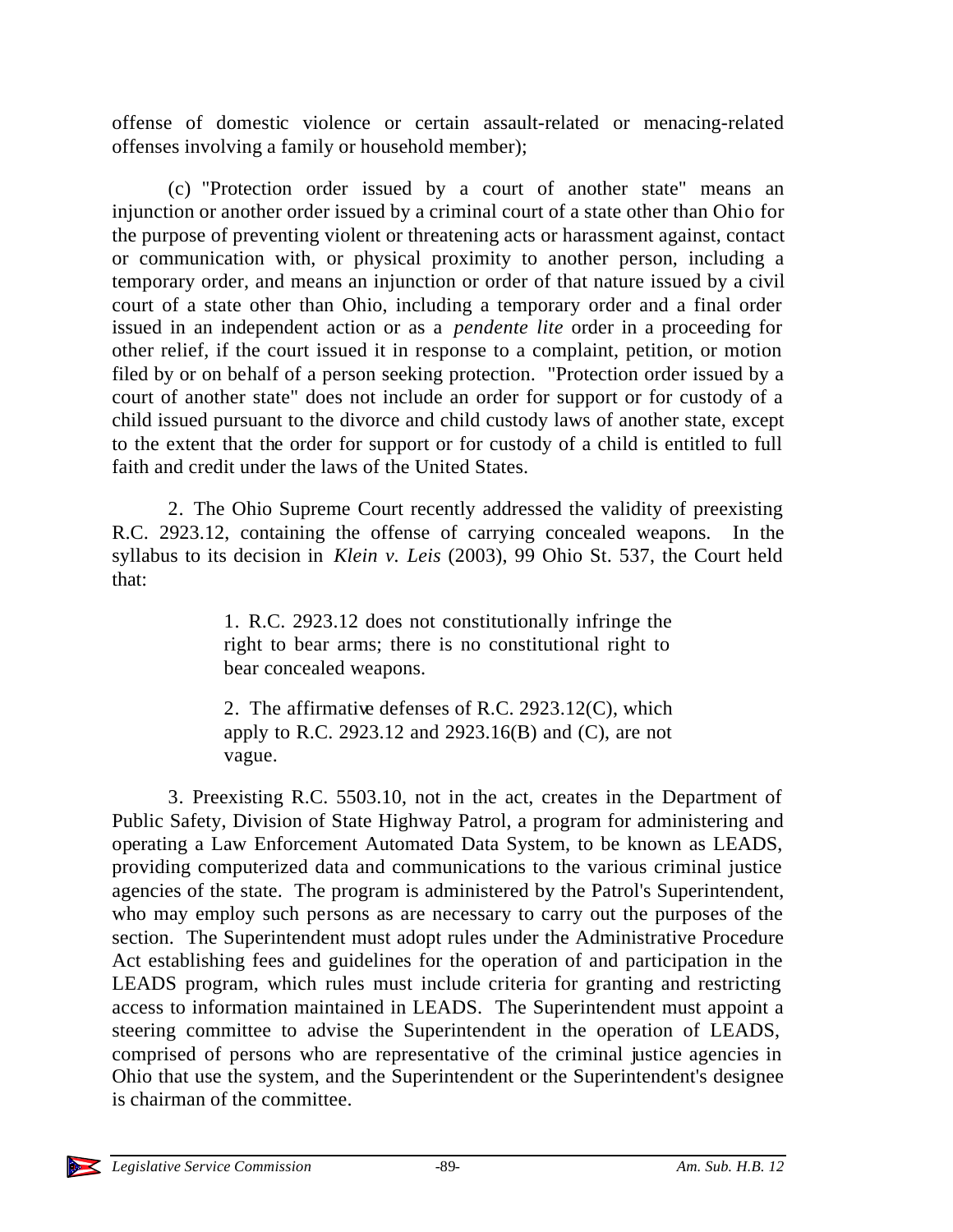offense of domestic violence or certain assault-related or menacing-related offenses involving a family or household member);

(c) "Protection order issued by a court of another state" means an injunction or another order issued by a criminal court of a state other than Ohio for the purpose of preventing violent or threatening acts or harassment against, contact or communication with, or physical proximity to another person, including a temporary order, and means an injunction or order of that nature issued by a civil court of a state other than Ohio, including a temporary order and a final order issued in an independent action or as a *pendente lite* order in a proceeding for other relief, if the court issued it in response to a complaint, petition, or motion filed by or on behalf of a person seeking protection. "Protection order issued by a court of another state" does not include an order for support or for custody of a child issued pursuant to the divorce and child custody laws of another state, except to the extent that the order for support or for custody of a child is entitled to full faith and credit under the laws of the United States.

2. The Ohio Supreme Court recently addressed the validity of preexisting R.C. 2923.12, containing the offense of carrying concealed weapons. In the syllabus to its decision in *Klein v. Leis* (2003), 99 Ohio St. 537, the Court held that:

> 1. R.C. 2923.12 does not constitutionally infringe the right to bear arms; there is no constitutional right to bear concealed weapons.
>
> 2. The affirmative defenses of R.C. 2923.12(C), which apply to R.C. 2923.12 and 2923.16(B) and (C), are not vague.

3. Preexisting R.C. 5503.10, not in the act, creates in the Department of Public Safety, Division of State Highway Patrol, a program for administering and operating a Law Enforcement Automated Data System, to be known as LEADS, providing computerized data and communications to the various criminal justice agencies of the state. The program is administered by the Patrol's Superintendent, who may employ such persons as are necessary to carry out the purposes of the section. The Superintendent must adopt rules under the Administrative Procedure Act establishing fees and guidelines for the operation of and participation in the LEADS program, which rules must include criteria for granting and restricting access to information maintained in LEADS. The Superintendent must appoint a steering committee to advise the Superintendent in the operation of LEADS, comprised of persons who are representative of the criminal justice agencies in Ohio that use the system, and the Superintendent or the Superintendent's designee is chairman of the committee.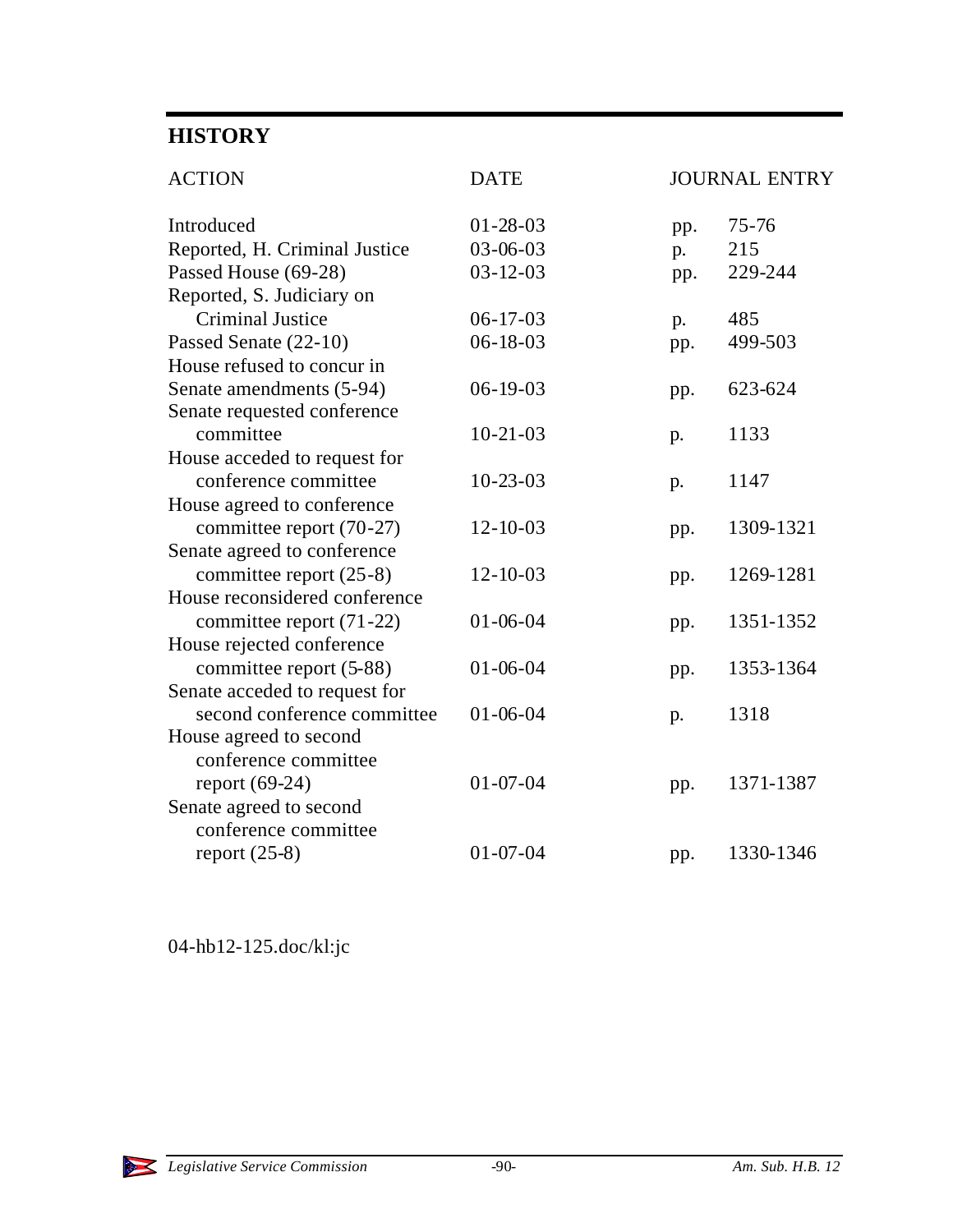## HISTORY

| ACTION | DATE | JOURNAL ENTRY | |
|---|---|---|---|
| Introduced | 01-28-03 | pp. | 75-76 |
| Reported, H. Criminal Justice | 03-06-03 | p. | 215 |
| Passed House (69-28) | 03-12-03 | pp. | 229-244 |
| Reported, S. Judiciary on Criminal Justice | 06-17-03 | p. | 485 |
| Passed Senate (22-10) | 06-18-03 | pp. | 499-503 |
| House refused to concur in Senate amendments (5-94) | 06-19-03 | pp. | 623-624 |
| Senate requested conference committee | 10-21-03 | p. | 1133 |
| House acceded to request for conference committee | 10-23-03 | p. | 1147 |
| House agreed to conference committee report (70-27) | 12-10-03 | pp. | 1309-1321 |
| Senate agreed to conference committee report (25-8) | 12-10-03 | pp. | 1269-1281 |
| House reconsidered conference committee report (71-22) | 01-06-04 | pp. | 1351-1352 |
| House rejected conference committee report (5-88) | 01-06-04 | pp. | 1353-1364 |
| Senate acceded to request for second conference committee | 01-06-04 | p. | 1318 |
| House agreed to second conference committee report (69-24) | 01-07-04 | pp. | 1371-1387 |
| Senate agreed to second conference committee report (25-8) | 01-07-04 | pp. | 1330-1346 |

04-hb12-125.doc/kl:jc